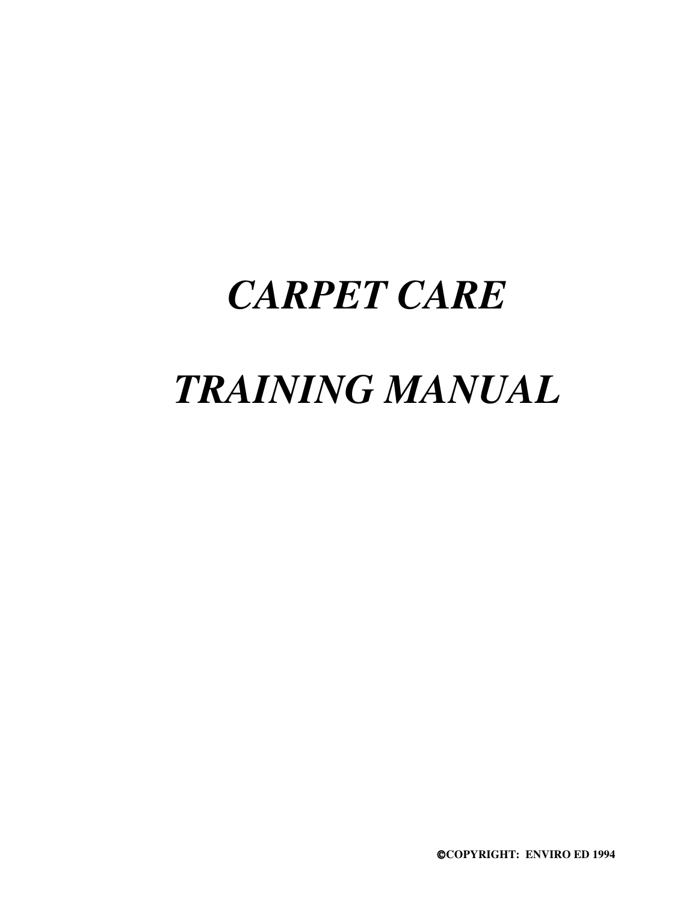# *CARPET CARE*

# *TRAINING MANUAL*

**©COPYRIGHT: ENVIRO ED 1994**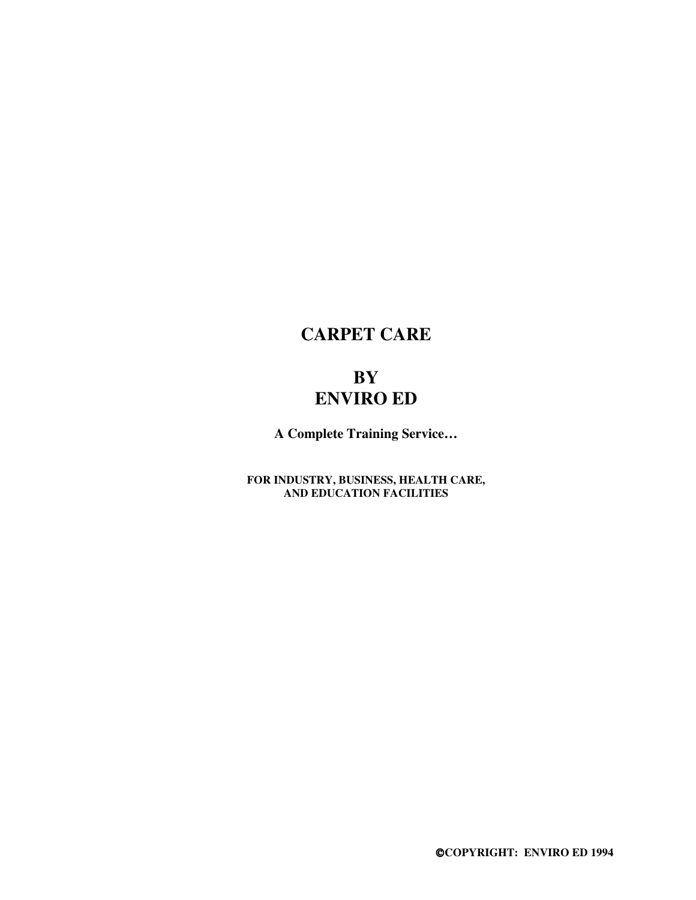# CARPET CARE

## BY
## ENVIRO ED

**A Complete Training Service…**

**FOR INDUSTRY, BUSINESS, HEALTH CARE, AND EDUCATION FACILITIES**

**©COPYRIGHT: ENVIRO ED 1994**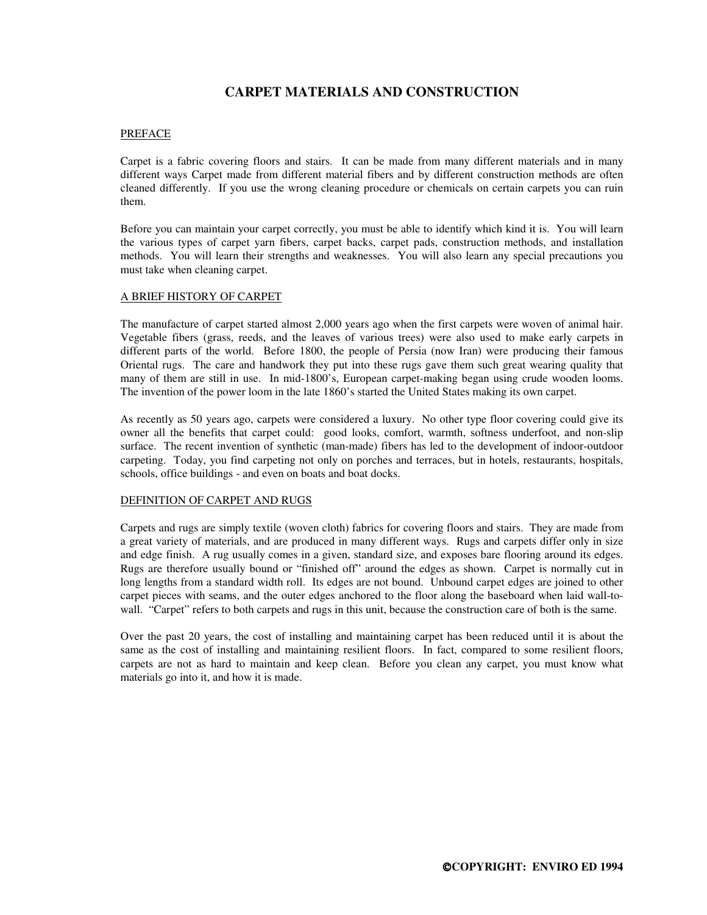# CARPET MATERIALS AND CONSTRUCTION

## PREFACE

Carpet is a fabric covering floors and stairs. It can be made from many different materials and in many different ways Carpet made from different material fibers and by different construction methods are often cleaned differently. If you use the wrong cleaning procedure or chemicals on certain carpets you can ruin them.

Before you can maintain your carpet correctly, you must be able to identify which kind it is. You will learn the various types of carpet yarn fibers, carpet backs, carpet pads, construction methods, and installation methods. You will learn their strengths and weaknesses. You will also learn any special precautions you must take when cleaning carpet.

## A BRIEF HISTORY OF CARPET

The manufacture of carpet started almost 2,000 years ago when the first carpets were woven of animal hair. Vegetable fibers (grass, reeds, and the leaves of various trees) were also used to make early carpets in different parts of the world. Before 1800, the people of Persia (now Iran) were producing their famous Oriental rugs. The care and handwork they put into these rugs gave them such great wearing quality that many of them are still in use. In mid-1800's, European carpet-making began using crude wooden looms. The invention of the power loom in the late 1860's started the United States making its own carpet.

As recently as 50 years ago, carpets were considered a luxury. No other type floor covering could give its owner all the benefits that carpet could: good looks, comfort, warmth, softness underfoot, and non-slip surface. The recent invention of synthetic (man-made) fibers has led to the development of indoor-outdoor carpeting. Today, you find carpeting not only on porches and terraces, but in hotels, restaurants, hospitals, schools, office buildings - and even on boats and boat docks.

## DEFINITION OF CARPET AND RUGS

Carpets and rugs are simply textile (woven cloth) fabrics for covering floors and stairs. They are made from a great variety of materials, and are produced in many different ways. Rugs and carpets differ only in size and edge finish. A rug usually comes in a given, standard size, and exposes bare flooring around its edges. Rugs are therefore usually bound or "finished off" around the edges as shown. Carpet is normally cut in long lengths from a standard width roll. Its edges are not bound. Unbound carpet edges are joined to other carpet pieces with seams, and the outer edges anchored to the floor along the baseboard when laid wall-to-wall. "Carpet" refers to both carpets and rugs in this unit, because the construction care of both is the same.

Over the past 20 years, the cost of installing and maintaining carpet has been reduced until it is about the same as the cost of installing and maintaining resilient floors. In fact, compared to some resilient floors, carpets are not as hard to maintain and keep clean. Before you clean any carpet, you must know what materials go into it, and how it is made.

**©COPYRIGHT: ENVIRO ED 1994**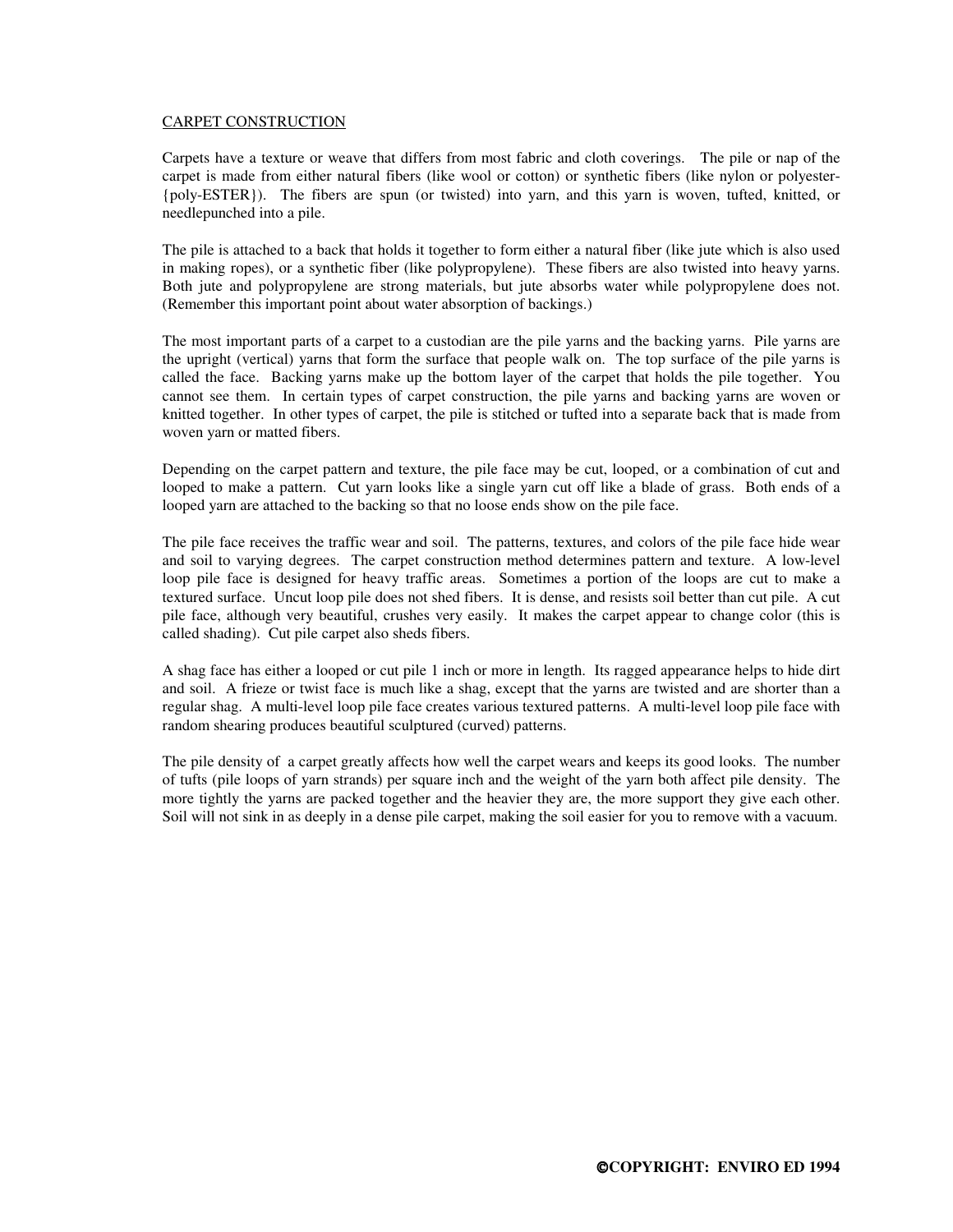## CARPET CONSTRUCTION

Carpets have a texture or weave that differs from most fabric and cloth coverings. The pile or nap of the carpet is made from either natural fibers (like wool or cotton) or synthetic fibers (like nylon or polyester-{poly-ESTER}). The fibers are spun (or twisted) into yarn, and this yarn is woven, tufted, knitted, or needlepunched into a pile.

The pile is attached to a back that holds it together to form either a natural fiber (like jute which is also used in making ropes), or a synthetic fiber (like polypropylene). These fibers are also twisted into heavy yarns. Both jute and polypropylene are strong materials, but jute absorbs water while polypropylene does not. (Remember this important point about water absorption of backings.)

The most important parts of a carpet to a custodian are the pile yarns and the backing yarns. Pile yarns are the upright (vertical) yarns that form the surface that people walk on. The top surface of the pile yarns is called the face. Backing yarns make up the bottom layer of the carpet that holds the pile together. You cannot see them. In certain types of carpet construction, the pile yarns and backing yarns are woven or knitted together. In other types of carpet, the pile is stitched or tufted into a separate back that is made from woven yarn or matted fibers.

Depending on the carpet pattern and texture, the pile face may be cut, looped, or a combination of cut and looped to make a pattern. Cut yarn looks like a single yarn cut off like a blade of grass. Both ends of a looped yarn are attached to the backing so that no loose ends show on the pile face.

The pile face receives the traffic wear and soil. The patterns, textures, and colors of the pile face hide wear and soil to varying degrees. The carpet construction method determines pattern and texture. A low-level loop pile face is designed for heavy traffic areas. Sometimes a portion of the loops are cut to make a textured surface. Uncut loop pile does not shed fibers. It is dense, and resists soil better than cut pile. A cut pile face, although very beautiful, crushes very easily. It makes the carpet appear to change color (this is called shading). Cut pile carpet also sheds fibers.

A shag face has either a looped or cut pile 1 inch or more in length. Its ragged appearance helps to hide dirt and soil. A frieze or twist face is much like a shag, except that the yarns are twisted and are shorter than a regular shag. A multi-level loop pile face creates various textured patterns. A multi-level loop pile face with random shearing produces beautiful sculptured (curved) patterns.

The pile density of a carpet greatly affects how well the carpet wears and keeps its good looks. The number of tufts (pile loops of yarn strands) per square inch and the weight of the yarn both affect pile density. The more tightly the yarns are packed together and the heavier they are, the more support they give each other. Soil will not sink in as deeply in a dense pile carpet, making the soil easier for you to remove with a vacuum.

**©COPYRIGHT: ENVIRO ED 1994**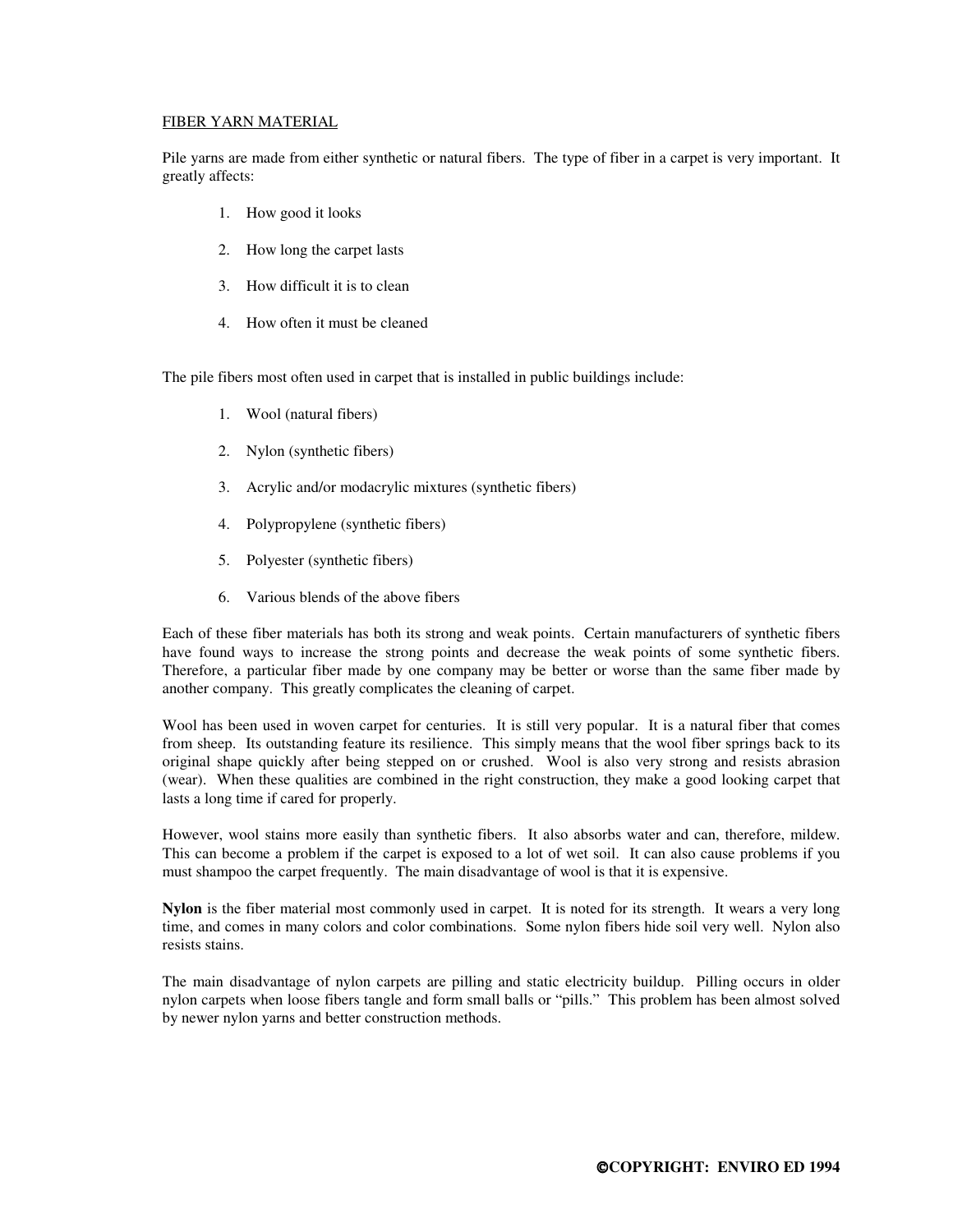## FIBER YARN MATERIAL

Pile yarns are made from either synthetic or natural fibers. The type of fiber in a carpet is very important. It greatly affects:

1. How good it looks
2. How long the carpet lasts
3. How difficult it is to clean
4. How often it must be cleaned

The pile fibers most often used in carpet that is installed in public buildings include:

1. Wool (natural fibers)
2. Nylon (synthetic fibers)
3. Acrylic and/or modacrylic mixtures (synthetic fibers)
4. Polypropylene (synthetic fibers)
5. Polyester (synthetic fibers)
6. Various blends of the above fibers

Each of these fiber materials has both its strong and weak points. Certain manufacturers of synthetic fibers have found ways to increase the strong points and decrease the weak points of some synthetic fibers. Therefore, a particular fiber made by one company may be better or worse than the same fiber made by another company. This greatly complicates the cleaning of carpet.

Wool has been used in woven carpet for centuries. It is still very popular. It is a natural fiber that comes from sheep. Its outstanding feature its resilience. This simply means that the wool fiber springs back to its original shape quickly after being stepped on or crushed. Wool is also very strong and resists abrasion (wear). When these qualities are combined in the right construction, they make a good looking carpet that lasts a long time if cared for properly.

However, wool stains more easily than synthetic fibers. It also absorbs water and can, therefore, mildew. This can become a problem if the carpet is exposed to a lot of wet soil. It can also cause problems if you must shampoo the carpet frequently. The main disadvantage of wool is that it is expensive.

**Nylon** is the fiber material most commonly used in carpet. It is noted for its strength. It wears a very long time, and comes in many colors and color combinations. Some nylon fibers hide soil very well. Nylon also resists stains.

The main disadvantage of nylon carpets are pilling and static electricity buildup. Pilling occurs in older nylon carpets when loose fibers tangle and form small balls or "pills." This problem has been almost solved by newer nylon yarns and better construction methods.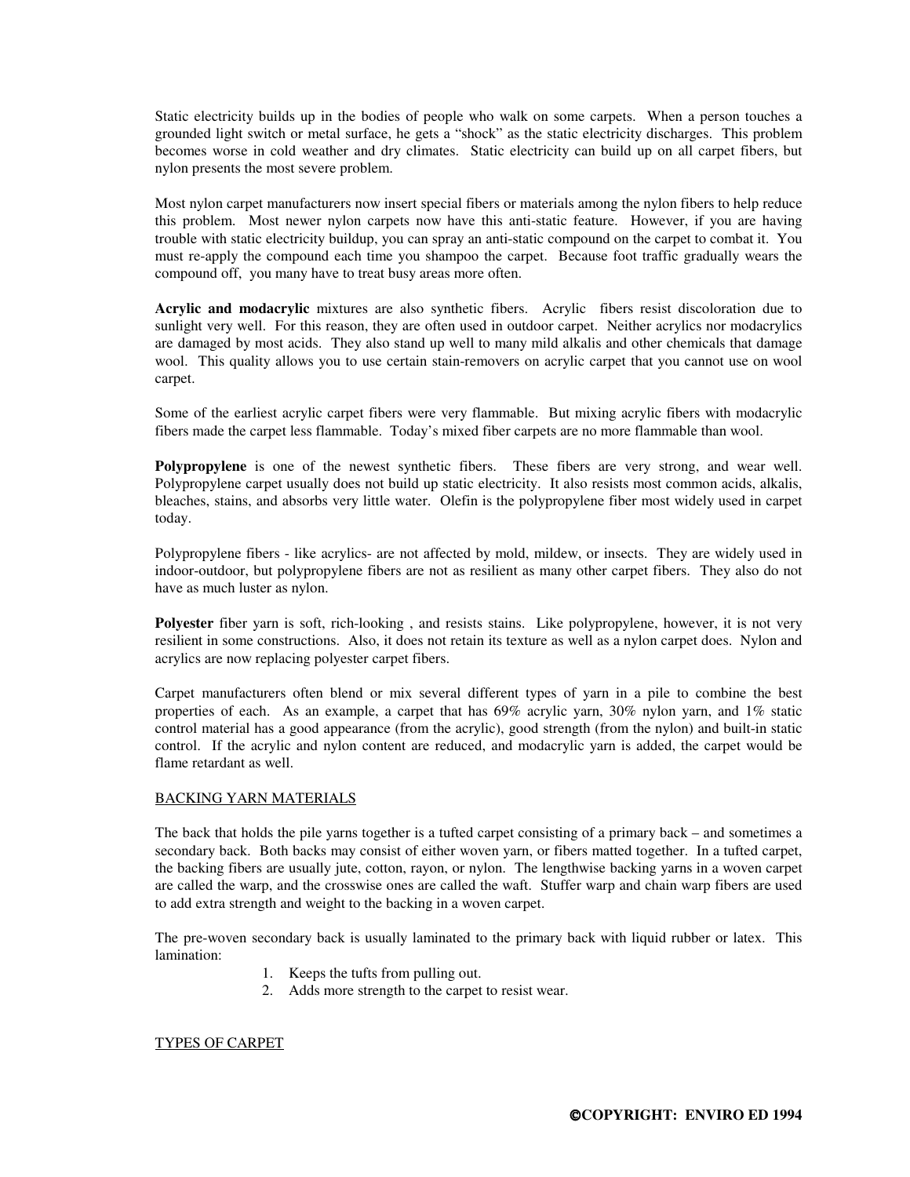Static electricity builds up in the bodies of people who walk on some carpets. When a person touches a grounded light switch or metal surface, he gets a "shock" as the static electricity discharges. This problem becomes worse in cold weather and dry climates. Static electricity can build up on all carpet fibers, but nylon presents the most severe problem.

Most nylon carpet manufacturers now insert special fibers or materials among the nylon fibers to help reduce this problem. Most newer nylon carpets now have this anti-static feature. However, if you are having trouble with static electricity buildup, you can spray an anti-static compound on the carpet to combat it. You must re-apply the compound each time you shampoo the carpet. Because foot traffic gradually wears the compound off, you many have to treat busy areas more often.

**Acrylic and modacrylic** mixtures are also synthetic fibers. Acrylic fibers resist discoloration due to sunlight very well. For this reason, they are often used in outdoor carpet. Neither acrylics nor modacrylics are damaged by most acids. They also stand up well to many mild alkalis and other chemicals that damage wool. This quality allows you to use certain stain-removers on acrylic carpet that you cannot use on wool carpet.

Some of the earliest acrylic carpet fibers were very flammable. But mixing acrylic fibers with modacrylic fibers made the carpet less flammable. Today's mixed fiber carpets are no more flammable than wool.

**Polypropylene** is one of the newest synthetic fibers. These fibers are very strong, and wear well. Polypropylene carpet usually does not build up static electricity. It also resists most common acids, alkalis, bleaches, stains, and absorbs very little water. Olefin is the polypropylene fiber most widely used in carpet today.

Polypropylene fibers - like acrylics- are not affected by mold, mildew, or insects. They are widely used in indoor-outdoor, but polypropylene fibers are not as resilient as many other carpet fibers. They also do not have as much luster as nylon.

**Polyester** fiber yarn is soft, rich-looking , and resists stains. Like polypropylene, however, it is not very resilient in some constructions. Also, it does not retain its texture as well as a nylon carpet does. Nylon and acrylics are now replacing polyester carpet fibers.

Carpet manufacturers often blend or mix several different types of yarn in a pile to combine the best properties of each. As an example, a carpet that has 69% acrylic yarn, 30% nylon yarn, and 1% static control material has a good appearance (from the acrylic), good strength (from the nylon) and built-in static control. If the acrylic and nylon content are reduced, and modacrylic yarn is added, the carpet would be flame retardant as well.

## BACKING YARN MATERIALS

The back that holds the pile yarns together is a tufted carpet consisting of a primary back – and sometimes a secondary back. Both backs may consist of either woven yarn, or fibers matted together. In a tufted carpet, the backing fibers are usually jute, cotton, rayon, or nylon. The lengthwise backing yarns in a woven carpet are called the warp, and the crosswise ones are called the waft. Stuffer warp and chain warp fibers are used to add extra strength and weight to the backing in a woven carpet.

The pre-woven secondary back is usually laminated to the primary back with liquid rubber or latex. This lamination:

1. Keeps the tufts from pulling out.
2. Adds more strength to the carpet to resist wear.

## TYPES OF CARPET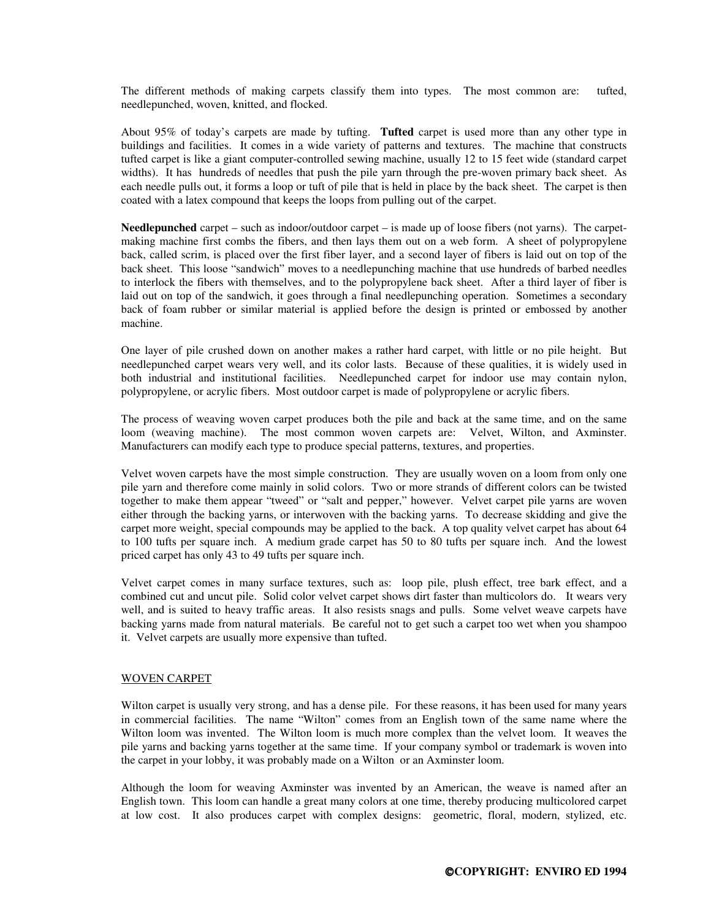The different methods of making carpets classify them into types. The most common are: tufted, needlepunched, woven, knitted, and flocked.

About 95% of today's carpets are made by tufting. **Tufted** carpet is used more than any other type in buildings and facilities. It comes in a wide variety of patterns and textures. The machine that constructs tufted carpet is like a giant computer-controlled sewing machine, usually 12 to 15 feet wide (standard carpet widths). It has hundreds of needles that push the pile yarn through the pre-woven primary back sheet. As each needle pulls out, it forms a loop or tuft of pile that is held in place by the back sheet. The carpet is then coated with a latex compound that keeps the loops from pulling out of the carpet.

**Needlepunched** carpet – such as indoor/outdoor carpet – is made up of loose fibers (not yarns). The carpet-making machine first combs the fibers, and then lays them out on a web form. A sheet of polypropylene back, called scrim, is placed over the first fiber layer, and a second layer of fibers is laid out on top of the back sheet. This loose "sandwich" moves to a needlepunching machine that use hundreds of barbed needles to interlock the fibers with themselves, and to the polypropylene back sheet. After a third layer of fiber is laid out on top of the sandwich, it goes through a final needlepunching operation. Sometimes a secondary back of foam rubber or similar material is applied before the design is printed or embossed by another machine.

One layer of pile crushed down on another makes a rather hard carpet, with little or no pile height. But needlepunched carpet wears very well, and its color lasts. Because of these qualities, it is widely used in both industrial and institutional facilities. Needlepunched carpet for indoor use may contain nylon, polypropylene, or acrylic fibers. Most outdoor carpet is made of polypropylene or acrylic fibers.

The process of weaving woven carpet produces both the pile and back at the same time, and on the same loom (weaving machine). The most common woven carpets are: Velvet, Wilton, and Axminster. Manufacturers can modify each type to produce special patterns, textures, and properties.

Velvet woven carpets have the most simple construction. They are usually woven on a loom from only one pile yarn and therefore come mainly in solid colors. Two or more strands of different colors can be twisted together to make them appear "tweed" or "salt and pepper," however. Velvet carpet pile yarns are woven either through the backing yarns, or interwoven with the backing yarns. To decrease skidding and give the carpet more weight, special compounds may be applied to the back. A top quality velvet carpet has about 64 to 100 tufts per square inch. A medium grade carpet has 50 to 80 tufts per square inch. And the lowest priced carpet has only 43 to 49 tufts per square inch.

Velvet carpet comes in many surface textures, such as: loop pile, plush effect, tree bark effect, and a combined cut and uncut pile. Solid color velvet carpet shows dirt faster than multicolors do. It wears very well, and is suited to heavy traffic areas. It also resists snags and pulls. Some velvet weave carpets have backing yarns made from natural materials. Be careful not to get such a carpet too wet when you shampoo it. Velvet carpets are usually more expensive than tufted.

## WOVEN CARPET

Wilton carpet is usually very strong, and has a dense pile. For these reasons, it has been used for many years in commercial facilities. The name "Wilton" comes from an English town of the same name where the Wilton loom was invented. The Wilton loom is much more complex than the velvet loom. It weaves the pile yarns and backing yarns together at the same time. If your company symbol or trademark is woven into the carpet in your lobby, it was probably made on a Wilton or an Axminster loom.

Although the loom for weaving Axminster was invented by an American, the weave is named after an English town. This loom can handle a great many colors at one time, thereby producing multicolored carpet at low cost. It also produces carpet with complex designs: geometric, floral, modern, stylized, etc.

©COPYRIGHT: ENVIRO ED 1994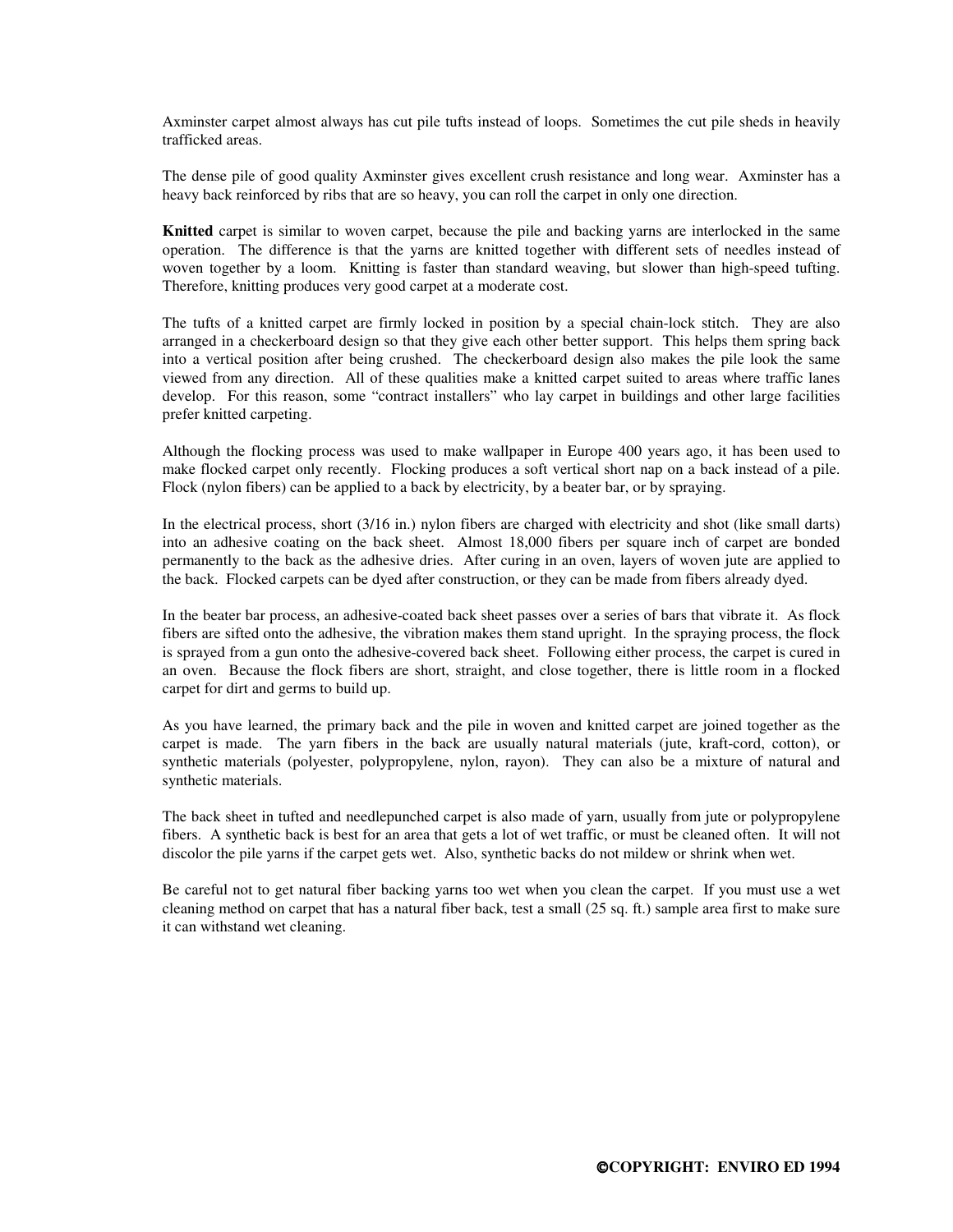Axminster carpet almost always has cut pile tufts instead of loops. Sometimes the cut pile sheds in heavily trafficked areas.

The dense pile of good quality Axminster gives excellent crush resistance and long wear. Axminster has a heavy back reinforced by ribs that are so heavy, you can roll the carpet in only one direction.

**Knitted** carpet is similar to woven carpet, because the pile and backing yarns are interlocked in the same operation. The difference is that the yarns are knitted together with different sets of needles instead of woven together by a loom. Knitting is faster than standard weaving, but slower than high-speed tufting. Therefore, knitting produces very good carpet at a moderate cost.

The tufts of a knitted carpet are firmly locked in position by a special chain-lock stitch. They are also arranged in a checkerboard design so that they give each other better support. This helps them spring back into a vertical position after being crushed. The checkerboard design also makes the pile look the same viewed from any direction. All of these qualities make a knitted carpet suited to areas where traffic lanes develop. For this reason, some "contract installers" who lay carpet in buildings and other large facilities prefer knitted carpeting.

Although the flocking process was used to make wallpaper in Europe 400 years ago, it has been used to make flocked carpet only recently. Flocking produces a soft vertical short nap on a back instead of a pile. Flock (nylon fibers) can be applied to a back by electricity, by a beater bar, or by spraying.

In the electrical process, short (3/16 in.) nylon fibers are charged with electricity and shot (like small darts) into an adhesive coating on the back sheet. Almost 18,000 fibers per square inch of carpet are bonded permanently to the back as the adhesive dries. After curing in an oven, layers of woven jute are applied to the back. Flocked carpets can be dyed after construction, or they can be made from fibers already dyed.

In the beater bar process, an adhesive-coated back sheet passes over a series of bars that vibrate it. As flock fibers are sifted onto the adhesive, the vibration makes them stand upright. In the spraying process, the flock is sprayed from a gun onto the adhesive-covered back sheet. Following either process, the carpet is cured in an oven. Because the flock fibers are short, straight, and close together, there is little room in a flocked carpet for dirt and germs to build up.

As you have learned, the primary back and the pile in woven and knitted carpet are joined together as the carpet is made. The yarn fibers in the back are usually natural materials (jute, kraft-cord, cotton), or synthetic materials (polyester, polypropylene, nylon, rayon). They can also be a mixture of natural and synthetic materials.

The back sheet in tufted and needlepunched carpet is also made of yarn, usually from jute or polypropylene fibers. A synthetic back is best for an area that gets a lot of wet traffic, or must be cleaned often. It will not discolor the pile yarns if the carpet gets wet. Also, synthetic backs do not mildew or shrink when wet.

Be careful not to get natural fiber backing yarns too wet when you clean the carpet. If you must use a wet cleaning method on carpet that has a natural fiber back, test a small (25 sq. ft.) sample area first to make sure it can withstand wet cleaning.

**©COPYRIGHT: ENVIRO ED 1994**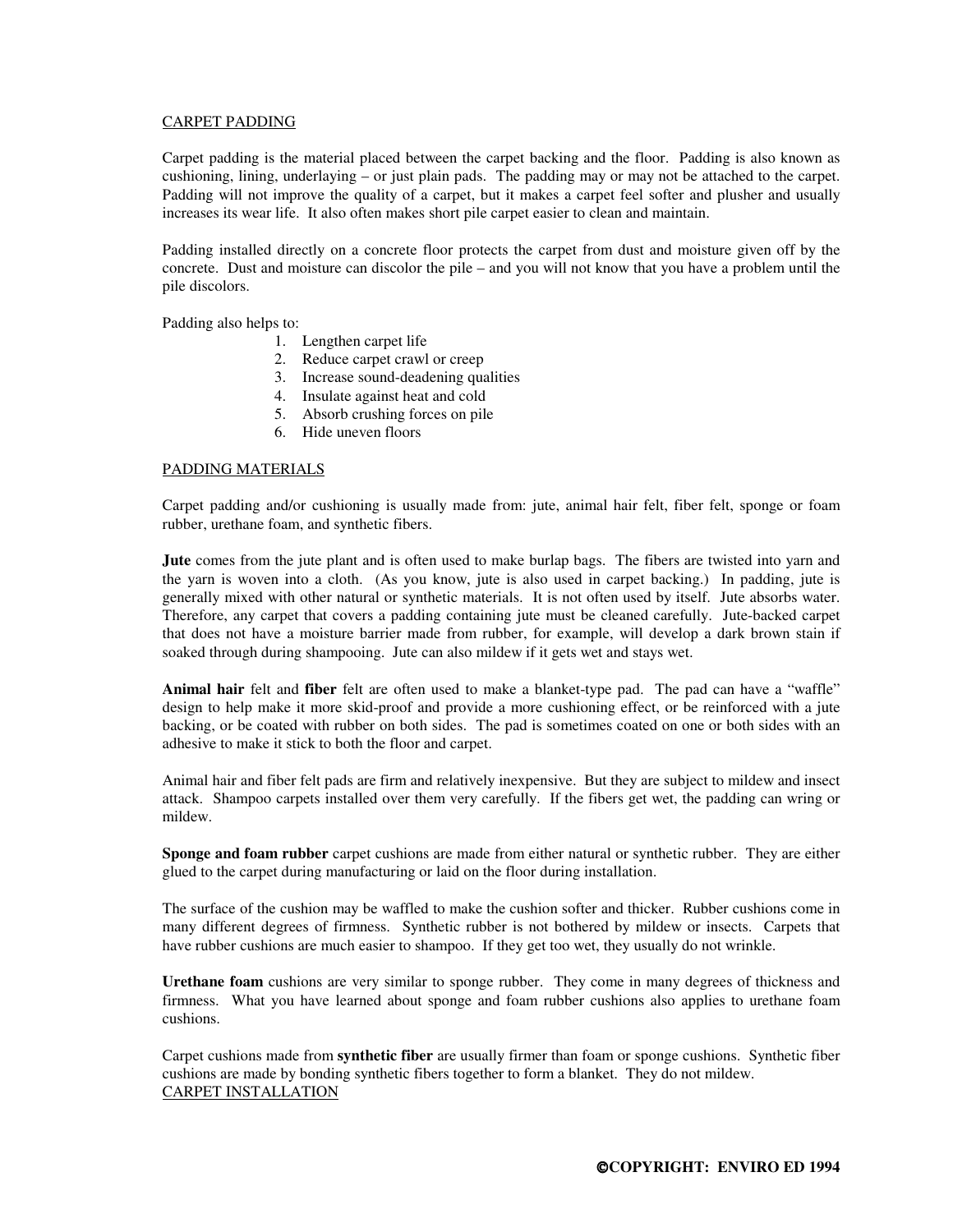CARPET PADDING

Carpet padding is the material placed between the carpet backing and the floor. Padding is also known as cushioning, lining, underlaying – or just plain pads. The padding may or may not be attached to the carpet. Padding will not improve the quality of a carpet, but it makes a carpet feel softer and plusher and usually increases its wear life. It also often makes short pile carpet easier to clean and maintain.

Padding installed directly on a concrete floor protects the carpet from dust and moisture given off by the concrete. Dust and moisture can discolor the pile – and you will not know that you have a problem until the pile discolors.

Padding also helps to:

1. Lengthen carpet life
2. Reduce carpet crawl or creep
3. Increase sound-deadening qualities
4. Insulate against heat and cold
5. Absorb crushing forces on pile
6. Hide uneven floors

PADDING MATERIALS

Carpet padding and/or cushioning is usually made from: jute, animal hair felt, fiber felt, sponge or foam rubber, urethane foam, and synthetic fibers.

**Jute** comes from the jute plant and is often used to make burlap bags. The fibers are twisted into yarn and the yarn is woven into a cloth. (As you know, jute is also used in carpet backing.) In padding, jute is generally mixed with other natural or synthetic materials. It is not often used by itself. Jute absorbs water. Therefore, any carpet that covers a padding containing jute must be cleaned carefully. Jute-backed carpet that does not have a moisture barrier made from rubber, for example, will develop a dark brown stain if soaked through during shampooing. Jute can also mildew if it gets wet and stays wet.

**Animal hair** felt and **fiber** felt are often used to make a blanket-type pad. The pad can have a "waffle" design to help make it more skid-proof and provide a more cushioning effect, or be reinforced with a jute backing, or be coated with rubber on both sides. The pad is sometimes coated on one or both sides with an adhesive to make it stick to both the floor and carpet.

Animal hair and fiber felt pads are firm and relatively inexpensive. But they are subject to mildew and insect attack. Shampoo carpets installed over them very carefully. If the fibers get wet, the padding can wring or mildew.

**Sponge and foam rubber** carpet cushions are made from either natural or synthetic rubber. They are either glued to the carpet during manufacturing or laid on the floor during installation.

The surface of the cushion may be waffled to make the cushion softer and thicker. Rubber cushions come in many different degrees of firmness. Synthetic rubber is not bothered by mildew or insects. Carpets that have rubber cushions are much easier to shampoo. If they get too wet, they usually do not wrinkle.

**Urethane foam** cushions are very similar to sponge rubber. They come in many degrees of thickness and firmness. What you have learned about sponge and foam rubber cushions also applies to urethane foam cushions.

Carpet cushions made from **synthetic fiber** are usually firmer than foam or sponge cushions. Synthetic fiber cushions are made by bonding synthetic fibers together to form a blanket. They do not mildew.

CARPET INSTALLATION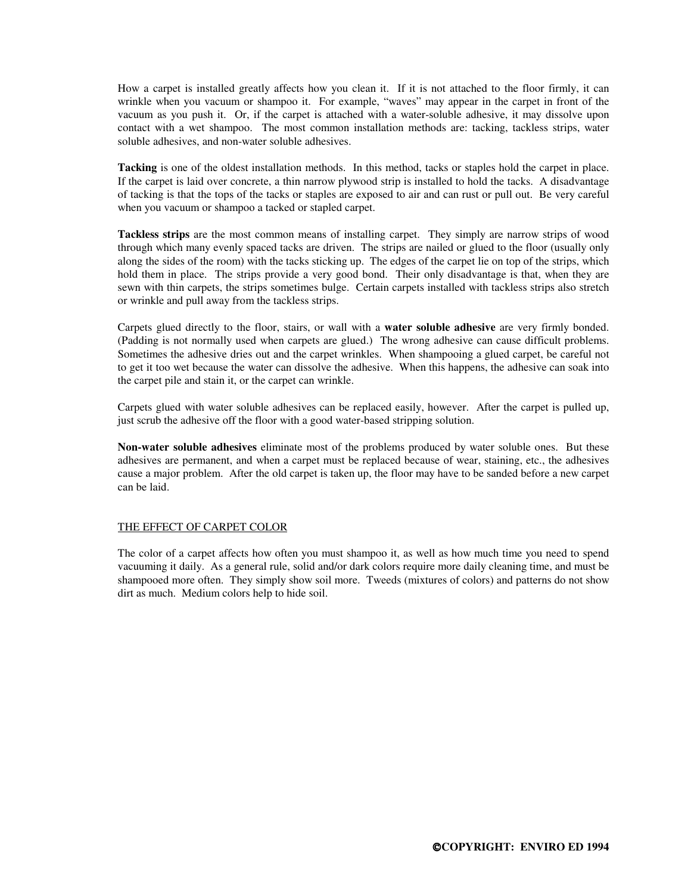How a carpet is installed greatly affects how you clean it. If it is not attached to the floor firmly, it can wrinkle when you vacuum or shampoo it. For example, "waves" may appear in the carpet in front of the vacuum as you push it. Or, if the carpet is attached with a water-soluble adhesive, it may dissolve upon contact with a wet shampoo. The most common installation methods are: tacking, tackless strips, water soluble adhesives, and non-water soluble adhesives.

**Tacking** is one of the oldest installation methods. In this method, tacks or staples hold the carpet in place. If the carpet is laid over concrete, a thin narrow plywood strip is installed to hold the tacks. A disadvantage of tacking is that the tops of the tacks or staples are exposed to air and can rust or pull out. Be very careful when you vacuum or shampoo a tacked or stapled carpet.

**Tackless strips** are the most common means of installing carpet. They simply are narrow strips of wood through which many evenly spaced tacks are driven. The strips are nailed or glued to the floor (usually only along the sides of the room) with the tacks sticking up. The edges of the carpet lie on top of the strips, which hold them in place. The strips provide a very good bond. Their only disadvantage is that, when they are sewn with thin carpets, the strips sometimes bulge. Certain carpets installed with tackless strips also stretch or wrinkle and pull away from the tackless strips.

Carpets glued directly to the floor, stairs, or wall with a **water soluble adhesive** are very firmly bonded. (Padding is not normally used when carpets are glued.) The wrong adhesive can cause difficult problems. Sometimes the adhesive dries out and the carpet wrinkles. When shampooing a glued carpet, be careful not to get it too wet because the water can dissolve the adhesive. When this happens, the adhesive can soak into the carpet pile and stain it, or the carpet can wrinkle.

Carpets glued with water soluble adhesives can be replaced easily, however. After the carpet is pulled up, just scrub the adhesive off the floor with a good water-based stripping solution.

**Non-water soluble adhesives** eliminate most of the problems produced by water soluble ones. But these adhesives are permanent, and when a carpet must be replaced because of wear, staining, etc., the adhesives cause a major problem. After the old carpet is taken up, the floor may have to be sanded before a new carpet can be laid.

## THE EFFECT OF CARPET COLOR

The color of a carpet affects how often you must shampoo it, as well as how much time you need to spend vacuuming it daily. As a general rule, solid and/or dark colors require more daily cleaning time, and must be shampooed more often. They simply show soil more. Tweeds (mixtures of colors) and patterns do not show dirt as much. Medium colors help to hide soil.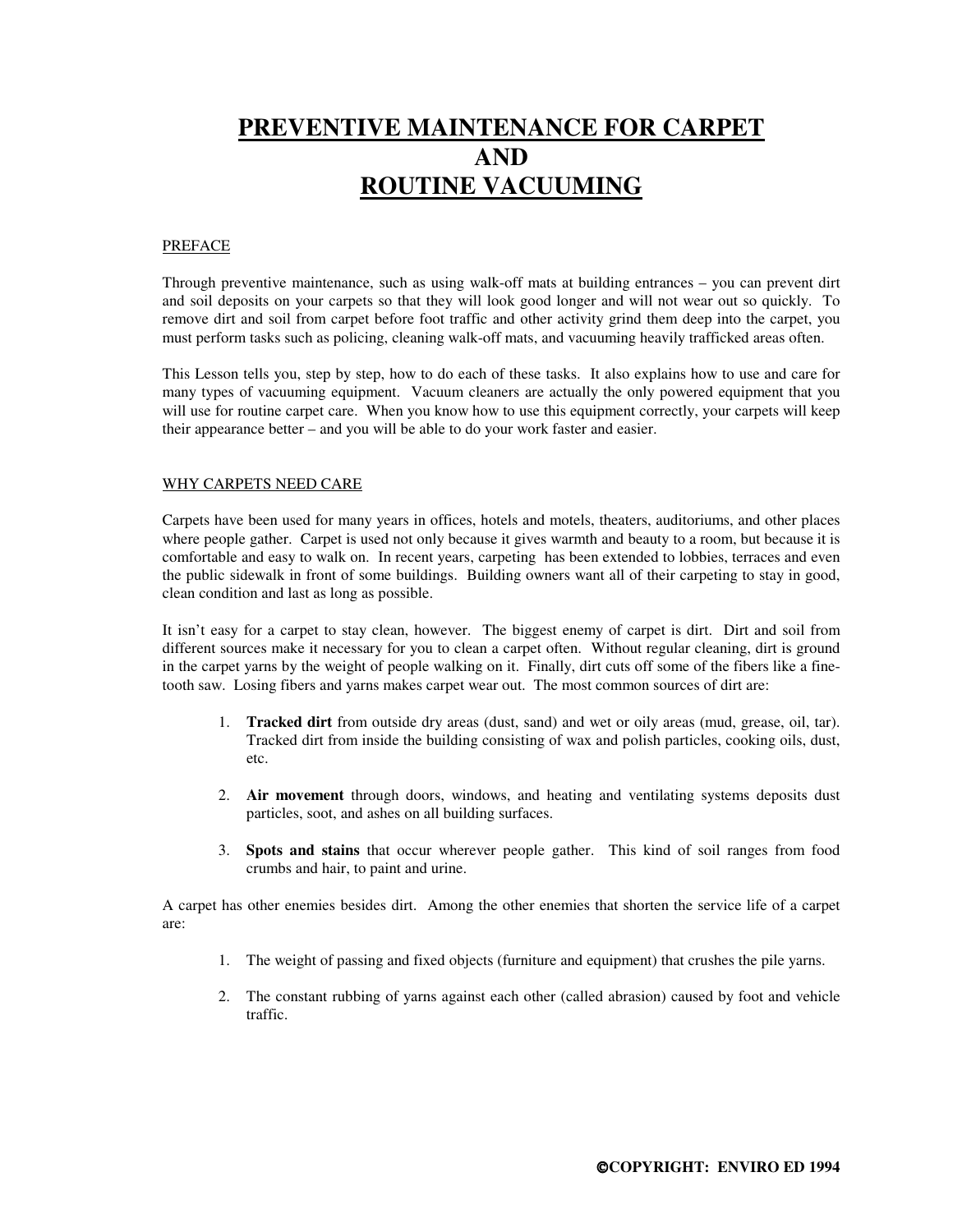# PREVENTIVE MAINTENANCE FOR CARPET AND ROUTINE VACUUMING

## PREFACE

Through preventive maintenance, such as using walk-off mats at building entrances – you can prevent dirt and soil deposits on your carpets so that they will look good longer and will not wear out so quickly. To remove dirt and soil from carpet before foot traffic and other activity grind them deep into the carpet, you must perform tasks such as policing, cleaning walk-off mats, and vacuuming heavily trafficked areas often.

This Lesson tells you, step by step, how to do each of these tasks. It also explains how to use and care for many types of vacuuming equipment. Vacuum cleaners are actually the only powered equipment that you will use for routine carpet care. When you know how to use this equipment correctly, your carpets will keep their appearance better – and you will be able to do your work faster and easier.

## WHY CARPETS NEED CARE

Carpets have been used for many years in offices, hotels and motels, theaters, auditoriums, and other places where people gather. Carpet is used not only because it gives warmth and beauty to a room, but because it is comfortable and easy to walk on. In recent years, carpeting has been extended to lobbies, terraces and even the public sidewalk in front of some buildings. Building owners want all of their carpeting to stay in good, clean condition and last as long as possible.

It isn't easy for a carpet to stay clean, however. The biggest enemy of carpet is dirt. Dirt and soil from different sources make it necessary for you to clean a carpet often. Without regular cleaning, dirt is ground in the carpet yarns by the weight of people walking on it. Finally, dirt cuts off some of the fibers like a fine-tooth saw. Losing fibers and yarns makes carpet wear out. The most common sources of dirt are:

1. **Tracked dirt** from outside dry areas (dust, sand) and wet or oily areas (mud, grease, oil, tar). Tracked dirt from inside the building consisting of wax and polish particles, cooking oils, dust, etc.

2. **Air movement** through doors, windows, and heating and ventilating systems deposits dust particles, soot, and ashes on all building surfaces.

3. **Spots and stains** that occur wherever people gather. This kind of soil ranges from food crumbs and hair, to paint and urine.

A carpet has other enemies besides dirt. Among the other enemies that shorten the service life of a carpet are:

1. The weight of passing and fixed objects (furniture and equipment) that crushes the pile yarns.

2. The constant rubbing of yarns against each other (called abrasion) caused by foot and vehicle traffic.

©COPYRIGHT: ENVIRO ED 1994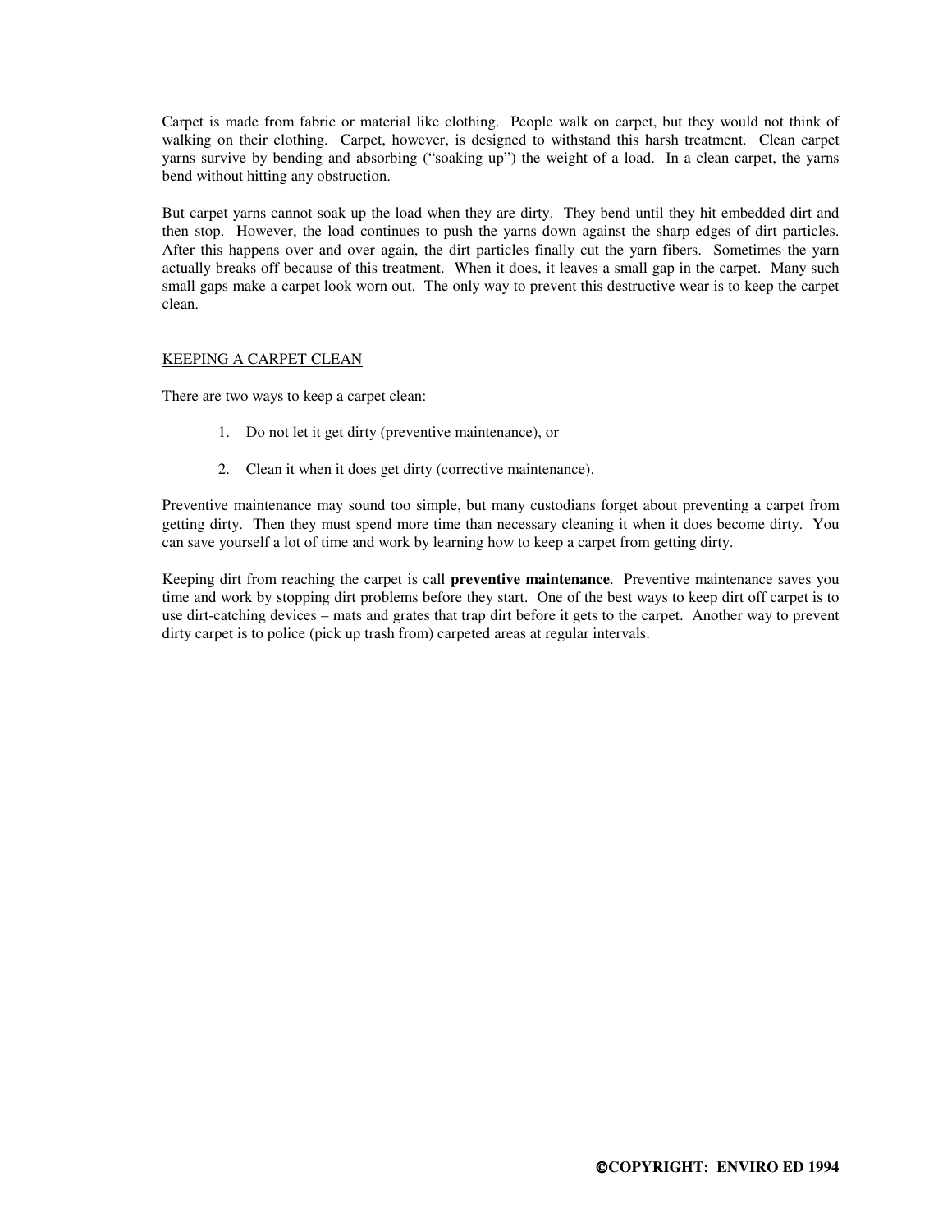Carpet is made from fabric or material like clothing. People walk on carpet, but they would not think of walking on their clothing. Carpet, however, is designed to withstand this harsh treatment. Clean carpet yarns survive by bending and absorbing ("soaking up") the weight of a load. In a clean carpet, the yarns bend without hitting any obstruction.

But carpet yarns cannot soak up the load when they are dirty. They bend until they hit embedded dirt and then stop. However, the load continues to push the yarns down against the sharp edges of dirt particles. After this happens over and over again, the dirt particles finally cut the yarn fibers. Sometimes the yarn actually breaks off because of this treatment. When it does, it leaves a small gap in the carpet. Many such small gaps make a carpet look worn out. The only way to prevent this destructive wear is to keep the carpet clean.

## KEEPING A CARPET CLEAN

There are two ways to keep a carpet clean:

1. Do not let it get dirty (preventive maintenance), or

2. Clean it when it does get dirty (corrective maintenance).

Preventive maintenance may sound too simple, but many custodians forget about preventing a carpet from getting dirty. Then they must spend more time than necessary cleaning it when it does become dirty. You can save yourself a lot of time and work by learning how to keep a carpet from getting dirty.

Keeping dirt from reaching the carpet is call **preventive maintenance**. Preventive maintenance saves you time and work by stopping dirt problems before they start. One of the best ways to keep dirt off carpet is to use dirt-catching devices – mats and grates that trap dirt before it gets to the carpet. Another way to prevent dirty carpet is to police (pick up trash from) carpeted areas at regular intervals.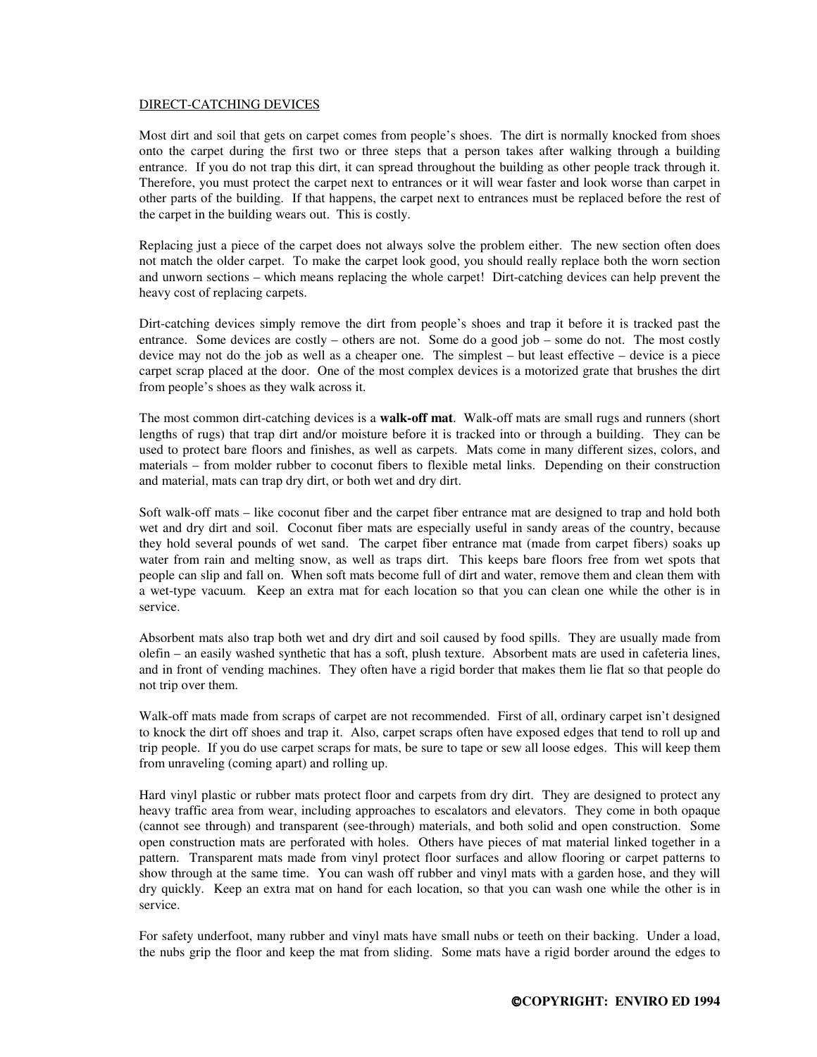DIRECT-CATCHING DEVICES

Most dirt and soil that gets on carpet comes from people's shoes. The dirt is normally knocked from shoes onto the carpet during the first two or three steps that a person takes after walking through a building entrance. If you do not trap this dirt, it can spread throughout the building as other people track through it. Therefore, you must protect the carpet next to entrances or it will wear faster and look worse than carpet in other parts of the building. If that happens, the carpet next to entrances must be replaced before the rest of the carpet in the building wears out. This is costly.

Replacing just a piece of the carpet does not always solve the problem either. The new section often does not match the older carpet. To make the carpet look good, you should really replace both the worn section and unworn sections – which means replacing the whole carpet! Dirt-catching devices can help prevent the heavy cost of replacing carpets.

Dirt-catching devices simply remove the dirt from people's shoes and trap it before it is tracked past the entrance. Some devices are costly – others are not. Some do a good job – some do not. The most costly device may not do the job as well as a cheaper one. The simplest – but least effective – device is a piece carpet scrap placed at the door. One of the most complex devices is a motorized grate that brushes the dirt from people's shoes as they walk across it.

The most common dirt-catching devices is a **walk-off mat**. Walk-off mats are small rugs and runners (short lengths of rugs) that trap dirt and/or moisture before it is tracked into or through a building. They can be used to protect bare floors and finishes, as well as carpets. Mats come in many different sizes, colors, and materials – from molder rubber to coconut fibers to flexible metal links. Depending on their construction and material, mats can trap dry dirt, or both wet and dry dirt.

Soft walk-off mats – like coconut fiber and the carpet fiber entrance mat are designed to trap and hold both wet and dry dirt and soil. Coconut fiber mats are especially useful in sandy areas of the country, because they hold several pounds of wet sand. The carpet fiber entrance mat (made from carpet fibers) soaks up water from rain and melting snow, as well as traps dirt. This keeps bare floors free from wet spots that people can slip and fall on. When soft mats become full of dirt and water, remove them and clean them with a wet-type vacuum. Keep an extra mat for each location so that you can clean one while the other is in service.

Absorbent mats also trap both wet and dry dirt and soil caused by food spills. They are usually made from olefin – an easily washed synthetic that has a soft, plush texture. Absorbent mats are used in cafeteria lines, and in front of vending machines. They often have a rigid border that makes them lie flat so that people do not trip over them.

Walk-off mats made from scraps of carpet are not recommended. First of all, ordinary carpet isn't designed to knock the dirt off shoes and trap it. Also, carpet scraps often have exposed edges that tend to roll up and trip people. If you do use carpet scraps for mats, be sure to tape or sew all loose edges. This will keep them from unraveling (coming apart) and rolling up.

Hard vinyl plastic or rubber mats protect floor and carpets from dry dirt. They are designed to protect any heavy traffic area from wear, including approaches to escalators and elevators. They come in both opaque (cannot see through) and transparent (see-through) materials, and both solid and open construction. Some open construction mats are perforated with holes. Others have pieces of mat material linked together in a pattern. Transparent mats made from vinyl protect floor surfaces and allow flooring or carpet patterns to show through at the same time. You can wash off rubber and vinyl mats with a garden hose, and they will dry quickly. Keep an extra mat on hand for each location, so that you can wash one while the other is in service.

For safety underfoot, many rubber and vinyl mats have small nubs or teeth on their backing. Under a load, the nubs grip the floor and keep the mat from sliding. Some mats have a rigid border around the edges to

**©COPYRIGHT: ENVIRO ED 1994**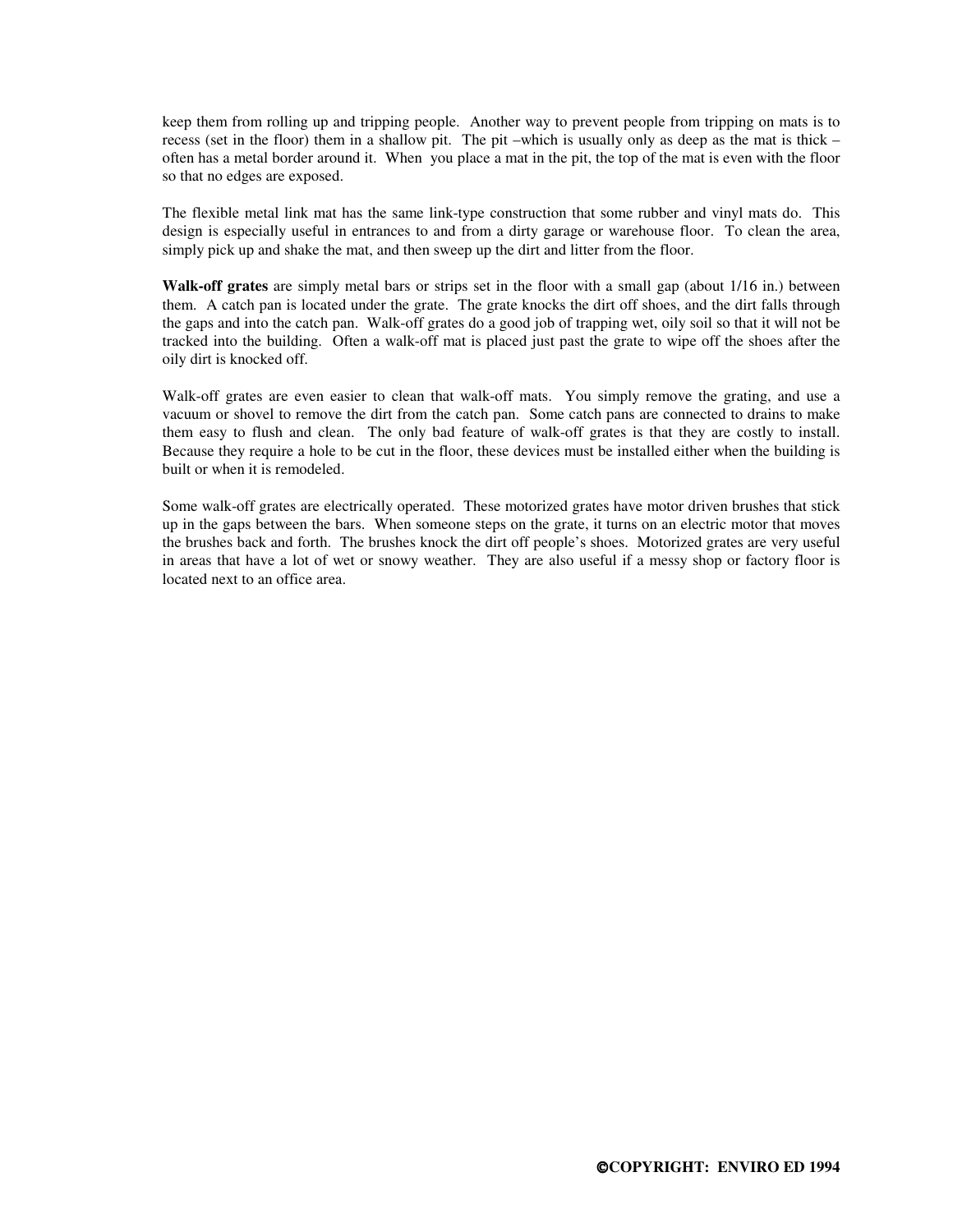keep them from rolling up and tripping people. Another way to prevent people from tripping on mats is to recess (set in the floor) them in a shallow pit. The pit –which is usually only as deep as the mat is thick – often has a metal border around it. When you place a mat in the pit, the top of the mat is even with the floor so that no edges are exposed.

The flexible metal link mat has the same link-type construction that some rubber and vinyl mats do. This design is especially useful in entrances to and from a dirty garage or warehouse floor. To clean the area, simply pick up and shake the mat, and then sweep up the dirt and litter from the floor.

**Walk-off grates** are simply metal bars or strips set in the floor with a small gap (about 1/16 in.) between them. A catch pan is located under the grate. The grate knocks the dirt off shoes, and the dirt falls through the gaps and into the catch pan. Walk-off grates do a good job of trapping wet, oily soil so that it will not be tracked into the building. Often a walk-off mat is placed just past the grate to wipe off the shoes after the oily dirt is knocked off.

Walk-off grates are even easier to clean that walk-off mats. You simply remove the grating, and use a vacuum or shovel to remove the dirt from the catch pan. Some catch pans are connected to drains to make them easy to flush and clean. The only bad feature of walk-off grates is that they are costly to install. Because they require a hole to be cut in the floor, these devices must be installed either when the building is built or when it is remodeled.

Some walk-off grates are electrically operated. These motorized grates have motor driven brushes that stick up in the gaps between the bars. When someone steps on the grate, it turns on an electric motor that moves the brushes back and forth. The brushes knock the dirt off people's shoes. Motorized grates are very useful in areas that have a lot of wet or snowy weather. They are also useful if a messy shop or factory floor is located next to an office area.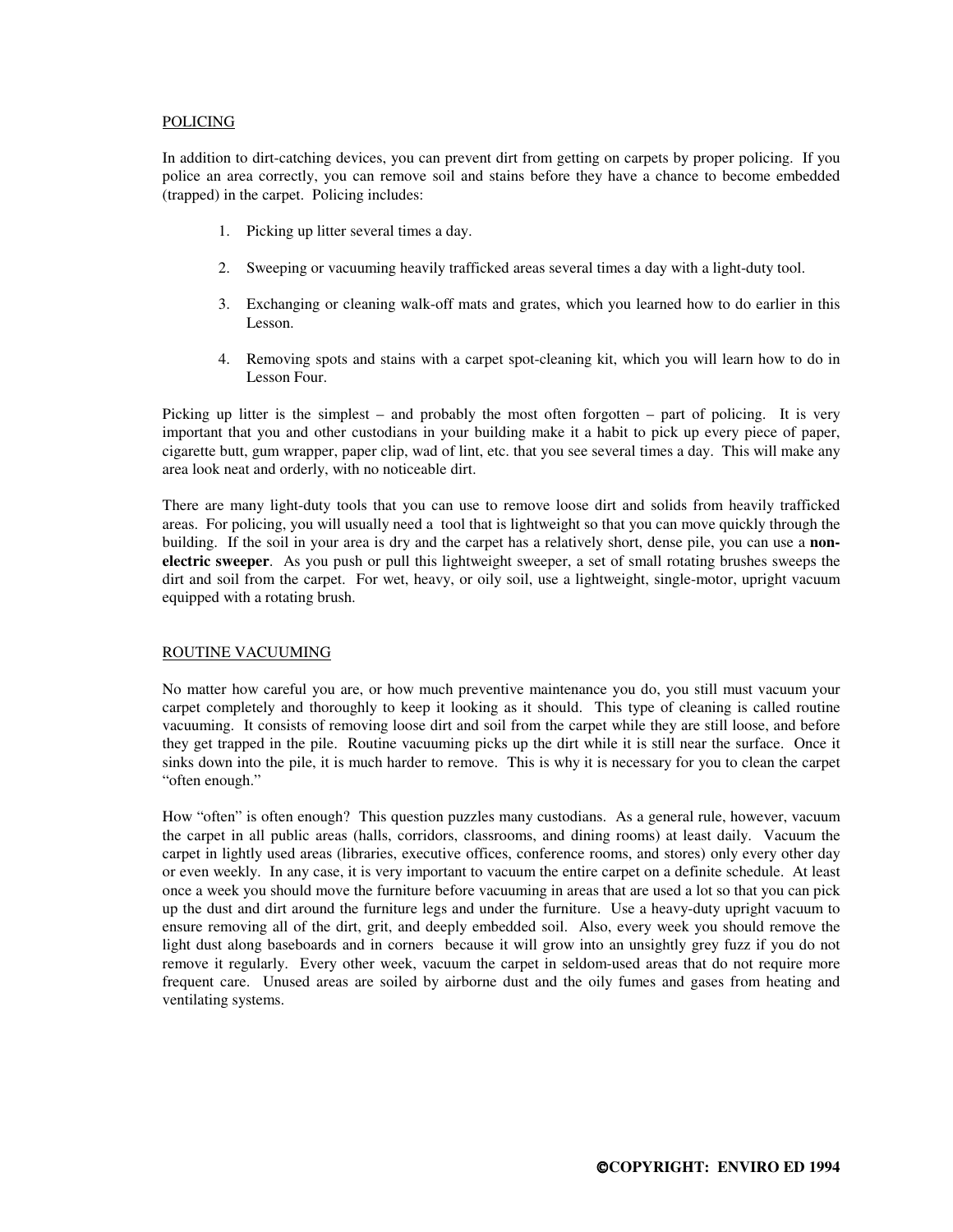POLICING

In addition to dirt-catching devices, you can prevent dirt from getting on carpets by proper policing. If you police an area correctly, you can remove soil and stains before they have a chance to become embedded (trapped) in the carpet. Policing includes:

1. Picking up litter several times a day.

2. Sweeping or vacuuming heavily trafficked areas several times a day with a light-duty tool.

3. Exchanging or cleaning walk-off mats and grates, which you learned how to do earlier in this Lesson.

4. Removing spots and stains with a carpet spot-cleaning kit, which you will learn how to do in Lesson Four.

Picking up litter is the simplest – and probably the most often forgotten – part of policing. It is very important that you and other custodians in your building make it a habit to pick up every piece of paper, cigarette butt, gum wrapper, paper clip, wad of lint, etc. that you see several times a day. This will make any area look neat and orderly, with no noticeable dirt.

There are many light-duty tools that you can use to remove loose dirt and solids from heavily trafficked areas. For policing, you will usually need a tool that is lightweight so that you can move quickly through the building. If the soil in your area is dry and the carpet has a relatively short, dense pile, you can use a **non-electric sweeper**. As you push or pull this lightweight sweeper, a set of small rotating brushes sweeps the dirt and soil from the carpet. For wet, heavy, or oily soil, use a lightweight, single-motor, upright vacuum equipped with a rotating brush.

ROUTINE VACUUMING

No matter how careful you are, or how much preventive maintenance you do, you still must vacuum your carpet completely and thoroughly to keep it looking as it should. This type of cleaning is called routine vacuuming. It consists of removing loose dirt and soil from the carpet while they are still loose, and before they get trapped in the pile. Routine vacuuming picks up the dirt while it is still near the surface. Once it sinks down into the pile, it is much harder to remove. This is why it is necessary for you to clean the carpet "often enough."

How "often" is often enough? This question puzzles many custodians. As a general rule, however, vacuum the carpet in all public areas (halls, corridors, classrooms, and dining rooms) at least daily. Vacuum the carpet in lightly used areas (libraries, executive offices, conference rooms, and stores) only every other day or even weekly. In any case, it is very important to vacuum the entire carpet on a definite schedule. At least once a week you should move the furniture before vacuuming in areas that are used a lot so that you can pick up the dust and dirt around the furniture legs and under the furniture. Use a heavy-duty upright vacuum to ensure removing all of the dirt, grit, and deeply embedded soil. Also, every week you should remove the light dust along baseboards and in corners because it will grow into an unsightly grey fuzz if you do not remove it regularly. Every other week, vacuum the carpet in seldom-used areas that do not require more frequent care. Unused areas are soiled by airborne dust and the oily fumes and gases from heating and ventilating systems.

**©COPYRIGHT: ENVIRO ED 1994**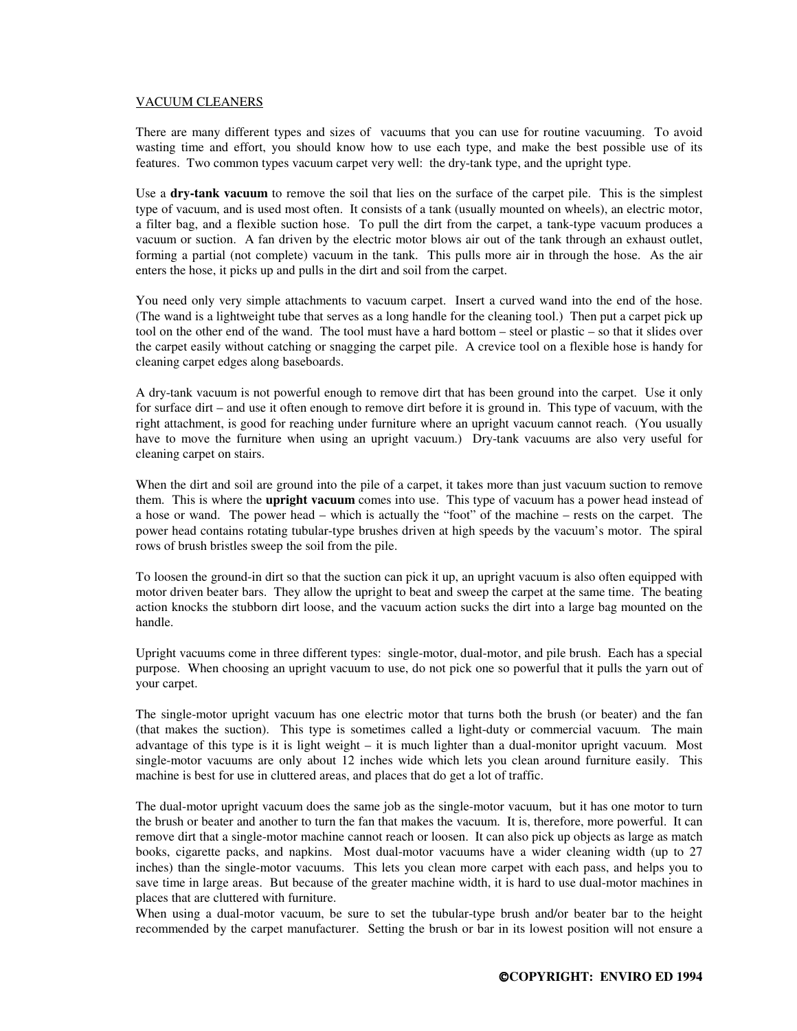VACUUM CLEANERS

There are many different types and sizes of vacuums that you can use for routine vacuuming. To avoid wasting time and effort, you should know how to use each type, and make the best possible use of its features. Two common types vacuum carpet very well: the dry-tank type, and the upright type.

Use a **dry-tank vacuum** to remove the soil that lies on the surface of the carpet pile. This is the simplest type of vacuum, and is used most often. It consists of a tank (usually mounted on wheels), an electric motor, a filter bag, and a flexible suction hose. To pull the dirt from the carpet, a tank-type vacuum produces a vacuum or suction. A fan driven by the electric motor blows air out of the tank through an exhaust outlet, forming a partial (not complete) vacuum in the tank. This pulls more air in through the hose. As the air enters the hose, it picks up and pulls in the dirt and soil from the carpet.

You need only very simple attachments to vacuum carpet. Insert a curved wand into the end of the hose. (The wand is a lightweight tube that serves as a long handle for the cleaning tool.) Then put a carpet pick up tool on the other end of the wand. The tool must have a hard bottom – steel or plastic – so that it slides over the carpet easily without catching or snagging the carpet pile. A crevice tool on a flexible hose is handy for cleaning carpet edges along baseboards.

A dry-tank vacuum is not powerful enough to remove dirt that has been ground into the carpet. Use it only for surface dirt – and use it often enough to remove dirt before it is ground in. This type of vacuum, with the right attachment, is good for reaching under furniture where an upright vacuum cannot reach. (You usually have to move the furniture when using an upright vacuum.) Dry-tank vacuums are also very useful for cleaning carpet on stairs.

When the dirt and soil are ground into the pile of a carpet, it takes more than just vacuum suction to remove them. This is where the **upright vacuum** comes into use. This type of vacuum has a power head instead of a hose or wand. The power head – which is actually the "foot" of the machine – rests on the carpet. The power head contains rotating tubular-type brushes driven at high speeds by the vacuum's motor. The spiral rows of brush bristles sweep the soil from the pile.

To loosen the ground-in dirt so that the suction can pick it up, an upright vacuum is also often equipped with motor driven beater bars. They allow the upright to beat and sweep the carpet at the same time. The beating action knocks the stubborn dirt loose, and the vacuum action sucks the dirt into a large bag mounted on the handle.

Upright vacuums come in three different types: single-motor, dual-motor, and pile brush. Each has a special purpose. When choosing an upright vacuum to use, do not pick one so powerful that it pulls the yarn out of your carpet.

The single-motor upright vacuum has one electric motor that turns both the brush (or beater) and the fan (that makes the suction). This type is sometimes called a light-duty or commercial vacuum. The main advantage of this type is it is light weight – it is much lighter than a dual-monitor upright vacuum. Most single-motor vacuums are only about 12 inches wide which lets you clean around furniture easily. This machine is best for use in cluttered areas, and places that do get a lot of traffic.

The dual-motor upright vacuum does the same job as the single-motor vacuum, but it has one motor to turn the brush or beater and another to turn the fan that makes the vacuum. It is, therefore, more powerful. It can remove dirt that a single-motor machine cannot reach or loosen. It can also pick up objects as large as match books, cigarette packs, and napkins. Most dual-motor vacuums have a wider cleaning width (up to 27 inches) than the single-motor vacuums. This lets you clean more carpet with each pass, and helps you to save time in large areas. But because of the greater machine width, it is hard to use dual-motor machines in places that are cluttered with furniture.

When using a dual-motor vacuum, be sure to set the tubular-type brush and/or beater bar to the height recommended by the carpet manufacturer. Setting the brush or bar in its lowest position will not ensure a

**©COPYRIGHT: ENVIRO ED 1994**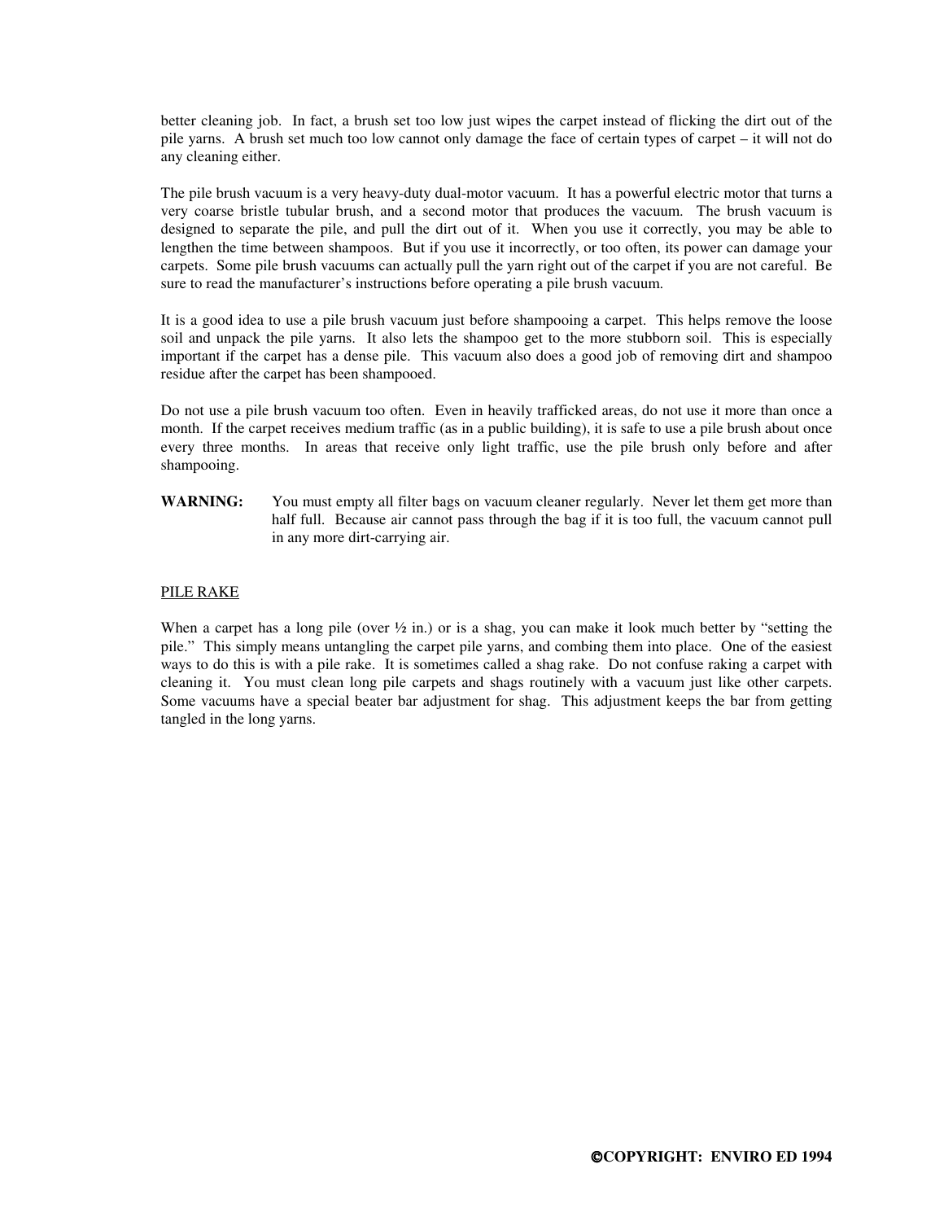better cleaning job. In fact, a brush set too low just wipes the carpet instead of flicking the dirt out of the pile yarns. A brush set much too low cannot only damage the face of certain types of carpet – it will not do any cleaning either.

The pile brush vacuum is a very heavy-duty dual-motor vacuum. It has a powerful electric motor that turns a very coarse bristle tubular brush, and a second motor that produces the vacuum. The brush vacuum is designed to separate the pile, and pull the dirt out of it. When you use it correctly, you may be able to lengthen the time between shampoos. But if you use it incorrectly, or too often, its power can damage your carpets. Some pile brush vacuums can actually pull the yarn right out of the carpet if you are not careful. Be sure to read the manufacturer's instructions before operating a pile brush vacuum.

It is a good idea to use a pile brush vacuum just before shampooing a carpet. This helps remove the loose soil and unpack the pile yarns. It also lets the shampoo get to the more stubborn soil. This is especially important if the carpet has a dense pile. This vacuum also does a good job of removing dirt and shampoo residue after the carpet has been shampooed.

Do not use a pile brush vacuum too often. Even in heavily trafficked areas, do not use it more than once a month. If the carpet receives medium traffic (as in a public building), it is safe to use a pile brush about once every three months. In areas that receive only light traffic, use the pile brush only before and after shampooing.

**WARNING:** You must empty all filter bags on vacuum cleaner regularly. Never let them get more than half full. Because air cannot pass through the bag if it is too full, the vacuum cannot pull in any more dirt-carrying air.

PILE RAKE

When a carpet has a long pile (over ½ in.) or is a shag, you can make it look much better by "setting the pile." This simply means untangling the carpet pile yarns, and combing them into place. One of the easiest ways to do this is with a pile rake. It is sometimes called a shag rake. Do not confuse raking a carpet with cleaning it. You must clean long pile carpets and shags routinely with a vacuum just like other carpets. Some vacuums have a special beater bar adjustment for shag. This adjustment keeps the bar from getting tangled in the long yarns.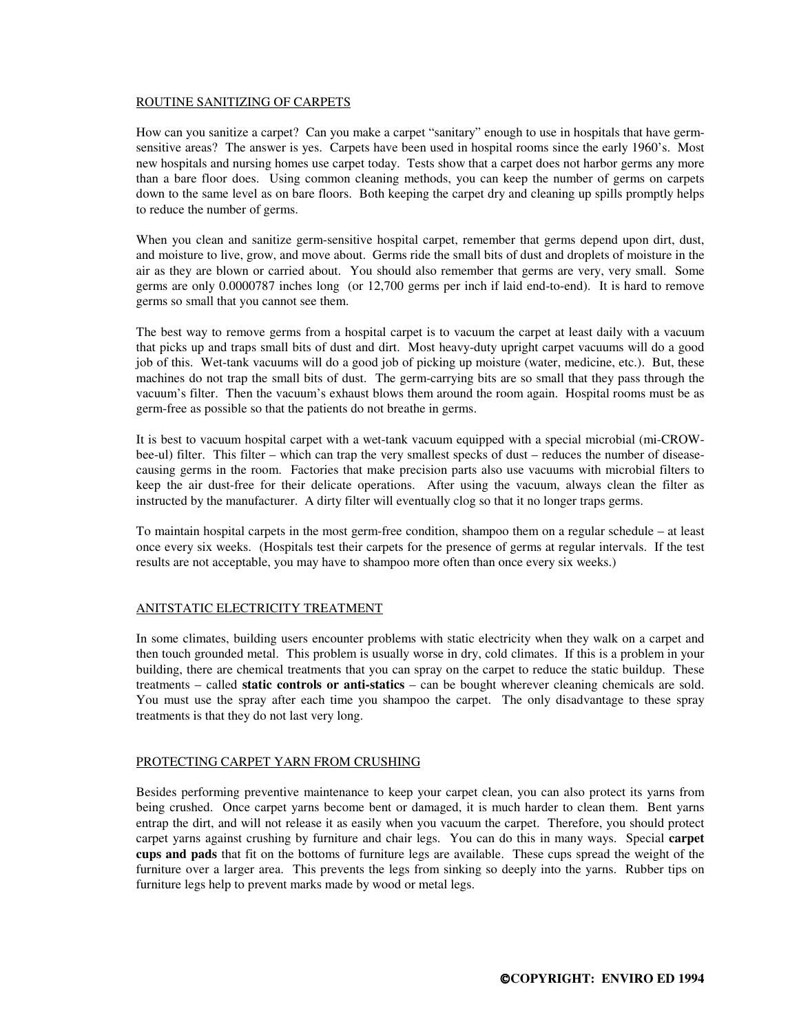## ROUTINE SANITIZING OF CARPETS

How can you sanitize a carpet? Can you make a carpet "sanitary" enough to use in hospitals that have germ-sensitive areas? The answer is yes. Carpets have been used in hospital rooms since the early 1960's. Most new hospitals and nursing homes use carpet today. Tests show that a carpet does not harbor germs any more than a bare floor does. Using common cleaning methods, you can keep the number of germs on carpets down to the same level as on bare floors. Both keeping the carpet dry and cleaning up spills promptly helps to reduce the number of germs.

When you clean and sanitize germ-sensitive hospital carpet, remember that germs depend upon dirt, dust, and moisture to live, grow, and move about. Germs ride the small bits of dust and droplets of moisture in the air as they are blown or carried about. You should also remember that germs are very, very small. Some germs are only 0.0000787 inches long (or 12,700 germs per inch if laid end-to-end). It is hard to remove germs so small that you cannot see them.

The best way to remove germs from a hospital carpet is to vacuum the carpet at least daily with a vacuum that picks up and traps small bits of dust and dirt. Most heavy-duty upright carpet vacuums will do a good job of this. Wet-tank vacuums will do a good job of picking up moisture (water, medicine, etc.). But, these machines do not trap the small bits of dust. The germ-carrying bits are so small that they pass through the vacuum's filter. Then the vacuum's exhaust blows them around the room again. Hospital rooms must be as germ-free as possible so that the patients do not breathe in germs.

It is best to vacuum hospital carpet with a wet-tank vacuum equipped with a special microbial (mi-CROW-bee-ul) filter. This filter – which can trap the very smallest specks of dust – reduces the number of disease-causing germs in the room. Factories that make precision parts also use vacuums with microbial filters to keep the air dust-free for their delicate operations. After using the vacuum, always clean the filter as instructed by the manufacturer. A dirty filter will eventually clog so that it no longer traps germs.

To maintain hospital carpets in the most germ-free condition, shampoo them on a regular schedule – at least once every six weeks. (Hospitals test their carpets for the presence of germs at regular intervals. If the test results are not acceptable, you may have to shampoo more often than once every six weeks.)

## ANITSTATIC ELECTRICITY TREATMENT

In some climates, building users encounter problems with static electricity when they walk on a carpet and then touch grounded metal. This problem is usually worse in dry, cold climates. If this is a problem in your building, there are chemical treatments that you can spray on the carpet to reduce the static buildup. These treatments – called **static controls or anti-statics** – can be bought wherever cleaning chemicals are sold. You must use the spray after each time you shampoo the carpet. The only disadvantage to these spray treatments is that they do not last very long.

## PROTECTING CARPET YARN FROM CRUSHING

Besides performing preventive maintenance to keep your carpet clean, you can also protect its yarns from being crushed. Once carpet yarns become bent or damaged, it is much harder to clean them. Bent yarns entrap the dirt, and will not release it as easily when you vacuum the carpet. Therefore, you should protect carpet yarns against crushing by furniture and chair legs. You can do this in many ways. Special **carpet cups and pads** that fit on the bottoms of furniture legs are available. These cups spread the weight of the furniture over a larger area. This prevents the legs from sinking so deeply into the yarns. Rubber tips on furniture legs help to prevent marks made by wood or metal legs.

**©COPYRIGHT: ENVIRO ED 1994**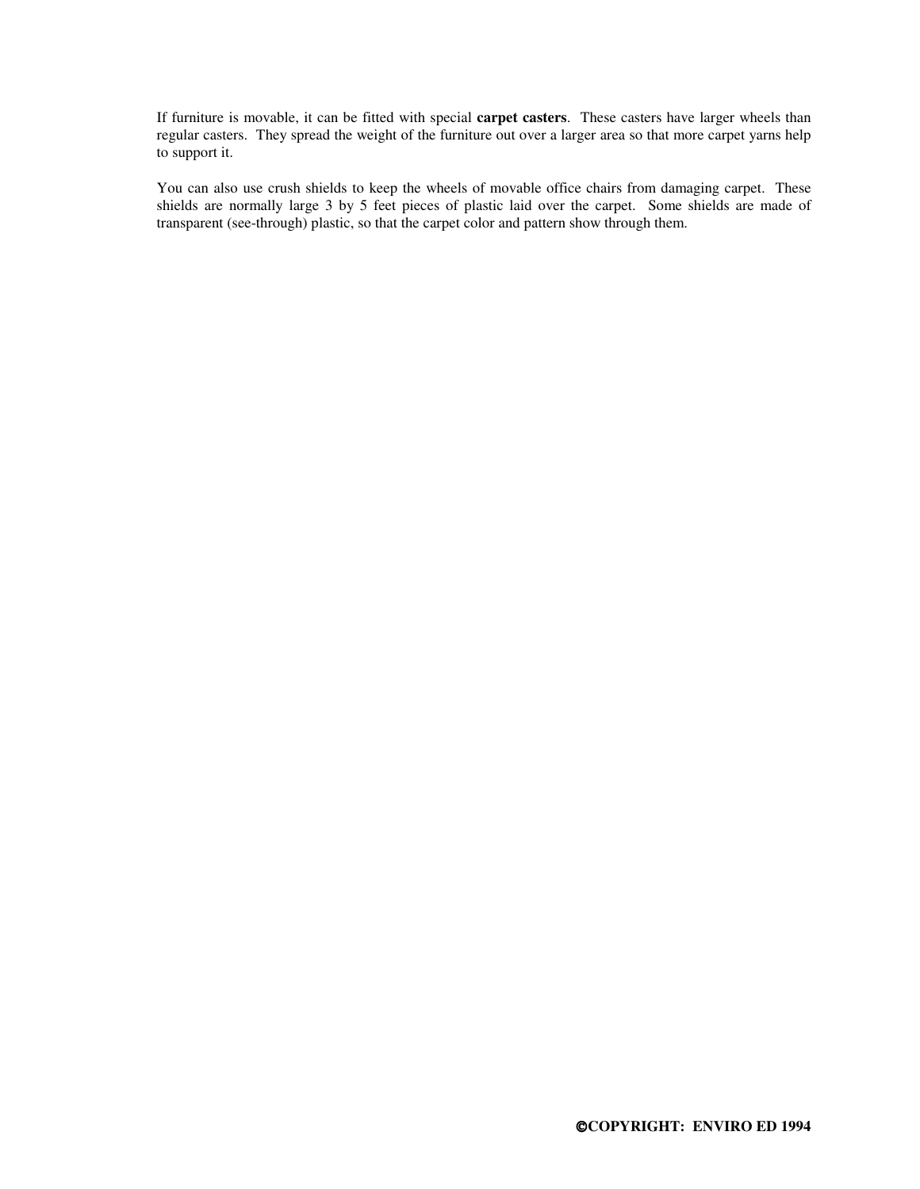If furniture is movable, it can be fitted with special **carpet casters**. These casters have larger wheels than regular casters. They spread the weight of the furniture out over a larger area so that more carpet yarns help to support it.

You can also use crush shields to keep the wheels of movable office chairs from damaging carpet. These shields are normally large 3 by 5 feet pieces of plastic laid over the carpet. Some shields are made of transparent (see-through) plastic, so that the carpet color and pattern show through them.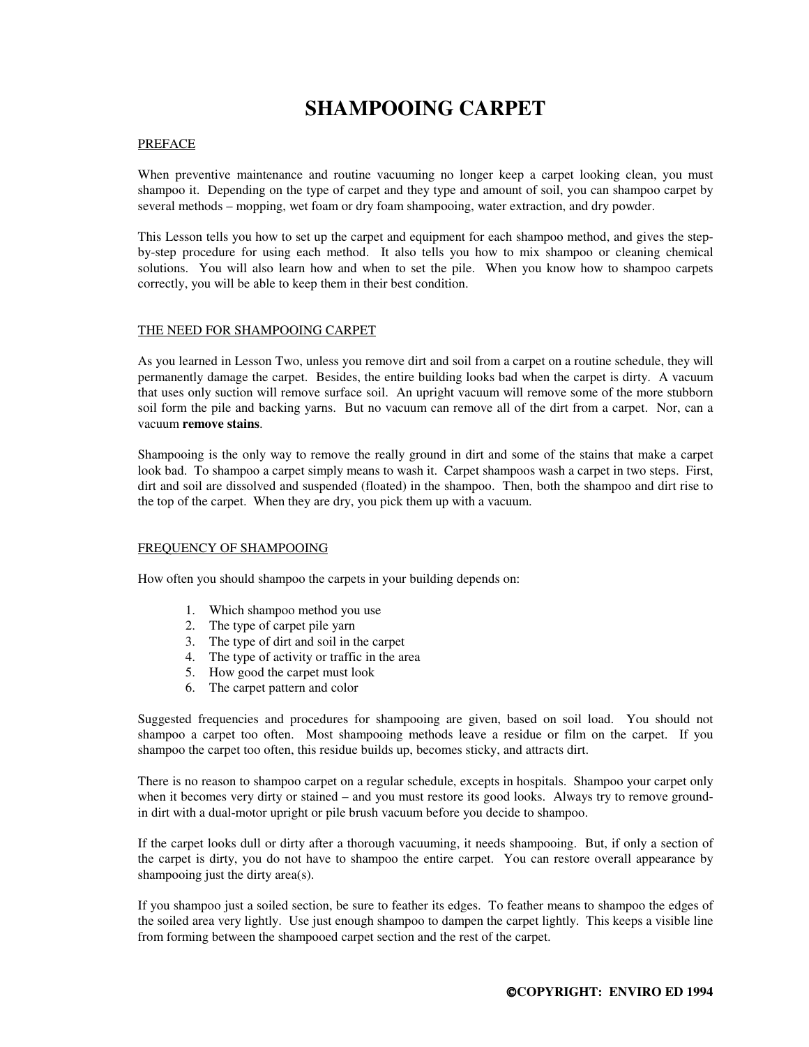# SHAMPOOING CARPET

## PREFACE

When preventive maintenance and routine vacuuming no longer keep a carpet looking clean, you must shampoo it. Depending on the type of carpet and they type and amount of soil, you can shampoo carpet by several methods – mopping, wet foam or dry foam shampooing, water extraction, and dry powder.

This Lesson tells you how to set up the carpet and equipment for each shampoo method, and gives the step-by-step procedure for using each method. It also tells you how to mix shampoo or cleaning chemical solutions. You will also learn how and when to set the pile. When you know how to shampoo carpets correctly, you will be able to keep them in their best condition.

## THE NEED FOR SHAMPOOING CARPET

As you learned in Lesson Two, unless you remove dirt and soil from a carpet on a routine schedule, they will permanently damage the carpet. Besides, the entire building looks bad when the carpet is dirty. A vacuum that uses only suction will remove surface soil. An upright vacuum will remove some of the more stubborn soil form the pile and backing yarns. But no vacuum can remove all of the dirt from a carpet. Nor, can a vacuum **remove stains**.

Shampooing is the only way to remove the really ground in dirt and some of the stains that make a carpet look bad. To shampoo a carpet simply means to wash it. Carpet shampoos wash a carpet in two steps. First, dirt and soil are dissolved and suspended (floated) in the shampoo. Then, both the shampoo and dirt rise to the top of the carpet. When they are dry, you pick them up with a vacuum.

## FREQUENCY OF SHAMPOOING

How often you should shampoo the carpets in your building depends on:

1. Which shampoo method you use
2. The type of carpet pile yarn
3. The type of dirt and soil in the carpet
4. The type of activity or traffic in the area
5. How good the carpet must look
6. The carpet pattern and color

Suggested frequencies and procedures for shampooing are given, based on soil load. You should not shampoo a carpet too often. Most shampooing methods leave a residue or film on the carpet. If you shampoo the carpet too often, this residue builds up, becomes sticky, and attracts dirt.

There is no reason to shampoo carpet on a regular schedule, excepts in hospitals. Shampoo your carpet only when it becomes very dirty or stained – and you must restore its good looks. Always try to remove ground-in dirt with a dual-motor upright or pile brush vacuum before you decide to shampoo.

If the carpet looks dull or dirty after a thorough vacuuming, it needs shampooing. But, if only a section of the carpet is dirty, you do not have to shampoo the entire carpet. You can restore overall appearance by shampooing just the dirty area(s).

If you shampoo just a soiled section, be sure to feather its edges. To feather means to shampoo the edges of the soiled area very lightly. Use just enough shampoo to dampen the carpet lightly. This keeps a visible line from forming between the shampooed carpet section and the rest of the carpet.

**©COPYRIGHT: ENVIRO ED 1994**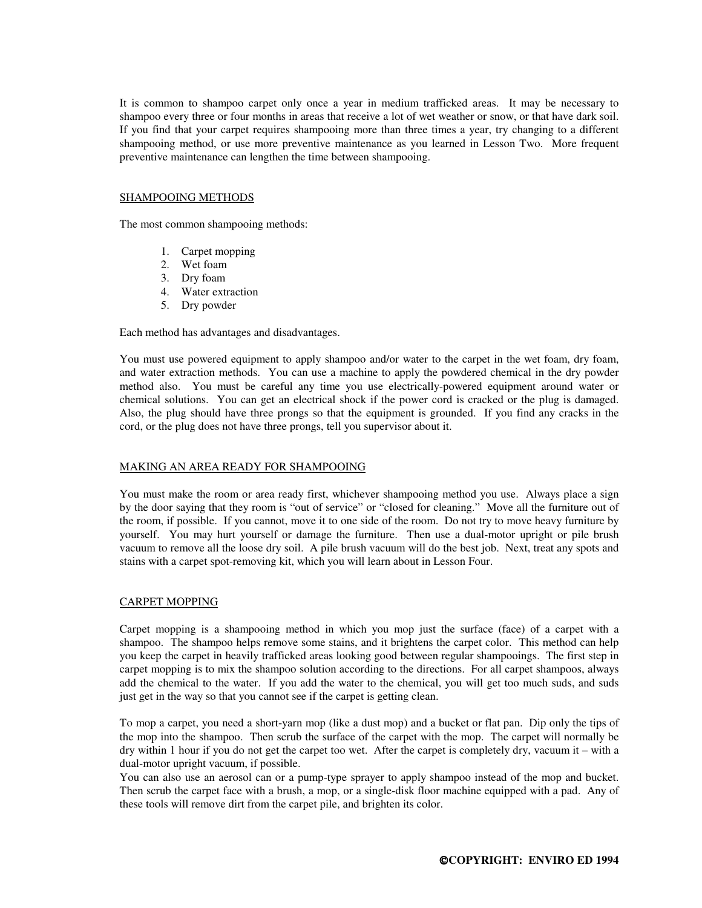It is common to shampoo carpet only once a year in medium trafficked areas. It may be necessary to shampoo every three or four months in areas that receive a lot of wet weather or snow, or that have dark soil. If you find that your carpet requires shampooing more than three times a year, try changing to a different shampooing method, or use more preventive maintenance as you learned in Lesson Two. More frequent preventive maintenance can lengthen the time between shampooing.

## SHAMPOOING METHODS

The most common shampooing methods:

1. Carpet mopping
2. Wet foam
3. Dry foam
4. Water extraction
5. Dry powder

Each method has advantages and disadvantages.

You must use powered equipment to apply shampoo and/or water to the carpet in the wet foam, dry foam, and water extraction methods. You can use a machine to apply the powdered chemical in the dry powder method also. You must be careful any time you use electrically-powered equipment around water or chemical solutions. You can get an electrical shock if the power cord is cracked or the plug is damaged. Also, the plug should have three prongs so that the equipment is grounded. If you find any cracks in the cord, or the plug does not have three prongs, tell you supervisor about it.

## MAKING AN AREA READY FOR SHAMPOOING

You must make the room or area ready first, whichever shampooing method you use. Always place a sign by the door saying that they room is "out of service" or "closed for cleaning." Move all the furniture out of the room, if possible. If you cannot, move it to one side of the room. Do not try to move heavy furniture by yourself. You may hurt yourself or damage the furniture. Then use a dual-motor upright or pile brush vacuum to remove all the loose dry soil. A pile brush vacuum will do the best job. Next, treat any spots and stains with a carpet spot-removing kit, which you will learn about in Lesson Four.

## CARPET MOPPING

Carpet mopping is a shampooing method in which you mop just the surface (face) of a carpet with a shampoo. The shampoo helps remove some stains, and it brightens the carpet color. This method can help you keep the carpet in heavily trafficked areas looking good between regular shampooings. The first step in carpet mopping is to mix the shampoo solution according to the directions. For all carpet shampoos, always add the chemical to the water. If you add the water to the chemical, you will get too much suds, and suds just get in the way so that you cannot see if the carpet is getting clean.

To mop a carpet, you need a short-yarn mop (like a dust mop) and a bucket or flat pan. Dip only the tips of the mop into the shampoo. Then scrub the surface of the carpet with the mop. The carpet will normally be dry within 1 hour if you do not get the carpet too wet. After the carpet is completely dry, vacuum it – with a dual-motor upright vacuum, if possible.

You can also use an aerosol can or a pump-type sprayer to apply shampoo instead of the mop and bucket. Then scrub the carpet face with a brush, a mop, or a single-disk floor machine equipped with a pad. Any of these tools will remove dirt from the carpet pile, and brighten its color.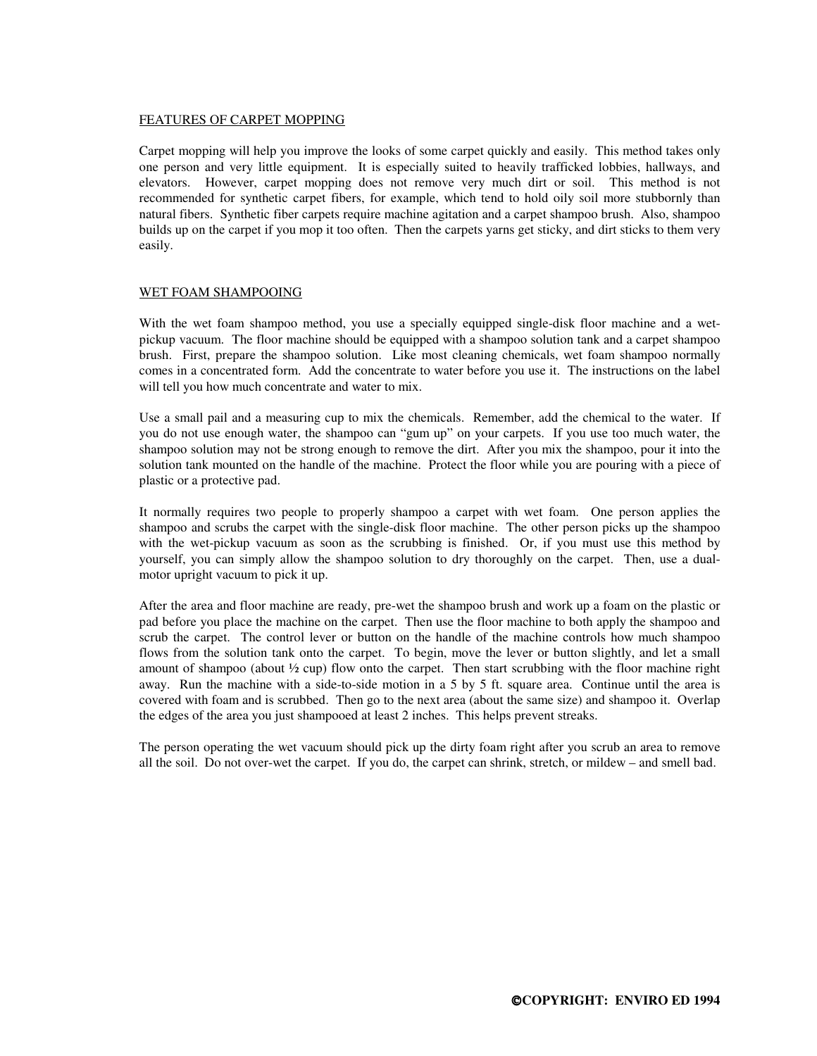## FEATURES OF CARPET MOPPING

Carpet mopping will help you improve the looks of some carpet quickly and easily. This method takes only one person and very little equipment. It is especially suited to heavily trafficked lobbies, hallways, and elevators. However, carpet mopping does not remove very much dirt or soil. This method is not recommended for synthetic carpet fibers, for example, which tend to hold oily soil more stubbornly than natural fibers. Synthetic fiber carpets require machine agitation and a carpet shampoo brush. Also, shampoo builds up on the carpet if you mop it too often. Then the carpets yarns get sticky, and dirt sticks to them very easily.

## WET FOAM SHAMPOOING

With the wet foam shampoo method, you use a specially equipped single-disk floor machine and a wet-pickup vacuum. The floor machine should be equipped with a shampoo solution tank and a carpet shampoo brush. First, prepare the shampoo solution. Like most cleaning chemicals, wet foam shampoo normally comes in a concentrated form. Add the concentrate to water before you use it. The instructions on the label will tell you how much concentrate and water to mix.

Use a small pail and a measuring cup to mix the chemicals. Remember, add the chemical to the water. If you do not use enough water, the shampoo can "gum up" on your carpets. If you use too much water, the shampoo solution may not be strong enough to remove the dirt. After you mix the shampoo, pour it into the solution tank mounted on the handle of the machine. Protect the floor while you are pouring with a piece of plastic or a protective pad.

It normally requires two people to properly shampoo a carpet with wet foam. One person applies the shampoo and scrubs the carpet with the single-disk floor machine. The other person picks up the shampoo with the wet-pickup vacuum as soon as the scrubbing is finished. Or, if you must use this method by yourself, you can simply allow the shampoo solution to dry thoroughly on the carpet. Then, use a dual-motor upright vacuum to pick it up.

After the area and floor machine are ready, pre-wet the shampoo brush and work up a foam on the plastic or pad before you place the machine on the carpet. Then use the floor machine to both apply the shampoo and scrub the carpet. The control lever or button on the handle of the machine controls how much shampoo flows from the solution tank onto the carpet. To begin, move the lever or button slightly, and let a small amount of shampoo (about ½ cup) flow onto the carpet. Then start scrubbing with the floor machine right away. Run the machine with a side-to-side motion in a 5 by 5 ft. square area. Continue until the area is covered with foam and is scrubbed. Then go to the next area (about the same size) and shampoo it. Overlap the edges of the area you just shampooed at least 2 inches. This helps prevent streaks.

The person operating the wet vacuum should pick up the dirty foam right after you scrub an area to remove all the soil. Do not over-wet the carpet. If you do, the carpet can shrink, stretch, or mildew – and smell bad.

**©COPYRIGHT: ENVIRO ED 1994**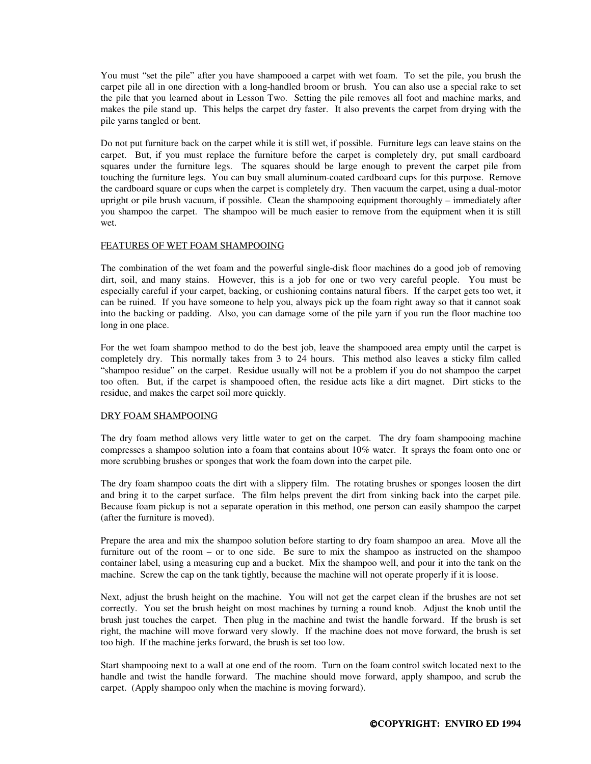You must "set the pile" after you have shampooed a carpet with wet foam. To set the pile, you brush the carpet pile all in one direction with a long-handled broom or brush. You can also use a special rake to set the pile that you learned about in Lesson Two. Setting the pile removes all foot and machine marks, and makes the pile stand up. This helps the carpet dry faster. It also prevents the carpet from drying with the pile yarns tangled or bent.

Do not put furniture back on the carpet while it is still wet, if possible. Furniture legs can leave stains on the carpet. But, if you must replace the furniture before the carpet is completely dry, put small cardboard squares under the furniture legs. The squares should be large enough to prevent the carpet pile from touching the furniture legs. You can buy small aluminum-coated cardboard cups for this purpose. Remove the cardboard square or cups when the carpet is completely dry. Then vacuum the carpet, using a dual-motor upright or pile brush vacuum, if possible. Clean the shampooing equipment thoroughly – immediately after you shampoo the carpet. The shampoo will be much easier to remove from the equipment when it is still wet.

## FEATURES OF WET FOAM SHAMPOOING

The combination of the wet foam and the powerful single-disk floor machines do a good job of removing dirt, soil, and many stains. However, this is a job for one or two very careful people. You must be especially careful if your carpet, backing, or cushioning contains natural fibers. If the carpet gets too wet, it can be ruined. If you have someone to help you, always pick up the foam right away so that it cannot soak into the backing or padding. Also, you can damage some of the pile yarn if you run the floor machine too long in one place.

For the wet foam shampoo method to do the best job, leave the shampooed area empty until the carpet is completely dry. This normally takes from 3 to 24 hours. This method also leaves a sticky film called "shampoo residue" on the carpet. Residue usually will not be a problem if you do not shampoo the carpet too often. But, if the carpet is shampooed often, the residue acts like a dirt magnet. Dirt sticks to the residue, and makes the carpet soil more quickly.

## DRY FOAM SHAMPOOING

The dry foam method allows very little water to get on the carpet. The dry foam shampooing machine compresses a shampoo solution into a foam that contains about 10% water. It sprays the foam onto one or more scrubbing brushes or sponges that work the foam down into the carpet pile.

The dry foam shampoo coats the dirt with a slippery film. The rotating brushes or sponges loosen the dirt and bring it to the carpet surface. The film helps prevent the dirt from sinking back into the carpet pile. Because foam pickup is not a separate operation in this method, one person can easily shampoo the carpet (after the furniture is moved).

Prepare the area and mix the shampoo solution before starting to dry foam shampoo an area. Move all the furniture out of the room – or to one side. Be sure to mix the shampoo as instructed on the shampoo container label, using a measuring cup and a bucket. Mix the shampoo well, and pour it into the tank on the machine. Screw the cap on the tank tightly, because the machine will not operate properly if it is loose.

Next, adjust the brush height on the machine. You will not get the carpet clean if the brushes are not set correctly. You set the brush height on most machines by turning a round knob. Adjust the knob until the brush just touches the carpet. Then plug in the machine and twist the handle forward. If the brush is set right, the machine will move forward very slowly. If the machine does not move forward, the brush is set too high. If the machine jerks forward, the brush is set too low.

Start shampooing next to a wall at one end of the room. Turn on the foam control switch located next to the handle and twist the handle forward. The machine should move forward, apply shampoo, and scrub the carpet. (Apply shampoo only when the machine is moving forward).

**©COPYRIGHT: ENVIRO ED 1994**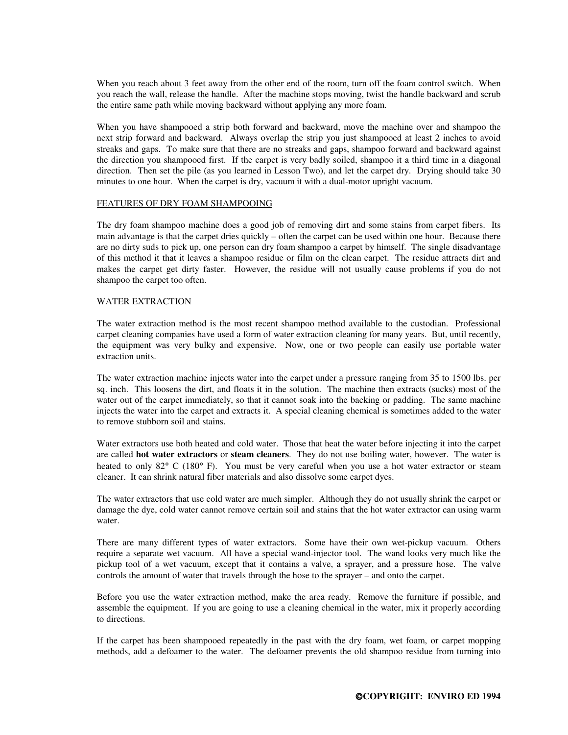When you reach about 3 feet away from the other end of the room, turn off the foam control switch. When you reach the wall, release the handle. After the machine stops moving, twist the handle backward and scrub the entire same path while moving backward without applying any more foam.

When you have shampooed a strip both forward and backward, move the machine over and shampoo the next strip forward and backward. Always overlap the strip you just shampooed at least 2 inches to avoid streaks and gaps. To make sure that there are no streaks and gaps, shampoo forward and backward against the direction you shampooed first. If the carpet is very badly soiled, shampoo it a third time in a diagonal direction. Then set the pile (as you learned in Lesson Two), and let the carpet dry. Drying should take 30 minutes to one hour. When the carpet is dry, vacuum it with a dual-motor upright vacuum.

## FEATURES OF DRY FOAM SHAMPOOING

The dry foam shampoo machine does a good job of removing dirt and some stains from carpet fibers. Its main advantage is that the carpet dries quickly – often the carpet can be used within one hour. Because there are no dirty suds to pick up, one person can dry foam shampoo a carpet by himself. The single disadvantage of this method it that it leaves a shampoo residue or film on the clean carpet. The residue attracts dirt and makes the carpet get dirty faster. However, the residue will not usually cause problems if you do not shampoo the carpet too often.

## WATER EXTRACTION

The water extraction method is the most recent shampoo method available to the custodian. Professional carpet cleaning companies have used a form of water extraction cleaning for many years. But, until recently, the equipment was very bulky and expensive. Now, one or two people can easily use portable water extraction units.

The water extraction machine injects water into the carpet under a pressure ranging from 35 to 1500 lbs. per sq. inch. This loosens the dirt, and floats it in the solution. The machine then extracts (sucks) most of the water out of the carpet immediately, so that it cannot soak into the backing or padding. The same machine injects the water into the carpet and extracts it. A special cleaning chemical is sometimes added to the water to remove stubborn soil and stains.

Water extractors use both heated and cold water. Those that heat the water before injecting it into the carpet are called **hot water extractors** or **steam cleaners**. They do not use boiling water, however. The water is heated to only 82° C (180° F). You must be very careful when you use a hot water extractor or steam cleaner. It can shrink natural fiber materials and also dissolve some carpet dyes.

The water extractors that use cold water are much simpler. Although they do not usually shrink the carpet or damage the dye, cold water cannot remove certain soil and stains that the hot water extractor can using warm water.

There are many different types of water extractors. Some have their own wet-pickup vacuum. Others require a separate wet vacuum. All have a special wand-injector tool. The wand looks very much like the pickup tool of a wet vacuum, except that it contains a valve, a sprayer, and a pressure hose. The valve controls the amount of water that travels through the hose to the sprayer – and onto the carpet.

Before you use the water extraction method, make the area ready. Remove the furniture if possible, and assemble the equipment. If you are going to use a cleaning chemical in the water, mix it properly according to directions.

If the carpet has been shampooed repeatedly in the past with the dry foam, wet foam, or carpet mopping methods, add a defoamer to the water. The defoamer prevents the old shampoo residue from turning into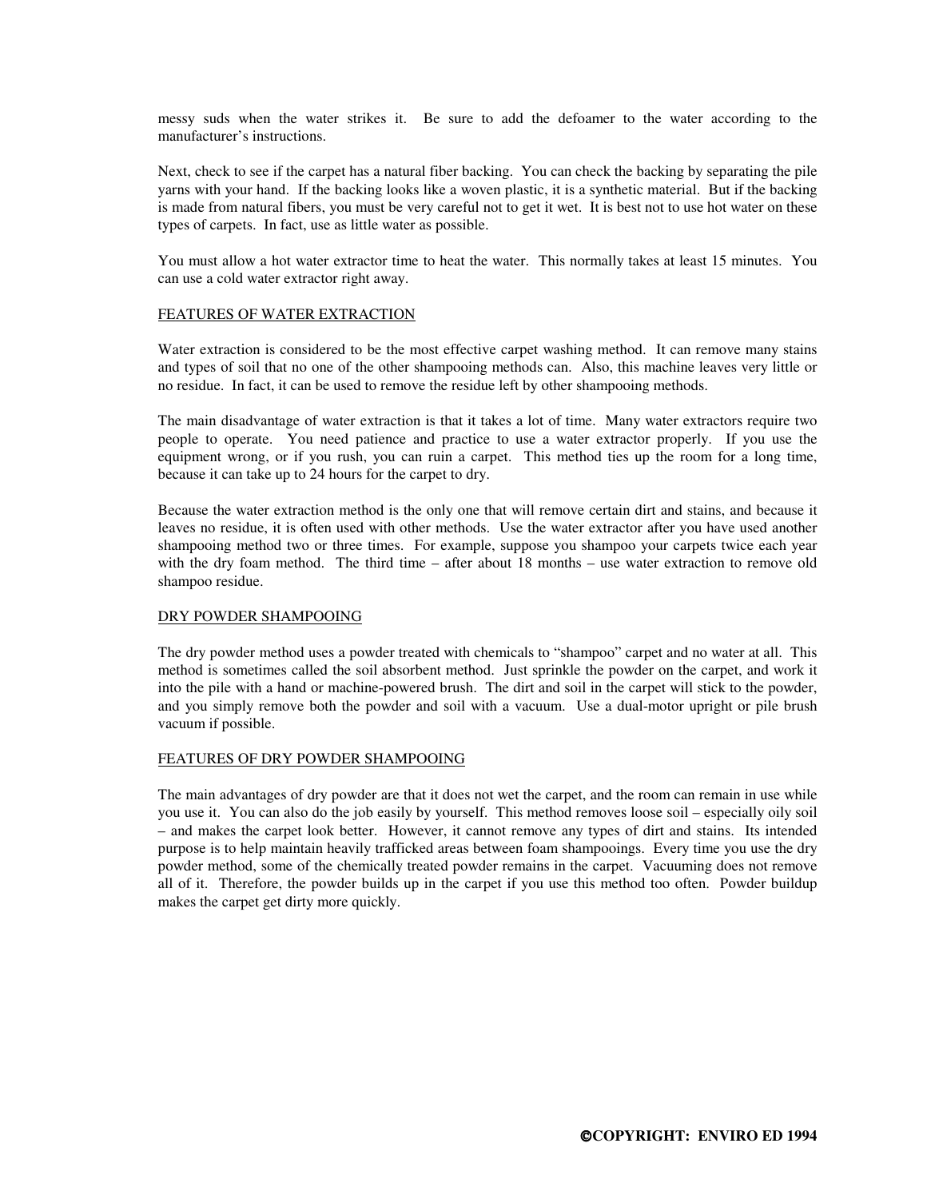messy suds when the water strikes it. Be sure to add the defoamer to the water according to the manufacturer's instructions.

Next, check to see if the carpet has a natural fiber backing. You can check the backing by separating the pile yarns with your hand. If the backing looks like a woven plastic, it is a synthetic material. But if the backing is made from natural fibers, you must be very careful not to get it wet. It is best not to use hot water on these types of carpets. In fact, use as little water as possible.

You must allow a hot water extractor time to heat the water. This normally takes at least 15 minutes. You can use a cold water extractor right away.

## FEATURES OF WATER EXTRACTION

Water extraction is considered to be the most effective carpet washing method. It can remove many stains and types of soil that no one of the other shampooing methods can. Also, this machine leaves very little or no residue. In fact, it can be used to remove the residue left by other shampooing methods.

The main disadvantage of water extraction is that it takes a lot of time. Many water extractors require two people to operate. You need patience and practice to use a water extractor properly. If you use the equipment wrong, or if you rush, you can ruin a carpet. This method ties up the room for a long time, because it can take up to 24 hours for the carpet to dry.

Because the water extraction method is the only one that will remove certain dirt and stains, and because it leaves no residue, it is often used with other methods. Use the water extractor after you have used another shampooing method two or three times. For example, suppose you shampoo your carpets twice each year with the dry foam method. The third time – after about 18 months – use water extraction to remove old shampoo residue.

## DRY POWDER SHAMPOOING

The dry powder method uses a powder treated with chemicals to "shampoo" carpet and no water at all. This method is sometimes called the soil absorbent method. Just sprinkle the powder on the carpet, and work it into the pile with a hand or machine-powered brush. The dirt and soil in the carpet will stick to the powder, and you simply remove both the powder and soil with a vacuum. Use a dual-motor upright or pile brush vacuum if possible.

## FEATURES OF DRY POWDER SHAMPOOING

The main advantages of dry powder are that it does not wet the carpet, and the room can remain in use while you use it. You can also do the job easily by yourself. This method removes loose soil – especially oily soil – and makes the carpet look better. However, it cannot remove any types of dirt and stains. Its intended purpose is to help maintain heavily trafficked areas between foam shampooings. Every time you use the dry powder method, some of the chemically treated powder remains in the carpet. Vacuuming does not remove all of it. Therefore, the powder builds up in the carpet if you use this method too often. Powder buildup makes the carpet get dirty more quickly.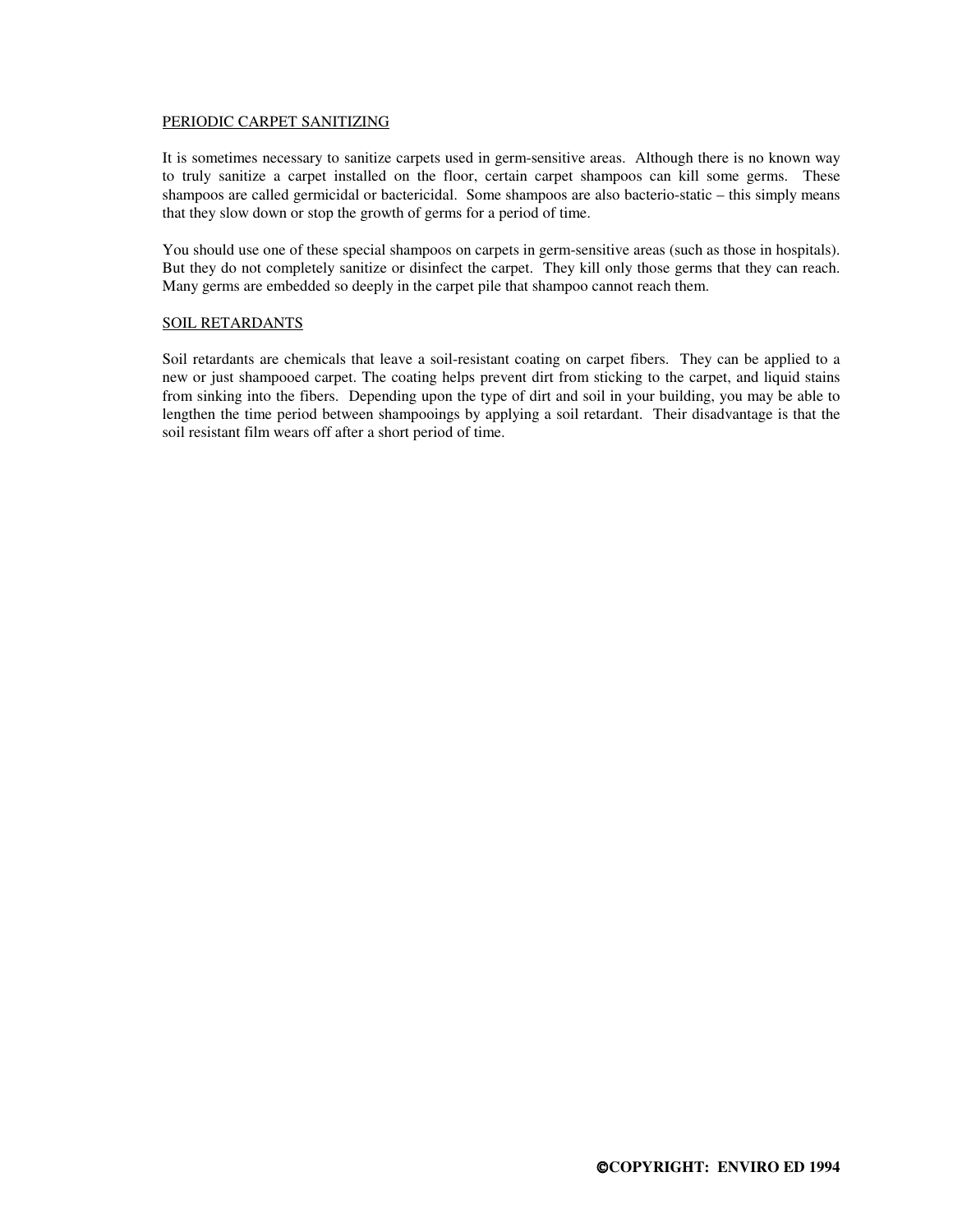## PERIODIC CARPET SANITIZING

It is sometimes necessary to sanitize carpets used in germ-sensitive areas. Although there is no known way to truly sanitize a carpet installed on the floor, certain carpet shampoos can kill some germs. These shampoos are called germicidal or bactericidal. Some shampoos are also bacterio-static – this simply means that they slow down or stop the growth of germs for a period of time.

You should use one of these special shampoos on carpets in germ-sensitive areas (such as those in hospitals). But they do not completely sanitize or disinfect the carpet. They kill only those germs that they can reach. Many germs are embedded so deeply in the carpet pile that shampoo cannot reach them.

## SOIL RETARDANTS

Soil retardants are chemicals that leave a soil-resistant coating on carpet fibers. They can be applied to a new or just shampooed carpet. The coating helps prevent dirt from sticking to the carpet, and liquid stains from sinking into the fibers. Depending upon the type of dirt and soil in your building, you may be able to lengthen the time period between shampooings by applying a soil retardant. Their disadvantage is that the soil resistant film wears off after a short period of time.

**©COPYRIGHT: ENVIRO ED 1994**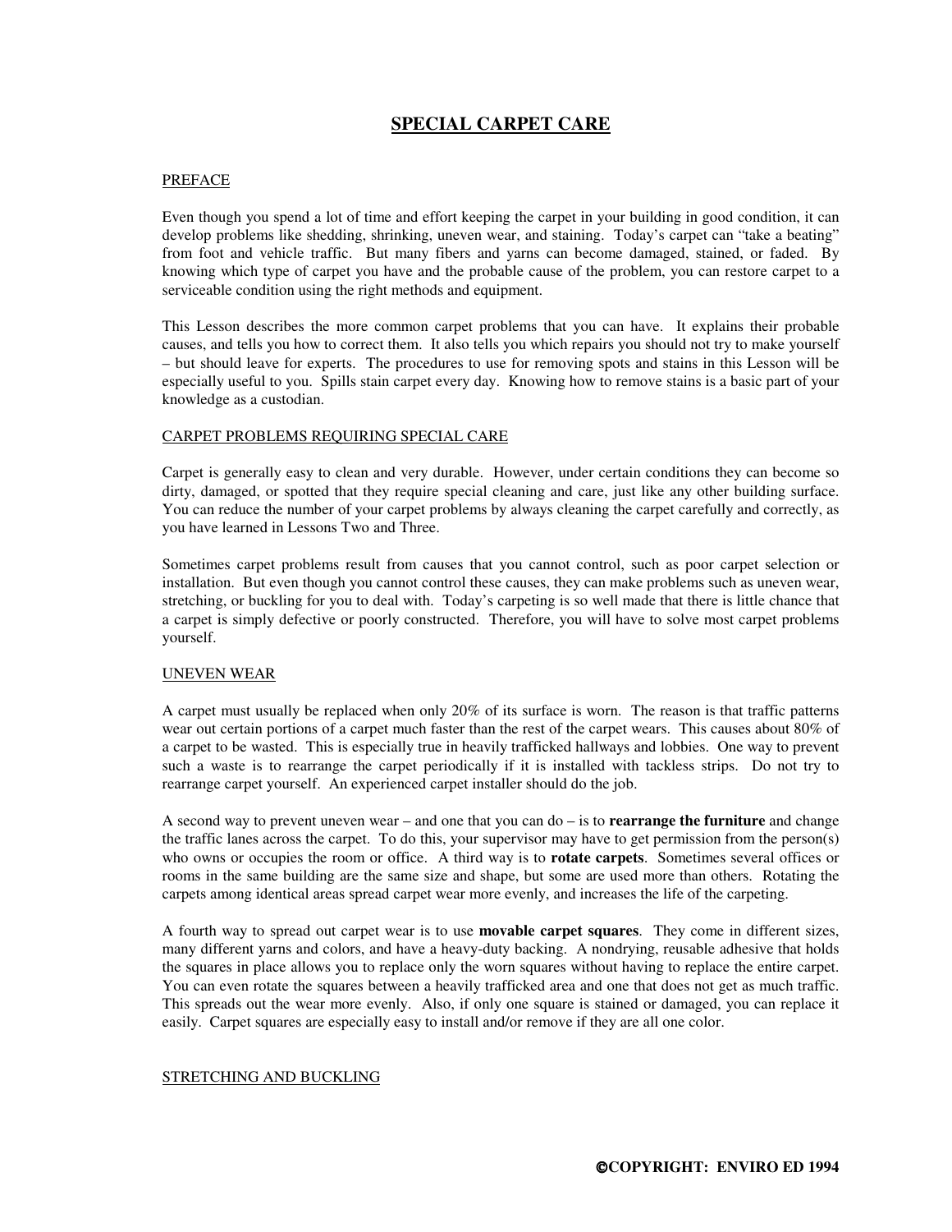# SPECIAL CARPET CARE

## PREFACE

Even though you spend a lot of time and effort keeping the carpet in your building in good condition, it can develop problems like shedding, shrinking, uneven wear, and staining. Today's carpet can "take a beating" from foot and vehicle traffic. But many fibers and yarns can become damaged, stained, or faded. By knowing which type of carpet you have and the probable cause of the problem, you can restore carpet to a serviceable condition using the right methods and equipment.

This Lesson describes the more common carpet problems that you can have. It explains their probable causes, and tells you how to correct them. It also tells you which repairs you should not try to make yourself – but should leave for experts. The procedures to use for removing spots and stains in this Lesson will be especially useful to you. Spills stain carpet every day. Knowing how to remove stains is a basic part of your knowledge as a custodian.

## CARPET PROBLEMS REQUIRING SPECIAL CARE

Carpet is generally easy to clean and very durable. However, under certain conditions they can become so dirty, damaged, or spotted that they require special cleaning and care, just like any other building surface. You can reduce the number of your carpet problems by always cleaning the carpet carefully and correctly, as you have learned in Lessons Two and Three.

Sometimes carpet problems result from causes that you cannot control, such as poor carpet selection or installation. But even though you cannot control these causes, they can make problems such as uneven wear, stretching, or buckling for you to deal with. Today's carpeting is so well made that there is little chance that a carpet is simply defective or poorly constructed. Therefore, you will have to solve most carpet problems yourself.

## UNEVEN WEAR

A carpet must usually be replaced when only 20% of its surface is worn. The reason is that traffic patterns wear out certain portions of a carpet much faster than the rest of the carpet wears. This causes about 80% of a carpet to be wasted. This is especially true in heavily trafficked hallways and lobbies. One way to prevent such a waste is to rearrange the carpet periodically if it is installed with tackless strips. Do not try to rearrange carpet yourself. An experienced carpet installer should do the job.

A second way to prevent uneven wear – and one that you can do – is to **rearrange the furniture** and change the traffic lanes across the carpet. To do this, your supervisor may have to get permission from the person(s) who owns or occupies the room or office. A third way is to **rotate carpets**. Sometimes several offices or rooms in the same building are the same size and shape, but some are used more than others. Rotating the carpets among identical areas spread carpet wear more evenly, and increases the life of the carpeting.

A fourth way to spread out carpet wear is to use **movable carpet squares**. They come in different sizes, many different yarns and colors, and have a heavy-duty backing. A nondrying, reusable adhesive that holds the squares in place allows you to replace only the worn squares without having to replace the entire carpet. You can even rotate the squares between a heavily trafficked area and one that does not get as much traffic. This spreads out the wear more evenly. Also, if only one square is stained or damaged, you can replace it easily. Carpet squares are especially easy to install and/or remove if they are all one color.

## STRETCHING AND BUCKLING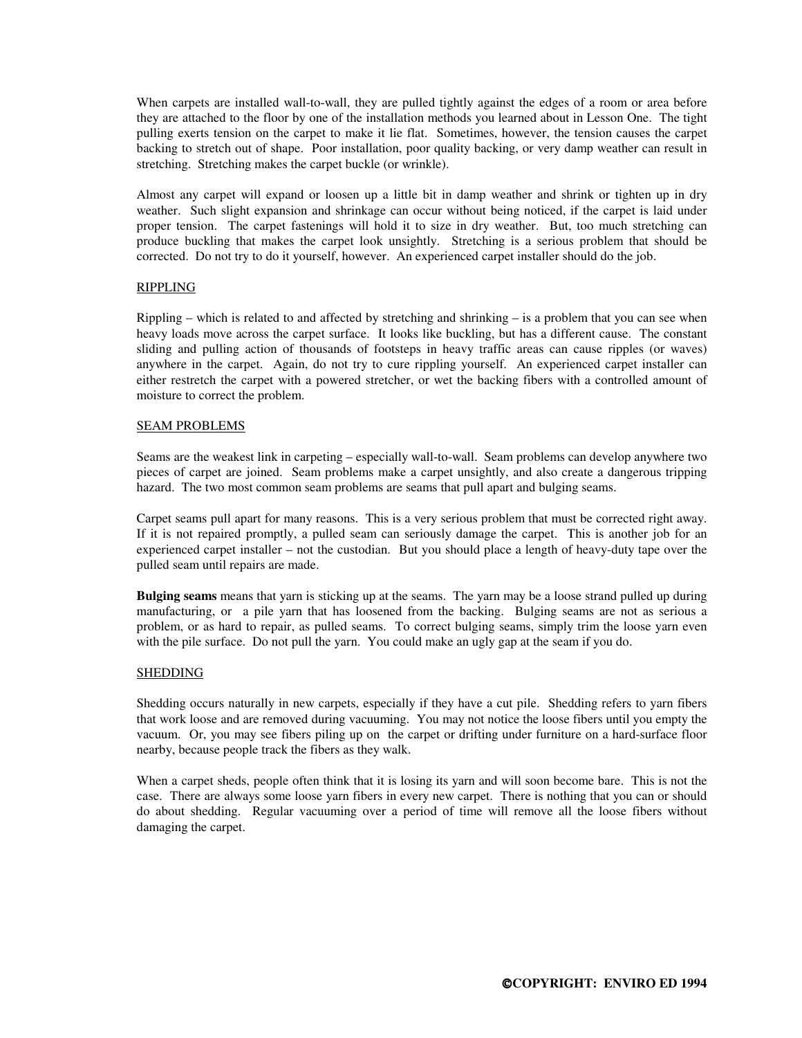When carpets are installed wall-to-wall, they are pulled tightly against the edges of a room or area before they are attached to the floor by one of the installation methods you learned about in Lesson One. The tight pulling exerts tension on the carpet to make it lie flat. Sometimes, however, the tension causes the carpet backing to stretch out of shape. Poor installation, poor quality backing, or very damp weather can result in stretching. Stretching makes the carpet buckle (or wrinkle).

Almost any carpet will expand or loosen up a little bit in damp weather and shrink or tighten up in dry weather. Such slight expansion and shrinkage can occur without being noticed, if the carpet is laid under proper tension. The carpet fastenings will hold it to size in dry weather. But, too much stretching can produce buckling that makes the carpet look unsightly. Stretching is a serious problem that should be corrected. Do not try to do it yourself, however. An experienced carpet installer should do the job.

## RIPPLING

Rippling – which is related to and affected by stretching and shrinking – is a problem that you can see when heavy loads move across the carpet surface. It looks like buckling, but has a different cause. The constant sliding and pulling action of thousands of footsteps in heavy traffic areas can cause ripples (or waves) anywhere in the carpet. Again, do not try to cure rippling yourself. An experienced carpet installer can either restretch the carpet with a powered stretcher, or wet the backing fibers with a controlled amount of moisture to correct the problem.

## SEAM PROBLEMS

Seams are the weakest link in carpeting – especially wall-to-wall. Seam problems can develop anywhere two pieces of carpet are joined. Seam problems make a carpet unsightly, and also create a dangerous tripping hazard. The two most common seam problems are seams that pull apart and bulging seams.

Carpet seams pull apart for many reasons. This is a very serious problem that must be corrected right away. If it is not repaired promptly, a pulled seam can seriously damage the carpet. This is another job for an experienced carpet installer – not the custodian. But you should place a length of heavy-duty tape over the pulled seam until repairs are made.

**Bulging seams** means that yarn is sticking up at the seams. The yarn may be a loose strand pulled up during manufacturing, or a pile yarn that has loosened from the backing. Bulging seams are not as serious a problem, or as hard to repair, as pulled seams. To correct bulging seams, simply trim the loose yarn even with the pile surface. Do not pull the yarn. You could make an ugly gap at the seam if you do.

## SHEDDING

Shedding occurs naturally in new carpets, especially if they have a cut pile. Shedding refers to yarn fibers that work loose and are removed during vacuuming. You may not notice the loose fibers until you empty the vacuum. Or, you may see fibers piling up on the carpet or drifting under furniture on a hard-surface floor nearby, because people track the fibers as they walk.

When a carpet sheds, people often think that it is losing its yarn and will soon become bare. This is not the case. There are always some loose yarn fibers in every new carpet. There is nothing that you can or should do about shedding. Regular vacuuming over a period of time will remove all the loose fibers without damaging the carpet.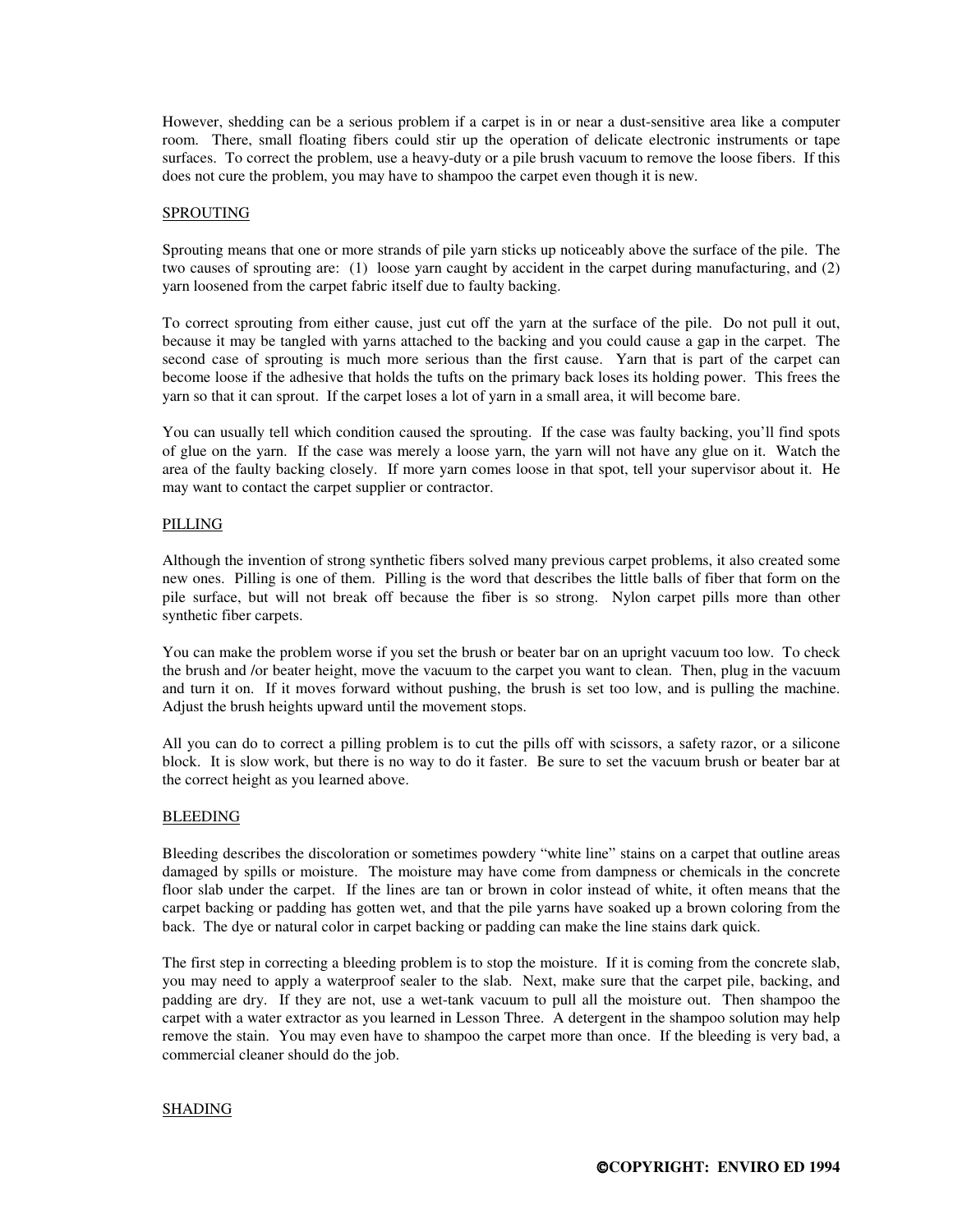However, shedding can be a serious problem if a carpet is in or near a dust-sensitive area like a computer room. There, small floating fibers could stir up the operation of delicate electronic instruments or tape surfaces. To correct the problem, use a heavy-duty or a pile brush vacuum to remove the loose fibers. If this does not cure the problem, you may have to shampoo the carpet even though it is new.

## SPROUTING

Sprouting means that one or more strands of pile yarn sticks up noticeably above the surface of the pile. The two causes of sprouting are: (1) loose yarn caught by accident in the carpet during manufacturing, and (2) yarn loosened from the carpet fabric itself due to faulty backing.

To correct sprouting from either cause, just cut off the yarn at the surface of the pile. Do not pull it out, because it may be tangled with yarns attached to the backing and you could cause a gap in the carpet. The second case of sprouting is much more serious than the first cause. Yarn that is part of the carpet can become loose if the adhesive that holds the tufts on the primary back loses its holding power. This frees the yarn so that it can sprout. If the carpet loses a lot of yarn in a small area, it will become bare.

You can usually tell which condition caused the sprouting. If the case was faulty backing, you'll find spots of glue on the yarn. If the case was merely a loose yarn, the yarn will not have any glue on it. Watch the area of the faulty backing closely. If more yarn comes loose in that spot, tell your supervisor about it. He may want to contact the carpet supplier or contractor.

## PILLING

Although the invention of strong synthetic fibers solved many previous carpet problems, it also created some new ones. Pilling is one of them. Pilling is the word that describes the little balls of fiber that form on the pile surface, but will not break off because the fiber is so strong. Nylon carpet pills more than other synthetic fiber carpets.

You can make the problem worse if you set the brush or beater bar on an upright vacuum too low. To check the brush and /or beater height, move the vacuum to the carpet you want to clean. Then, plug in the vacuum and turn it on. If it moves forward without pushing, the brush is set too low, and is pulling the machine. Adjust the brush heights upward until the movement stops.

All you can do to correct a pilling problem is to cut the pills off with scissors, a safety razor, or a silicone block. It is slow work, but there is no way to do it faster. Be sure to set the vacuum brush or beater bar at the correct height as you learned above.

## BLEEDING

Bleeding describes the discoloration or sometimes powdery "white line" stains on a carpet that outline areas damaged by spills or moisture. The moisture may have come from dampness or chemicals in the concrete floor slab under the carpet. If the lines are tan or brown in color instead of white, it often means that the carpet backing or padding has gotten wet, and that the pile yarns have soaked up a brown coloring from the back. The dye or natural color in carpet backing or padding can make the line stains dark quick.

The first step in correcting a bleeding problem is to stop the moisture. If it is coming from the concrete slab, you may need to apply a waterproof sealer to the slab. Next, make sure that the carpet pile, backing, and padding are dry. If they are not, use a wet-tank vacuum to pull all the moisture out. Then shampoo the carpet with a water extractor as you learned in Lesson Three. A detergent in the shampoo solution may help remove the stain. You may even have to shampoo the carpet more than once. If the bleeding is very bad, a commercial cleaner should do the job.

## SHADING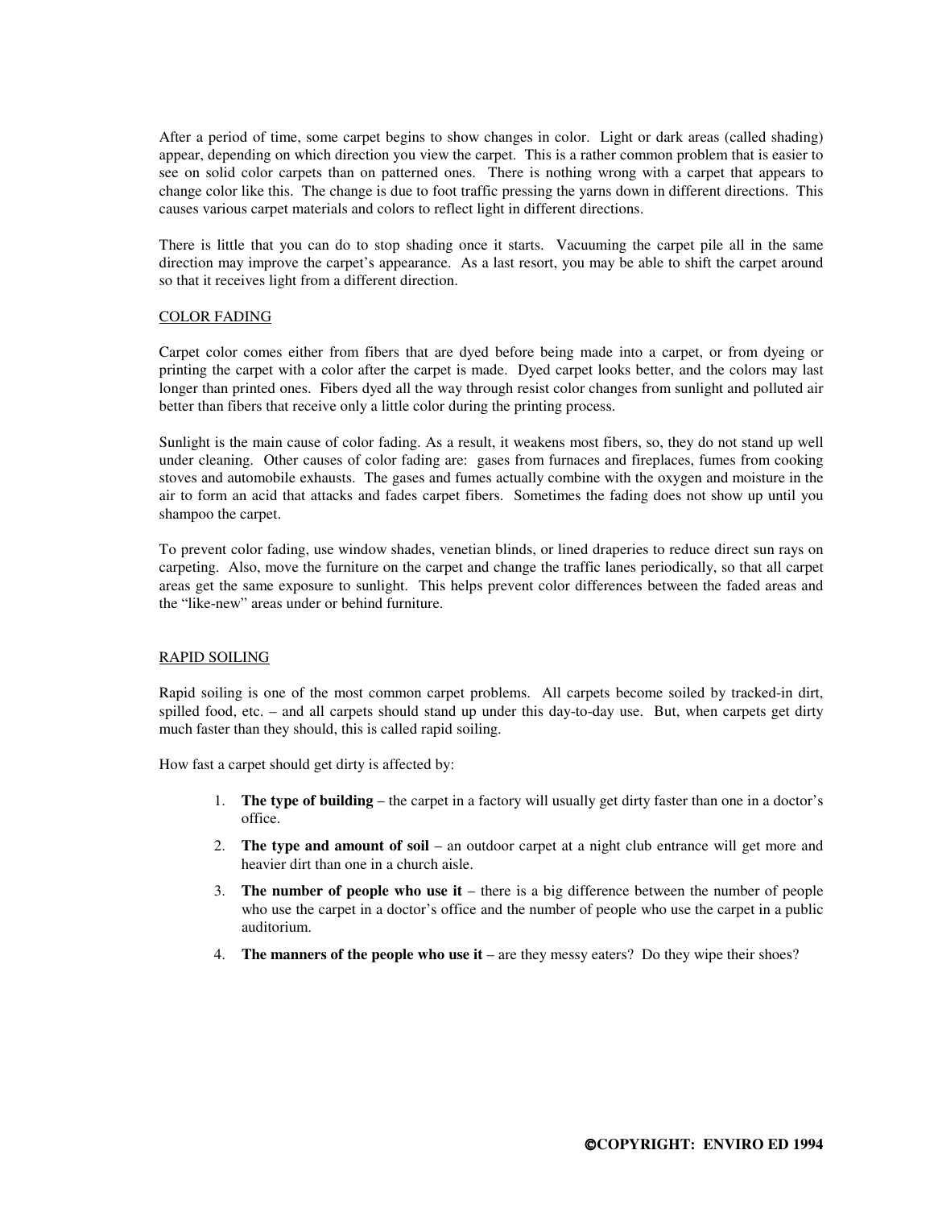After a period of time, some carpet begins to show changes in color. Light or dark areas (called shading) appear, depending on which direction you view the carpet. This is a rather common problem that is easier to see on solid color carpets than on patterned ones. There is nothing wrong with a carpet that appears to change color like this. The change is due to foot traffic pressing the yarns down in different directions. This causes various carpet materials and colors to reflect light in different directions.

There is little that you can do to stop shading once it starts. Vacuuming the carpet pile all in the same direction may improve the carpet's appearance. As a last resort, you may be able to shift the carpet around so that it receives light from a different direction.

## COLOR FADING

Carpet color comes either from fibers that are dyed before being made into a carpet, or from dyeing or printing the carpet with a color after the carpet is made. Dyed carpet looks better, and the colors may last longer than printed ones. Fibers dyed all the way through resist color changes from sunlight and polluted air better than fibers that receive only a little color during the printing process.

Sunlight is the main cause of color fading. As a result, it weakens most fibers, so, they do not stand up well under cleaning. Other causes of color fading are: gases from furnaces and fireplaces, fumes from cooking stoves and automobile exhausts. The gases and fumes actually combine with the oxygen and moisture in the air to form an acid that attacks and fades carpet fibers. Sometimes the fading does not show up until you shampoo the carpet.

To prevent color fading, use window shades, venetian blinds, or lined draperies to reduce direct sun rays on carpeting. Also, move the furniture on the carpet and change the traffic lanes periodically, so that all carpet areas get the same exposure to sunlight. This helps prevent color differences between the faded areas and the "like-new" areas under or behind furniture.

## RAPID SOILING

Rapid soiling is one of the most common carpet problems. All carpets become soiled by tracked-in dirt, spilled food, etc. – and all carpets should stand up under this day-to-day use. But, when carpets get dirty much faster than they should, this is called rapid soiling.

How fast a carpet should get dirty is affected by:

1. **The type of building** – the carpet in a factory will usually get dirty faster than one in a doctor's office.
2. **The type and amount of soil** – an outdoor carpet at a night club entrance will get more and heavier dirt than one in a church aisle.
3. **The number of people who use it** – there is a big difference between the number of people who use the carpet in a doctor's office and the number of people who use the carpet in a public auditorium.
4. **The manners of the people who use it** – are they messy eaters? Do they wipe their shoes?

**©COPYRIGHT: ENVIRO ED 1994**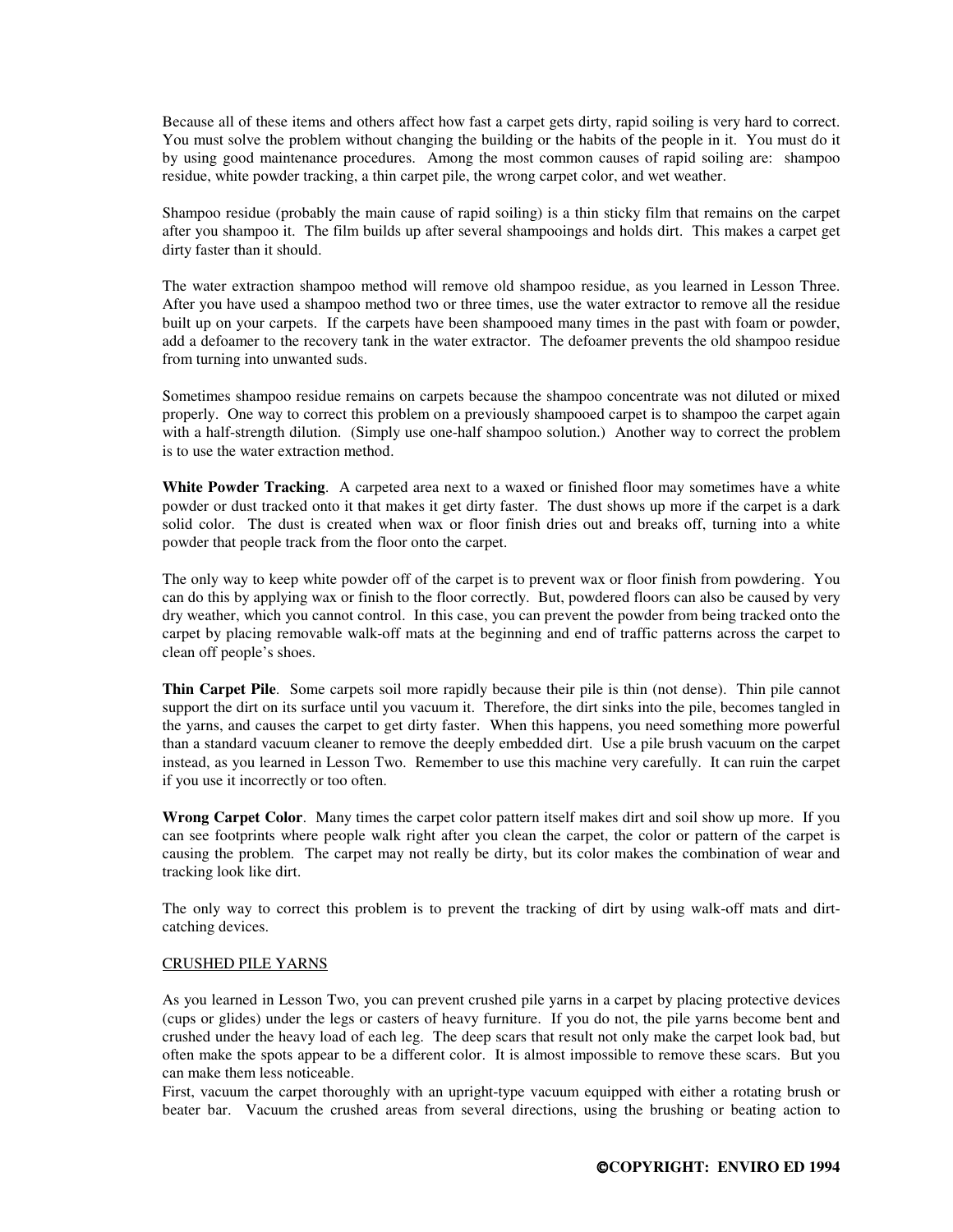Because all of these items and others affect how fast a carpet gets dirty, rapid soiling is very hard to correct. You must solve the problem without changing the building or the habits of the people in it. You must do it by using good maintenance procedures. Among the most common causes of rapid soiling are: shampoo residue, white powder tracking, a thin carpet pile, the wrong carpet color, and wet weather.

Shampoo residue (probably the main cause of rapid soiling) is a thin sticky film that remains on the carpet after you shampoo it. The film builds up after several shampooings and holds dirt. This makes a carpet get dirty faster than it should.

The water extraction shampoo method will remove old shampoo residue, as you learned in Lesson Three. After you have used a shampoo method two or three times, use the water extractor to remove all the residue built up on your carpets. If the carpets have been shampooed many times in the past with foam or powder, add a defoamer to the recovery tank in the water extractor. The defoamer prevents the old shampoo residue from turning into unwanted suds.

Sometimes shampoo residue remains on carpets because the shampoo concentrate was not diluted or mixed properly. One way to correct this problem on a previously shampooed carpet is to shampoo the carpet again with a half-strength dilution. (Simply use one-half shampoo solution.) Another way to correct the problem is to use the water extraction method.

**White Powder Tracking**. A carpeted area next to a waxed or finished floor may sometimes have a white powder or dust tracked onto it that makes it get dirty faster. The dust shows up more if the carpet is a dark solid color. The dust is created when wax or floor finish dries out and breaks off, turning into a white powder that people track from the floor onto the carpet.

The only way to keep white powder off of the carpet is to prevent wax or floor finish from powdering. You can do this by applying wax or finish to the floor correctly. But, powdered floors can also be caused by very dry weather, which you cannot control. In this case, you can prevent the powder from being tracked onto the carpet by placing removable walk-off mats at the beginning and end of traffic patterns across the carpet to clean off people's shoes.

**Thin Carpet Pile**. Some carpets soil more rapidly because their pile is thin (not dense). Thin pile cannot support the dirt on its surface until you vacuum it. Therefore, the dirt sinks into the pile, becomes tangled in the yarns, and causes the carpet to get dirty faster. When this happens, you need something more powerful than a standard vacuum cleaner to remove the deeply embedded dirt. Use a pile brush vacuum on the carpet instead, as you learned in Lesson Two. Remember to use this machine very carefully. It can ruin the carpet if you use it incorrectly or too often.

**Wrong Carpet Color**. Many times the carpet color pattern itself makes dirt and soil show up more. If you can see footprints where people walk right after you clean the carpet, the color or pattern of the carpet is causing the problem. The carpet may not really be dirty, but its color makes the combination of wear and tracking look like dirt.

The only way to correct this problem is to prevent the tracking of dirt by using walk-off mats and dirt-catching devices.

## CRUSHED PILE YARNS

As you learned in Lesson Two, you can prevent crushed pile yarns in a carpet by placing protective devices (cups or glides) under the legs or casters of heavy furniture. If you do not, the pile yarns become bent and crushed under the heavy load of each leg. The deep scars that result not only make the carpet look bad, but often make the spots appear to be a different color. It is almost impossible to remove these scars. But you can make them less noticeable.

First, vacuum the carpet thoroughly with an upright-type vacuum equipped with either a rotating brush or beater bar. Vacuum the crushed areas from several directions, using the brushing or beating action to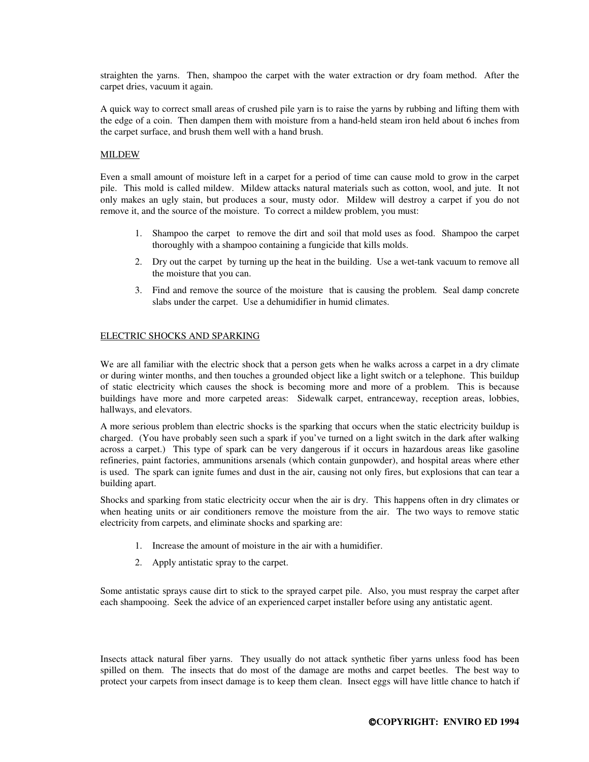straighten the yarns. Then, shampoo the carpet with the water extraction or dry foam method. After the carpet dries, vacuum it again.

A quick way to correct small areas of crushed pile yarn is to raise the yarns by rubbing and lifting them with the edge of a coin. Then dampen them with moisture from a hand-held steam iron held about 6 inches from the carpet surface, and brush them well with a hand brush.

## MILDEW

Even a small amount of moisture left in a carpet for a period of time can cause mold to grow in the carpet pile. This mold is called mildew. Mildew attacks natural materials such as cotton, wool, and jute. It not only makes an ugly stain, but produces a sour, musty odor. Mildew will destroy a carpet if you do not remove it, and the source of the moisture. To correct a mildew problem, you must:

1. Shampoo the carpet to remove the dirt and soil that mold uses as food. Shampoo the carpet thoroughly with a shampoo containing a fungicide that kills molds.
2. Dry out the carpet by turning up the heat in the building. Use a wet-tank vacuum to remove all the moisture that you can.
3. Find and remove the source of the moisture that is causing the problem. Seal damp concrete slabs under the carpet. Use a dehumidifier in humid climates.

## ELECTRIC SHOCKS AND SPARKING

We are all familiar with the electric shock that a person gets when he walks across a carpet in a dry climate or during winter months, and then touches a grounded object like a light switch or a telephone. This buildup of static electricity which causes the shock is becoming more and more of a problem. This is because buildings have more and more carpeted areas: Sidewalk carpet, entranceway, reception areas, lobbies, hallways, and elevators.

A more serious problem than electric shocks is the sparking that occurs when the static electricity buildup is charged. (You have probably seen such a spark if you've turned on a light switch in the dark after walking across a carpet.) This type of spark can be very dangerous if it occurs in hazardous areas like gasoline refineries, paint factories, ammunitions arsenals (which contain gunpowder), and hospital areas where ether is used. The spark can ignite fumes and dust in the air, causing not only fires, but explosions that can tear a building apart.

Shocks and sparking from static electricity occur when the air is dry. This happens often in dry climates or when heating units or air conditioners remove the moisture from the air. The two ways to remove static electricity from carpets, and eliminate shocks and sparking are:

1. Increase the amount of moisture in the air with a humidifier.
2. Apply antistatic spray to the carpet.

Some antistatic sprays cause dirt to stick to the sprayed carpet pile. Also, you must respray the carpet after each shampooing. Seek the advice of an experienced carpet installer before using any antistatic agent.

Insects attack natural fiber yarns. They usually do not attack synthetic fiber yarns unless food has been spilled on them. The insects that do most of the damage are moths and carpet beetles. The best way to protect your carpets from insect damage is to keep them clean. Insect eggs will have little chance to hatch if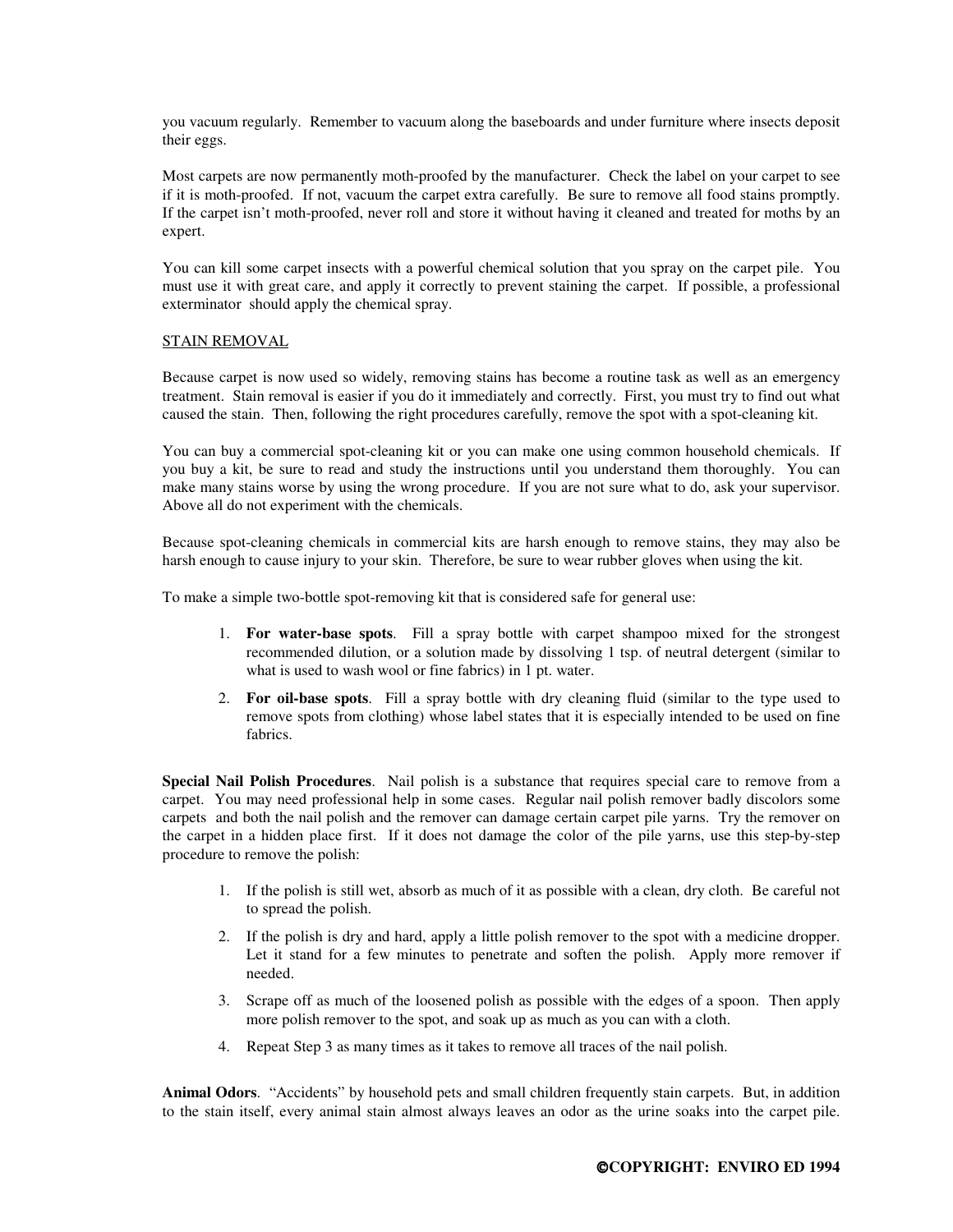you vacuum regularly. Remember to vacuum along the baseboards and under furniture where insects deposit their eggs.

Most carpets are now permanently moth-proofed by the manufacturer. Check the label on your carpet to see if it is moth-proofed. If not, vacuum the carpet extra carefully. Be sure to remove all food stains promptly. If the carpet isn't moth-proofed, never roll and store it without having it cleaned and treated for moths by an expert.

You can kill some carpet insects with a powerful chemical solution that you spray on the carpet pile. You must use it with great care, and apply it correctly to prevent staining the carpet. If possible, a professional exterminator should apply the chemical spray.

## STAIN REMOVAL

Because carpet is now used so widely, removing stains has become a routine task as well as an emergency treatment. Stain removal is easier if you do it immediately and correctly. First, you must try to find out what caused the stain. Then, following the right procedures carefully, remove the spot with a spot-cleaning kit.

You can buy a commercial spot-cleaning kit or you can make one using common household chemicals. If you buy a kit, be sure to read and study the instructions until you understand them thoroughly. You can make many stains worse by using the wrong procedure. If you are not sure what to do, ask your supervisor. Above all do not experiment with the chemicals.

Because spot-cleaning chemicals in commercial kits are harsh enough to remove stains, they may also be harsh enough to cause injury to your skin. Therefore, be sure to wear rubber gloves when using the kit.

To make a simple two-bottle spot-removing kit that is considered safe for general use:

1. **For water-base spots**. Fill a spray bottle with carpet shampoo mixed for the strongest recommended dilution, or a solution made by dissolving 1 tsp. of neutral detergent (similar to what is used to wash wool or fine fabrics) in 1 pt. water.
2. **For oil-base spots**. Fill a spray bottle with dry cleaning fluid (similar to the type used to remove spots from clothing) whose label states that it is especially intended to be used on fine fabrics.

**Special Nail Polish Procedures**. Nail polish is a substance that requires special care to remove from a carpet. You may need professional help in some cases. Regular nail polish remover badly discolors some carpets and both the nail polish and the remover can damage certain carpet pile yarns. Try the remover on the carpet in a hidden place first. If it does not damage the color of the pile yarns, use this step-by-step procedure to remove the polish:

1. If the polish is still wet, absorb as much of it as possible with a clean, dry cloth. Be careful not to spread the polish.
2. If the polish is dry and hard, apply a little polish remover to the spot with a medicine dropper. Let it stand for a few minutes to penetrate and soften the polish. Apply more remover if needed.
3. Scrape off as much of the loosened polish as possible with the edges of a spoon. Then apply more polish remover to the spot, and soak up as much as you can with a cloth.
4. Repeat Step 3 as many times as it takes to remove all traces of the nail polish.

**Animal Odors**. "Accidents" by household pets and small children frequently stain carpets. But, in addition to the stain itself, every animal stain almost always leaves an odor as the urine soaks into the carpet pile.

**©COPYRIGHT: ENVIRO ED 1994**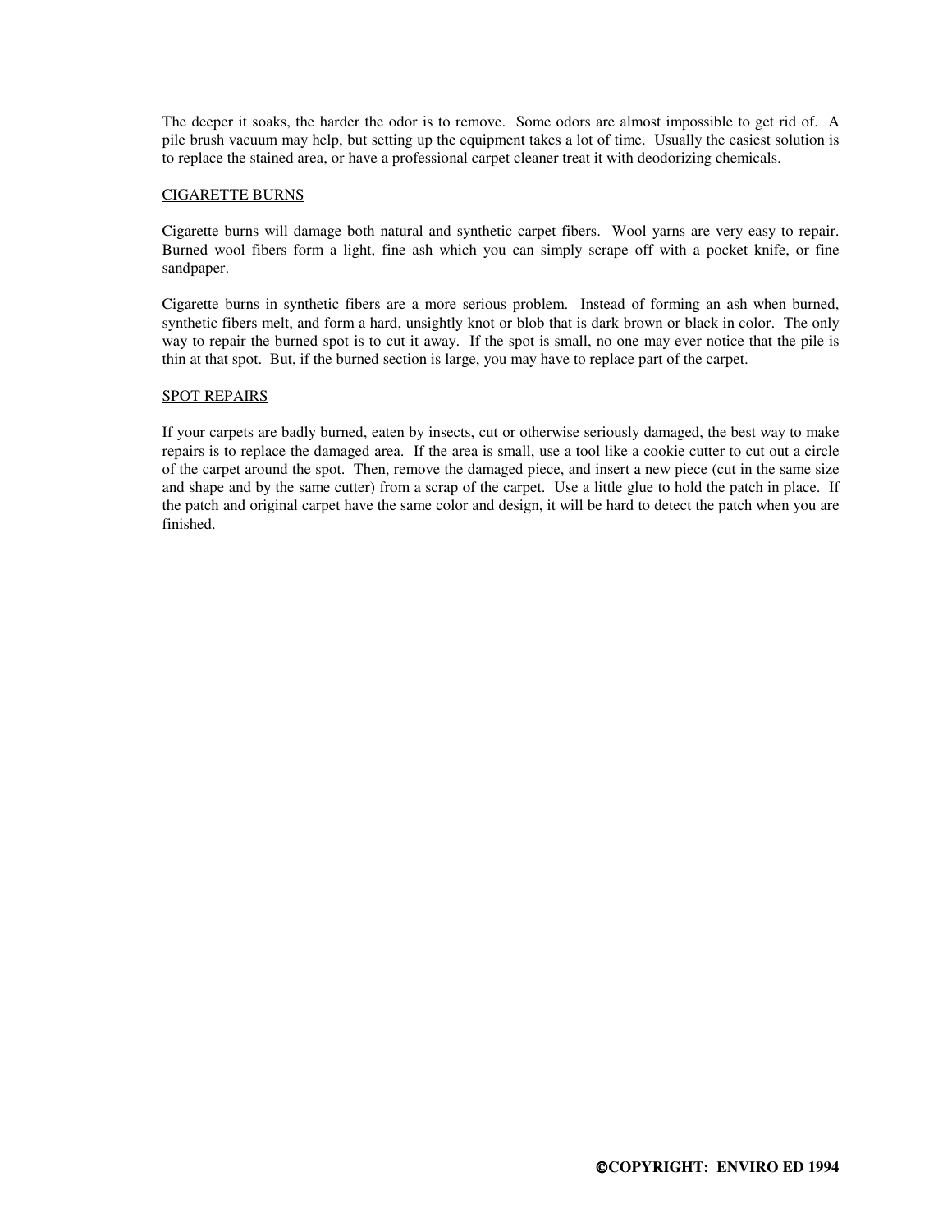The deeper it soaks, the harder the odor is to remove. Some odors are almost impossible to get rid of. A pile brush vacuum may help, but setting up the equipment takes a lot of time. Usually the easiest solution is to replace the stained area, or have a professional carpet cleaner treat it with deodorizing chemicals.

## CIGARETTE BURNS

Cigarette burns will damage both natural and synthetic carpet fibers. Wool yarns are very easy to repair. Burned wool fibers form a light, fine ash which you can simply scrape off with a pocket knife, or fine sandpaper.

Cigarette burns in synthetic fibers are a more serious problem. Instead of forming an ash when burned, synthetic fibers melt, and form a hard, unsightly knot or blob that is dark brown or black in color. The only way to repair the burned spot is to cut it away. If the spot is small, no one may ever notice that the pile is thin at that spot. But, if the burned section is large, you may have to replace part of the carpet.

## SPOT REPAIRS

If your carpets are badly burned, eaten by insects, cut or otherwise seriously damaged, the best way to make repairs is to replace the damaged area. If the area is small, use a tool like a cookie cutter to cut out a circle of the carpet around the spot. Then, remove the damaged piece, and insert a new piece (cut in the same size and shape and by the same cutter) from a scrap of the carpet. Use a little glue to hold the patch in place. If the patch and original carpet have the same color and design, it will be hard to detect the patch when you are finished.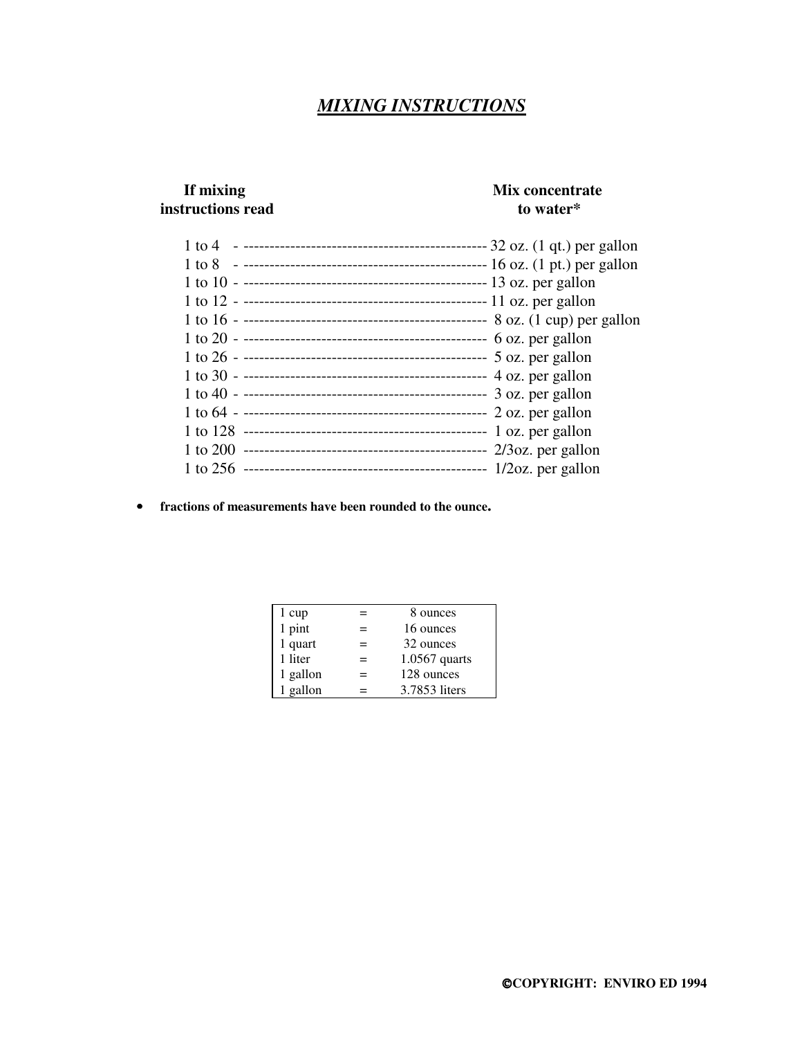# ***MIXING INSTRUCTIONS***

| If mixing instructions read | Mix concentrate to water* |
|---|---|
| 1 to 4 | 32 oz. (1 qt.) per gallon |
| 1 to 8 | 16 oz. (1 pt.) per gallon |
| 1 to 10 | 13 oz. per gallon |
| 1 to 12 | 11 oz. per gallon |
| 1 to 16 | 8 oz. (1 cup) per gallon |
| 1 to 20 | 6 oz. per gallon |
| 1 to 26 | 5 oz. per gallon |
| 1 to 30 | 4 oz. per gallon |
| 1 to 40 | 3 oz. per gallon |
| 1 to 64 | 2 oz. per gallon |
| 1 to 128 | 1 oz. per gallon |
| 1 to 200 | 2/3oz. per gallon |
| 1 to 256 | 1/2oz. per gallon |

- **fractions of measurements have been rounded to the ounce.**

| | | |
|---|---|---|
| 1 cup | = | 8 ounces |
| 1 pint | = | 16 ounces |
| 1 quart | = | 32 ounces |
| 1 liter | = | 1.0567 quarts |
| 1 gallon | = | 128 ounces |
| 1 gallon | = | 3.7853 liters |

**©COPYRIGHT: ENVIRO ED 1994**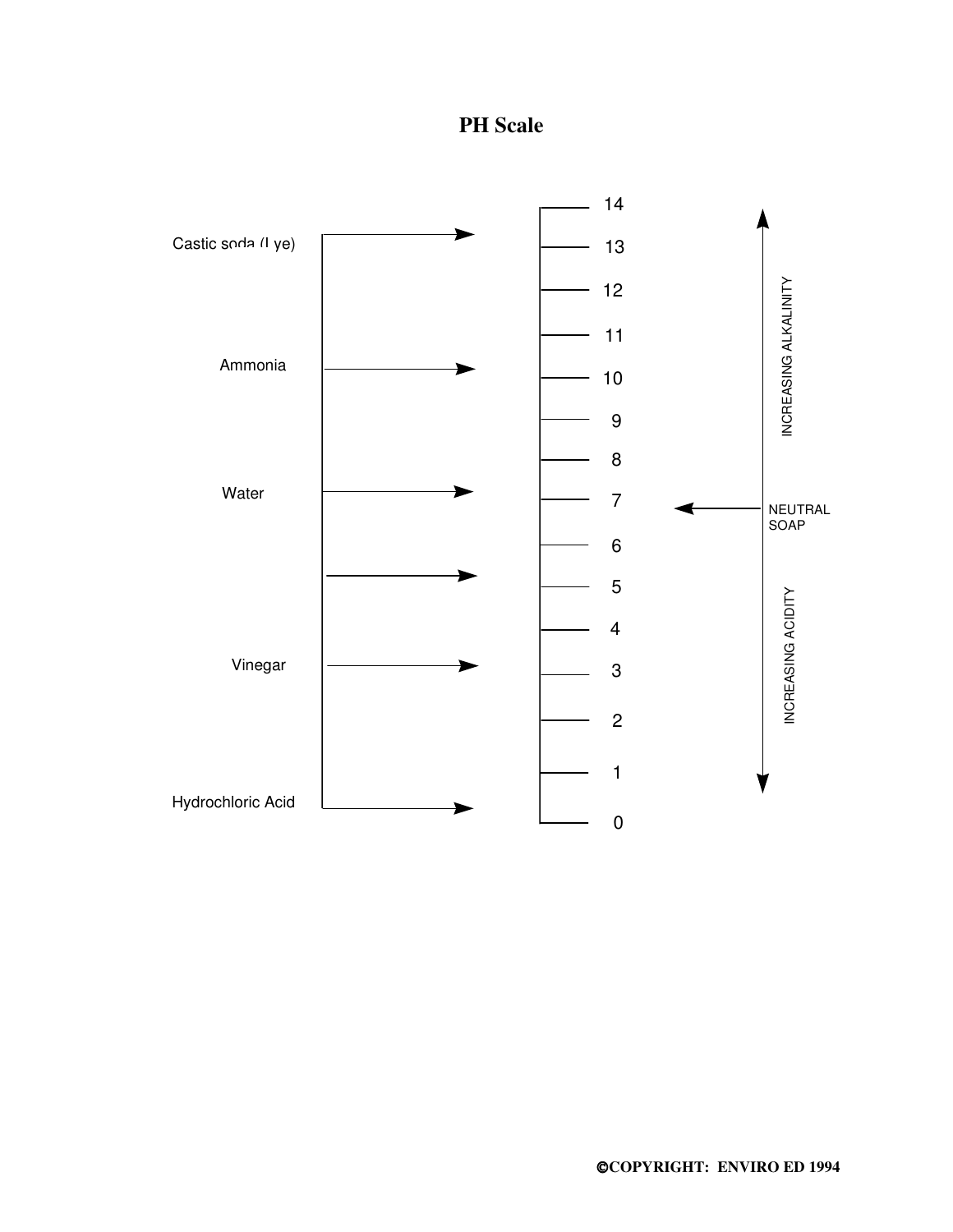# PH Scale

| Substance | pH |
|---|---|
| Castic soda (Lye) | 13 |
| Ammonia | 10 |
| Water | 7 |
| | 5 |
| Vinegar | 3 |
| Hydrochloric Acid | 0 |

14
13
12
11
10
9
8
7
6
5
4
3
2
1
0

INCREASING ALKALINITY

NEUTRAL SOAP

INCREASING ACIDITY

©COPYRIGHT: ENVIRO ED 1994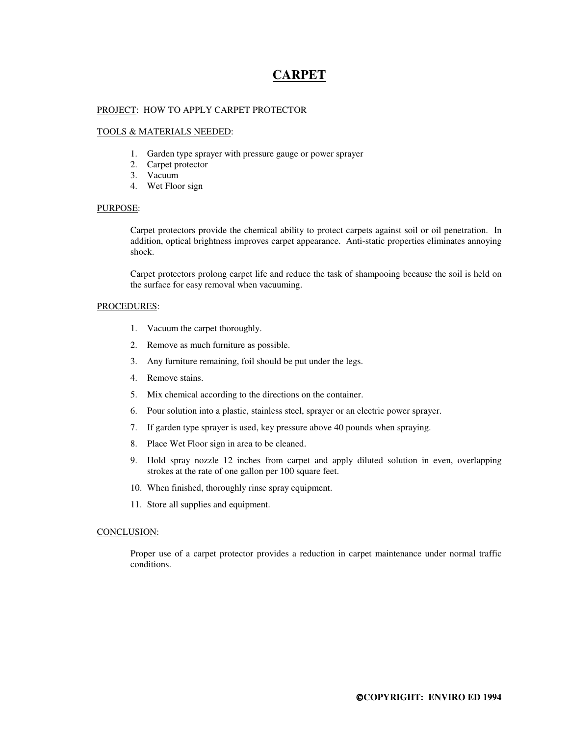# CARPET

PROJECT: HOW TO APPLY CARPET PROTECTOR

TOOLS & MATERIALS NEEDED:

1. Garden type sprayer with pressure gauge or power sprayer
2. Carpet protector
3. Vacuum
4. Wet Floor sign

PURPOSE:

Carpet protectors provide the chemical ability to protect carpets against soil or oil penetration. In addition, optical brightness improves carpet appearance. Anti-static properties eliminates annoying shock.

Carpet protectors prolong carpet life and reduce the task of shampooing because the soil is held on the surface for easy removal when vacuuming.

PROCEDURES:

1. Vacuum the carpet thoroughly.
2. Remove as much furniture as possible.
3. Any furniture remaining, foil should be put under the legs.
4. Remove stains.
5. Mix chemical according to the directions on the container.
6. Pour solution into a plastic, stainless steel, sprayer or an electric power sprayer.
7. If garden type sprayer is used, key pressure above 40 pounds when spraying.
8. Place Wet Floor sign in area to be cleaned.
9. Hold spray nozzle 12 inches from carpet and apply diluted solution in even, overlapping strokes at the rate of one gallon per 100 square feet.
10. When finished, thoroughly rinse spray equipment.
11. Store all supplies and equipment.

CONCLUSION:

Proper use of a carpet protector provides a reduction in carpet maintenance under normal traffic conditions.

**©COPYRIGHT: ENVIRO ED 1994**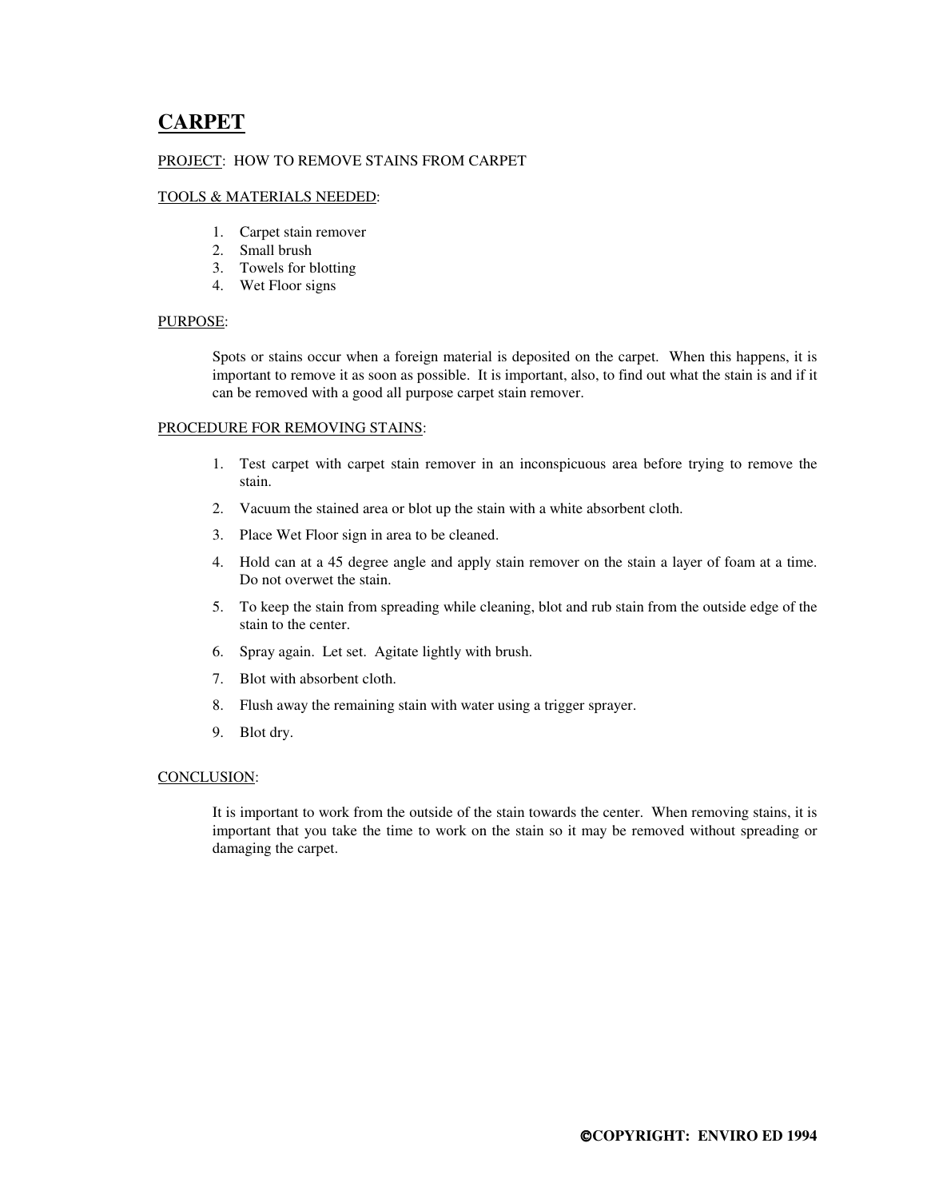# CARPET

PROJECT: HOW TO REMOVE STAINS FROM CARPET

TOOLS & MATERIALS NEEDED:

1. Carpet stain remover
2. Small brush
3. Towels for blotting
4. Wet Floor signs

PURPOSE:

Spots or stains occur when a foreign material is deposited on the carpet. When this happens, it is important to remove it as soon as possible. It is important, also, to find out what the stain is and if it can be removed with a good all purpose carpet stain remover.

PROCEDURE FOR REMOVING STAINS:

1. Test carpet with carpet stain remover in an inconspicuous area before trying to remove the stain.
2. Vacuum the stained area or blot up the stain with a white absorbent cloth.
3. Place Wet Floor sign in area to be cleaned.
4. Hold can at a 45 degree angle and apply stain remover on the stain a layer of foam at a time. Do not overwet the stain.
5. To keep the stain from spreading while cleaning, blot and rub stain from the outside edge of the stain to the center.
6. Spray again. Let set. Agitate lightly with brush.
7. Blot with absorbent cloth.
8. Flush away the remaining stain with water using a trigger sprayer.
9. Blot dry.

CONCLUSION:

It is important to work from the outside of the stain towards the center. When removing stains, it is important that you take the time to work on the stain so it may be removed without spreading or damaging the carpet.

**©COPYRIGHT: ENVIRO ED 1994**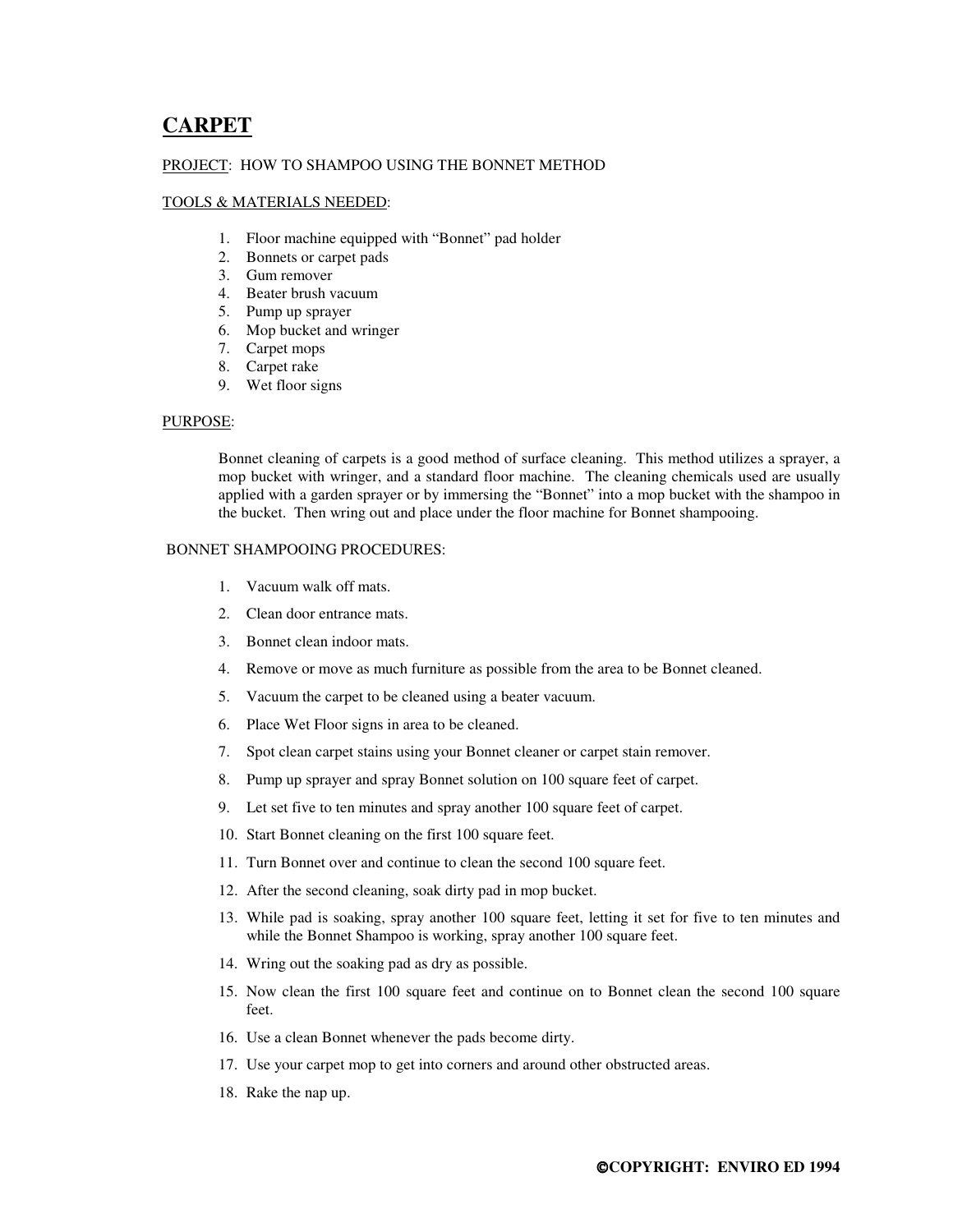# CARPET

PROJECT: HOW TO SHAMPOO USING THE BONNET METHOD

TOOLS & MATERIALS NEEDED:

1. Floor machine equipped with "Bonnet" pad holder
2. Bonnets or carpet pads
3. Gum remover
4. Beater brush vacuum
5. Pump up sprayer
6. Mop bucket and wringer
7. Carpet mops
8. Carpet rake
9. Wet floor signs

PURPOSE:

Bonnet cleaning of carpets is a good method of surface cleaning. This method utilizes a sprayer, a mop bucket with wringer, and a standard floor machine. The cleaning chemicals used are usually applied with a garden sprayer or by immersing the "Bonnet" into a mop bucket with the shampoo in the bucket. Then wring out and place under the floor machine for Bonnet shampooing.

BONNET SHAMPOOING PROCEDURES:

1. Vacuum walk off mats.
2. Clean door entrance mats.
3. Bonnet clean indoor mats.
4. Remove or move as much furniture as possible from the area to be Bonnet cleaned.
5. Vacuum the carpet to be cleaned using a beater vacuum.
6. Place Wet Floor signs in area to be cleaned.
7. Spot clean carpet stains using your Bonnet cleaner or carpet stain remover.
8. Pump up sprayer and spray Bonnet solution on 100 square feet of carpet.
9. Let set five to ten minutes and spray another 100 square feet of carpet.
10. Start Bonnet cleaning on the first 100 square feet.
11. Turn Bonnet over and continue to clean the second 100 square feet.
12. After the second cleaning, soak dirty pad in mop bucket.
13. While pad is soaking, spray another 100 square feet, letting it set for five to ten minutes and while the Bonnet Shampoo is working, spray another 100 square feet.
14. Wring out the soaking pad as dry as possible.
15. Now clean the first 100 square feet and continue on to Bonnet clean the second 100 square feet.
16. Use a clean Bonnet whenever the pads become dirty.
17. Use your carpet mop to get into corners and around other obstructed areas.
18. Rake the nap up.

**©COPYRIGHT: ENVIRO ED 1994**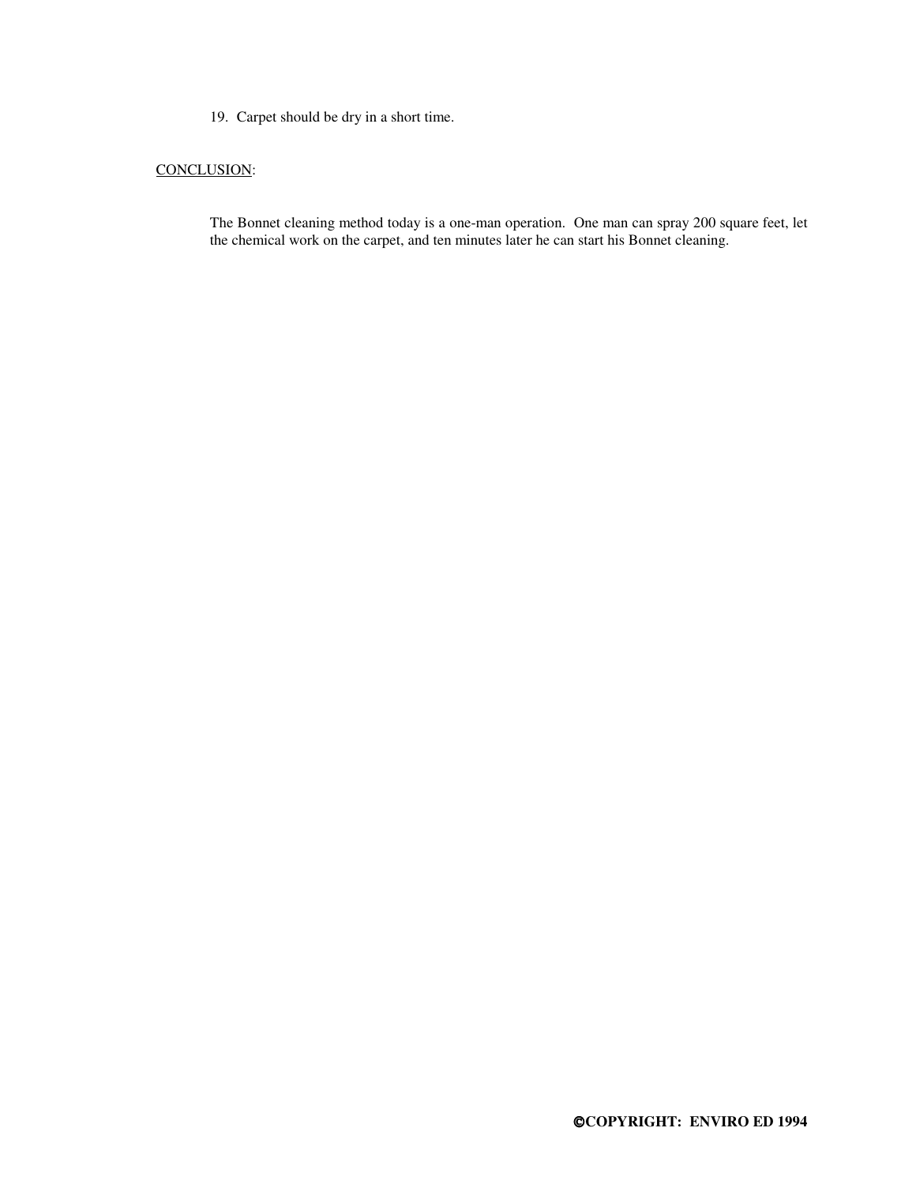19. Carpet should be dry in a short time.

<u>CONCLUSION</u>:

The Bonnet cleaning method today is a one-man operation. One man can spray 200 square feet, let the chemical work on the carpet, and ten minutes later he can start his Bonnet cleaning.

**©COPYRIGHT: ENVIRO ED 1994**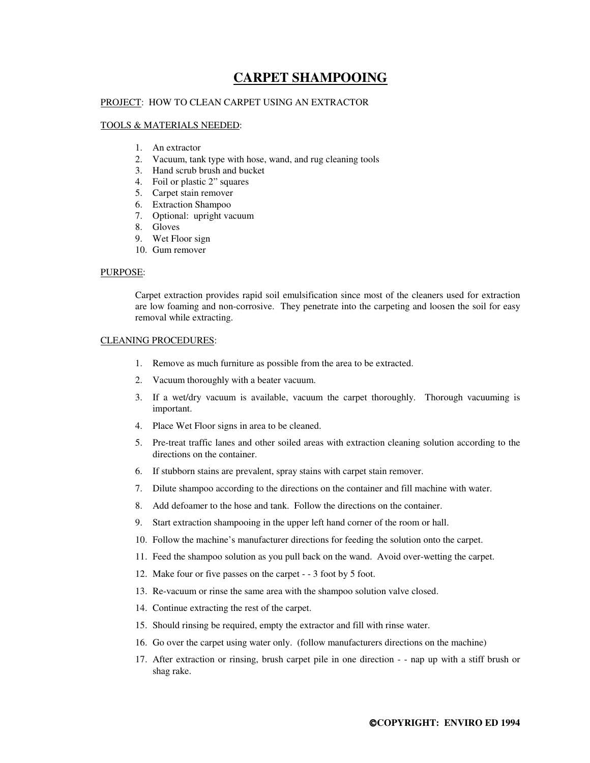# CARPET SHAMPOOING

PROJECT: HOW TO CLEAN CARPET USING AN EXTRACTOR

TOOLS & MATERIALS NEEDED:

1. An extractor
2. Vacuum, tank type with hose, wand, and rug cleaning tools
3. Hand scrub brush and bucket
4. Foil or plastic 2" squares
5. Carpet stain remover
6. Extraction Shampoo
7. Optional: upright vacuum
8. Gloves
9. Wet Floor sign
10. Gum remover

PURPOSE:

Carpet extraction provides rapid soil emulsification since most of the cleaners used for extraction are low foaming and non-corrosive. They penetrate into the carpeting and loosen the soil for easy removal while extracting.

CLEANING PROCEDURES:

1. Remove as much furniture as possible from the area to be extracted.
2. Vacuum thoroughly with a beater vacuum.
3. If a wet/dry vacuum is available, vacuum the carpet thoroughly. Thorough vacuuming is important.
4. Place Wet Floor signs in area to be cleaned.
5. Pre-treat traffic lanes and other soiled areas with extraction cleaning solution according to the directions on the container.
6. If stubborn stains are prevalent, spray stains with carpet stain remover.
7. Dilute shampoo according to the directions on the container and fill machine with water.
8. Add defoamer to the hose and tank. Follow the directions on the container.
9. Start extraction shampooing in the upper left hand corner of the room or hall.
10. Follow the machine's manufacturer directions for feeding the solution onto the carpet.
11. Feed the shampoo solution as you pull back on the wand. Avoid over-wetting the carpet.
12. Make four or five passes on the carpet - - 3 foot by 5 foot.
13. Re-vacuum or rinse the same area with the shampoo solution valve closed.
14. Continue extracting the rest of the carpet.
15. Should rinsing be required, empty the extractor and fill with rinse water.
16. Go over the carpet using water only. (follow manufacturers directions on the machine)
17. After extraction or rinsing, brush carpet pile in one direction - - nap up with a stiff brush or shag rake.

**©COPYRIGHT: ENVIRO ED 1994**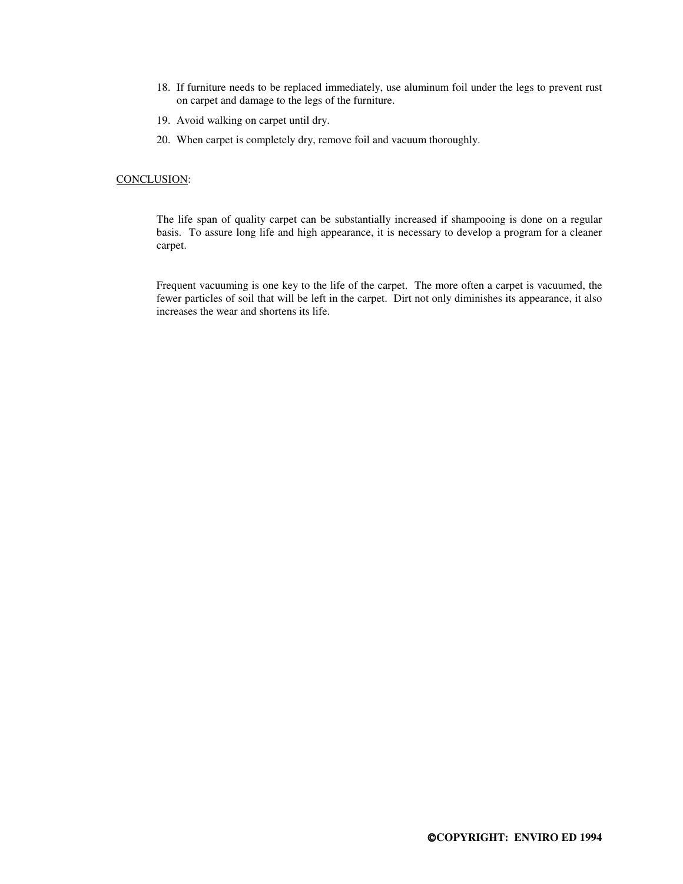18. If furniture needs to be replaced immediately, use aluminum foil under the legs to prevent rust on carpet and damage to the legs of the furniture.
19. Avoid walking on carpet until dry.
20. When carpet is completely dry, remove foil and vacuum thoroughly.

CONCLUSION:

The life span of quality carpet can be substantially increased if shampooing is done on a regular basis. To assure long life and high appearance, it is necessary to develop a program for a cleaner carpet.

Frequent vacuuming is one key to the life of the carpet. The more often a carpet is vacuumed, the fewer particles of soil that will be left in the carpet. Dirt not only diminishes its appearance, it also increases the wear and shortens its life.

**©COPYRIGHT: ENVIRO ED 1994**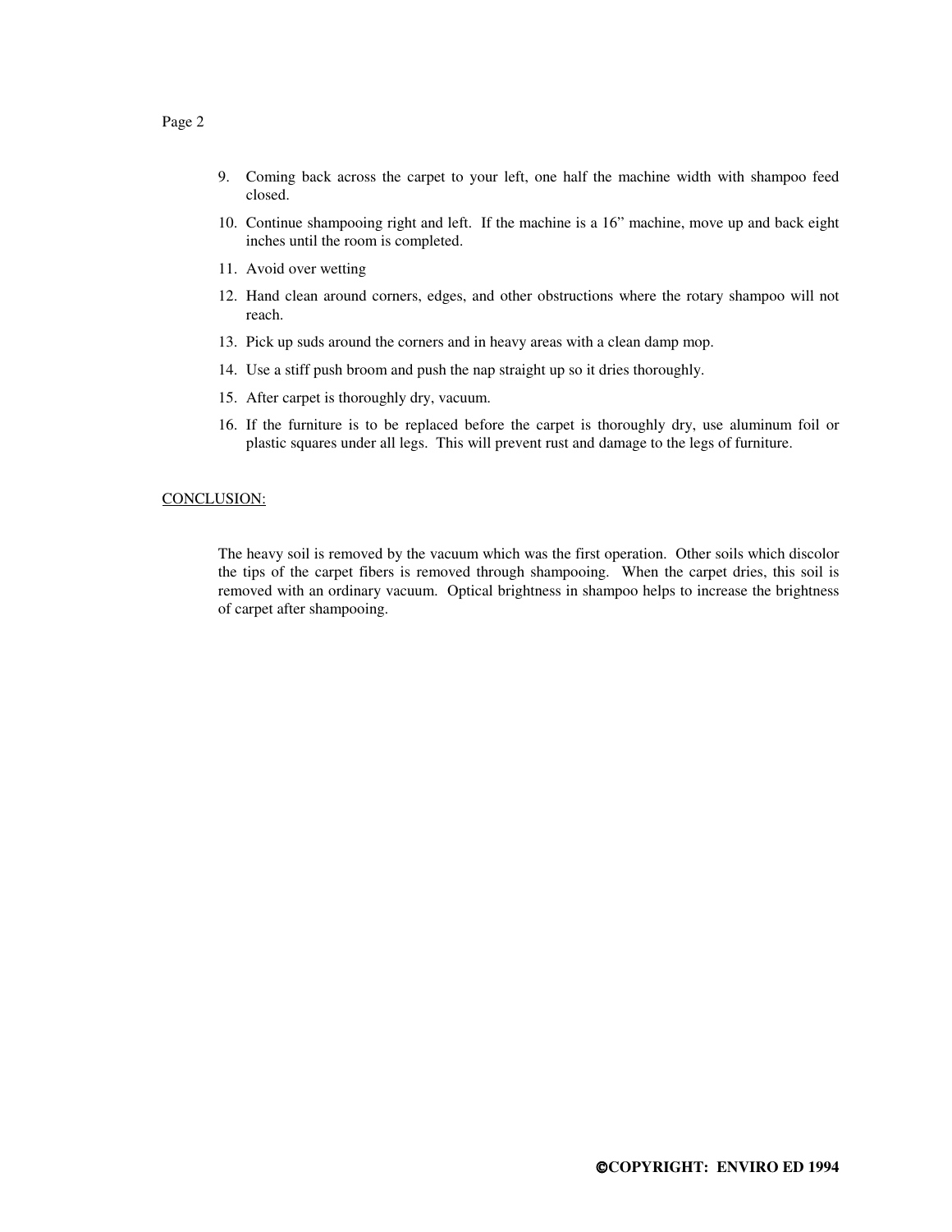9. Coming back across the carpet to your left, one half the machine width with shampoo feed closed.
10. Continue shampooing right and left. If the machine is a 16" machine, move up and back eight inches until the room is completed.
11. Avoid over wetting
12. Hand clean around corners, edges, and other obstructions where the rotary shampoo will not reach.
13. Pick up suds around the corners and in heavy areas with a clean damp mop.
14. Use a stiff push broom and push the nap straight up so it dries thoroughly.
15. After carpet is thoroughly dry, vacuum.
16. If the furniture is to be replaced before the carpet is thoroughly dry, use aluminum foil or plastic squares under all legs. This will prevent rust and damage to the legs of furniture.

CONCLUSION:

The heavy soil is removed by the vacuum which was the first operation. Other soils which discolor the tips of the carpet fibers is removed through shampooing. When the carpet dries, this soil is removed with an ordinary vacuum. Optical brightness in shampoo helps to increase the brightness of carpet after shampooing.

**©COPYRIGHT: ENVIRO ED 1994**